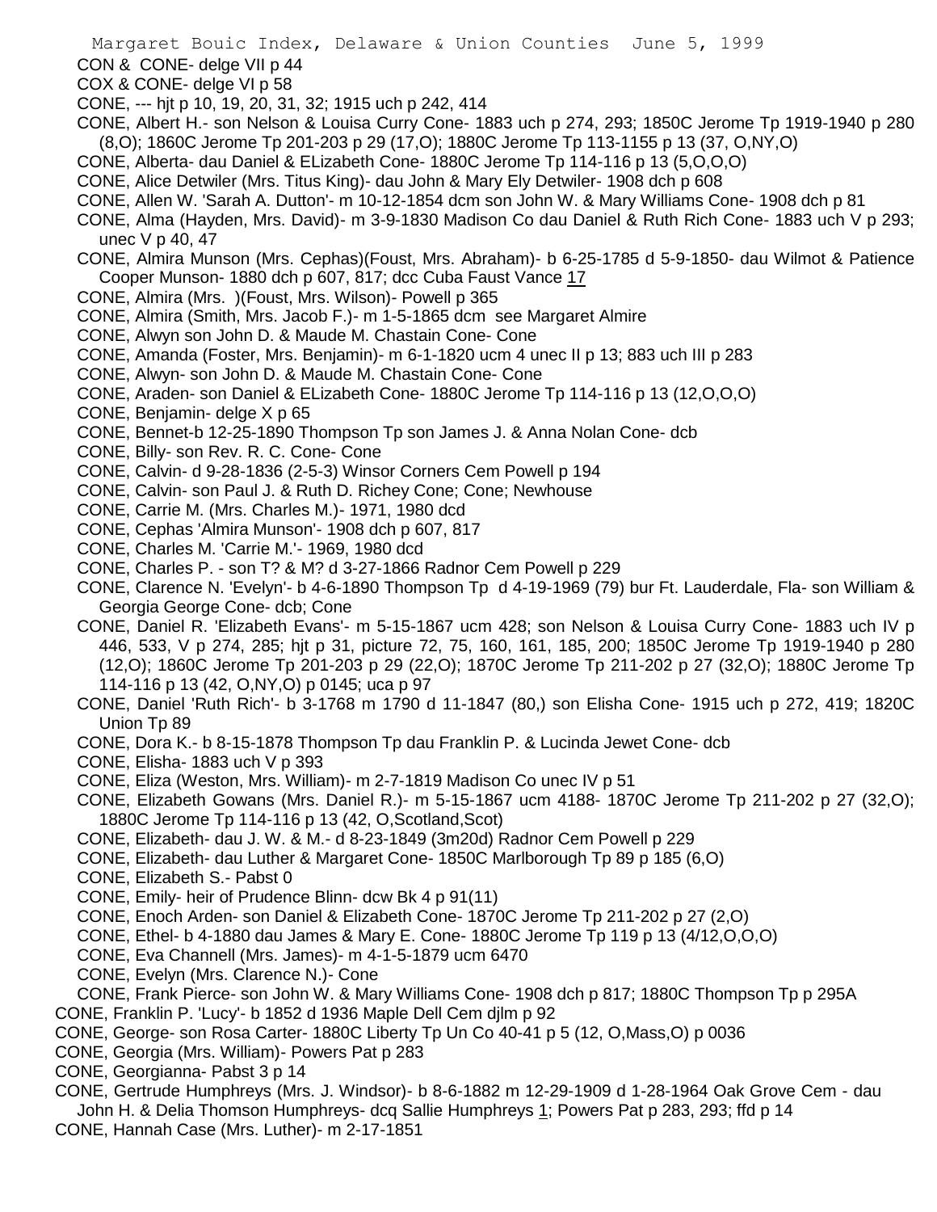Margaret Bouic Index, Delaware & Union Counties June 5, 1999

CON & CONE- delge VII p 44

COX & CONE- delge VI p 58

CONE, --- hjt p 10, 19, 20, 31, 32; 1915 uch p 242, 414

CONE, Albert H.- son Nelson & Louisa Curry Cone- 1883 uch p 274, 293; 1850C Jerome Tp 1919-1940 p 280 (8,O); 1860C Jerome Tp 201-203 p 29 (17,O); 1880C Jerome Tp 113-1155 p 13 (37, O,NY,O)

CONE, Alberta- dau Daniel & ELizabeth Cone- 1880C Jerome Tp 114-116 p 13 (5,O,O,O)

CONE, Alice Detwiler (Mrs. Titus King)- dau John & Mary Ely Detwiler- 1908 dch p 608

CONE, Allen W. 'Sarah A. Dutton'- m 10-12-1854 dcm son John W. & Mary Williams Cone- 1908 dch p 81

CONE, Alma (Hayden, Mrs. David)- m 3-9-1830 Madison Co dau Daniel & Ruth Rich Cone- 1883 uch V p 293; unec V p 40, 47

CONE, Almira Munson (Mrs. Cephas)(Foust, Mrs. Abraham)- b 6-25-1785 d 5-9-1850- dau Wilmot & Patience Cooper Munson- 1880 dch p 607, 817; dcc Cuba Faust Vance 17

CONE, Almira (Mrs. )(Foust, Mrs. Wilson)- Powell p 365

CONE, Almira (Smith, Mrs. Jacob F.)- m 1-5-1865 dcm see Margaret Almire

CONE, Alwyn son John D. & Maude M. Chastain Cone- Cone

CONE, Amanda (Foster, Mrs. Benjamin)- m 6-1-1820 ucm 4 unec II p 13; 883 uch III p 283

CONE, Alwyn- son John D. & Maude M. Chastain Cone- Cone

CONE, Araden- son Daniel & ELizabeth Cone- 1880C Jerome Tp 114-116 p 13 (12,O,O,O)

CONE, Benjamin- delge X p 65

CONE, Bennet-b 12-25-1890 Thompson Tp son James J. & Anna Nolan Cone- dcb

CONE, Billy- son Rev. R. C. Cone- Cone

CONE, Calvin- d 9-28-1836 (2-5-3) Winsor Corners Cem Powell p 194

CONE, Calvin- son Paul J. & Ruth D. Richey Cone; Cone; Newhouse

CONE, Carrie M. (Mrs. Charles M.)- 1971, 1980 dcd

CONE, Cephas 'Almira Munson'- 1908 dch p 607, 817

CONE, Charles M. 'Carrie M.'- 1969, 1980 dcd

CONE, Charles P. - son T? & M? d 3-27-1866 Radnor Cem Powell p 229

CONE, Clarence N. 'Evelyn'- b 4-6-1890 Thompson Tp d 4-19-1969 (79) bur Ft. Lauderdale, Fla- son William & Georgia George Cone- dcb; Cone

CONE, Daniel R. 'Elizabeth Evans'- m 5-15-1867 ucm 428; son Nelson & Louisa Curry Cone- 1883 uch IV p 446, 533, V p 274, 285; hjt p 31, picture 72, 75, 160, 161, 185, 200; 1850C Jerome Tp 1919-1940 p 280 (12,O); 1860C Jerome Tp 201-203 p 29 (22,O); 1870C Jerome Tp 211-202 p 27 (32,O); 1880C Jerome Tp 114-116 p 13 (42, O,NY,O) p 0145; uca p 97

CONE, Daniel 'Ruth Rich'- b 3-1768 m 1790 d 11-1847 (80,) son Elisha Cone- 1915 uch p 272, 419; 1820C Union Tp 89

CONE, Dora K.- b 8-15-1878 Thompson Tp dau Franklin P. & Lucinda Jewet Cone- dcb

CONE, Elisha- 1883 uch V p 393

CONE, Eliza (Weston, Mrs. William)- m 2-7-1819 Madison Co unec IV p 51

CONE, Elizabeth Gowans (Mrs. Daniel R.)- m 5-15-1867 ucm 4188- 1870C Jerome Tp 211-202 p 27 (32,O); 1880C Jerome Tp 114-116 p 13 (42, O,Scotland,Scot)

CONE, Elizabeth- dau J. W. & M.- d 8-23-1849 (3m20d) Radnor Cem Powell p 229

CONE, Elizabeth- dau Luther & Margaret Cone- 1850C Marlborough Tp 89 p 185 (6,O)

CONE, Elizabeth S.- Pabst 0

CONE, Emily- heir of Prudence Blinn- dcw Bk 4 p 91(11)

CONE, Enoch Arden- son Daniel & Elizabeth Cone- 1870C Jerome Tp 211-202 p 27 (2,O)

CONE, Ethel- b 4-1880 dau James & Mary E. Cone- 1880C Jerome Tp 119 p 13 (4/12,O,O,O)

CONE, Eva Channell (Mrs. James)- m 4-1-5-1879 ucm 6470

CONE, Evelyn (Mrs. Clarence N.)- Cone

CONE, Frank Pierce- son John W. & Mary Williams Cone- 1908 dch p 817; 1880C Thompson Tp p 295A

CONE, Franklin P. 'Lucy'- b 1852 d 1936 Maple Dell Cem djlm p 92

CONE, George- son Rosa Carter- 1880C Liberty Tp Un Co 40-41 p 5 (12, O,Mass,O) p 0036

CONE, Georgia (Mrs. William)- Powers Pat p 283

CONE, Georgianna- Pabst 3 p 14

CONE, Gertrude Humphreys (Mrs. J. Windsor)- b 8-6-1882 m 12-29-1909 d 1-28-1964 Oak Grove Cem - dau John H. & Delia Thomson Humphreys- dcq Sallie Humphreys 1; Powers Pat p 283, 293; ffd p 14

CONE, Hannah Case (Mrs. Luther)- m 2-17-1851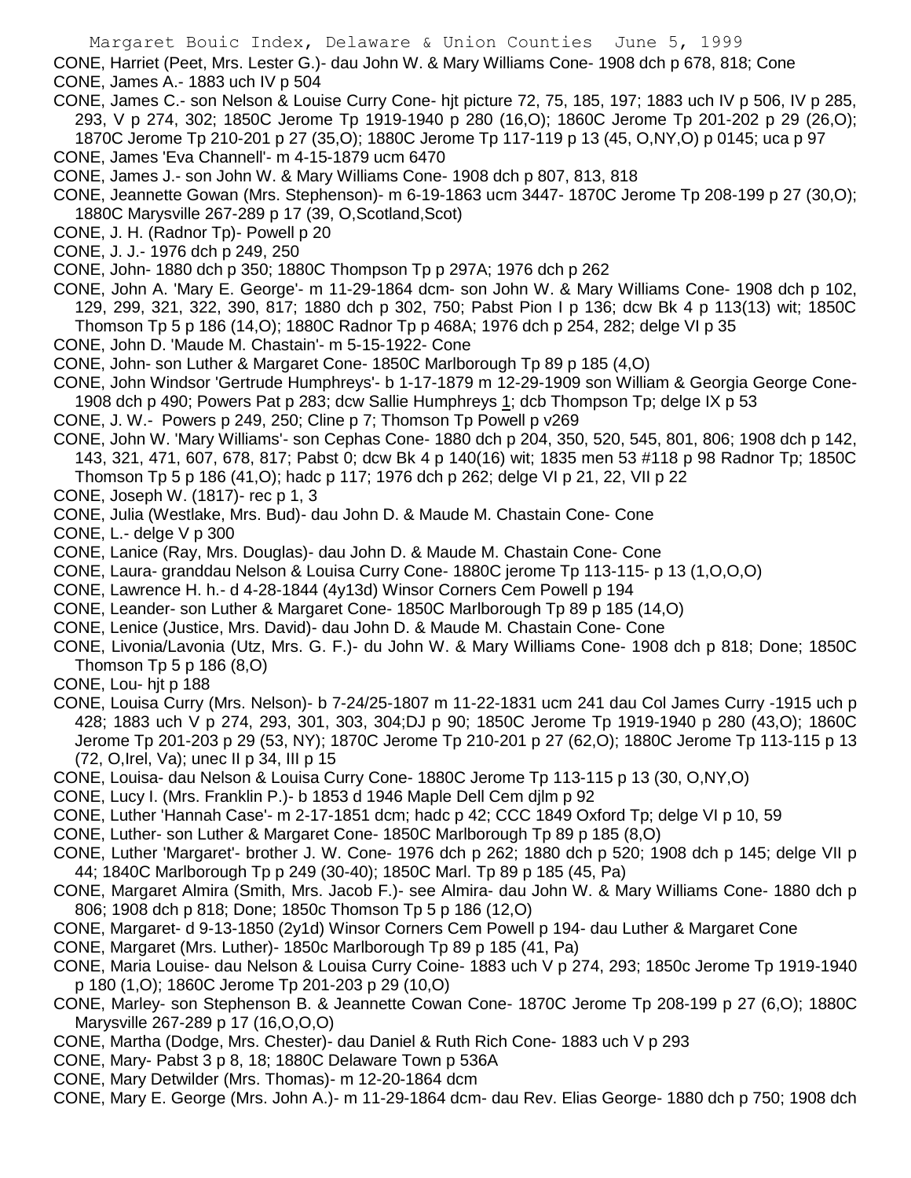CONE, Harriet (Peet, Mrs. Lester G.)- dau John W. & Mary Williams Cone- 1908 dch p 678, 818; Cone

CONE, James A.- 1883 uch IV p 504

CONE, James C.- son Nelson & Louise Curry Cone- hjt picture 72, 75, 185, 197; 1883 uch IV p 506, IV p 285, 293, V p 274, 302; 1850C Jerome Tp 1919-1940 p 280 (16,O); 1860C Jerome Tp 201-202 p 29 (26,O); 1870C Jerome Tp 210-201 p 27 (35,O); 1880C Jerome Tp 117-119 p 13 (45, O,NY,O) p 0145; uca p 97

CONE, James 'Eva Channell'- m 4-15-1879 ucm 6470

CONE, James J.- son John W. & Mary Williams Cone- 1908 dch p 807, 813, 818

CONE, Jeannette Gowan (Mrs. Stephenson)- m 6-19-1863 ucm 3447- 1870C Jerome Tp 208-199 p 27 (30,O); 1880C Marysville 267-289 p 17 (39, O,Scotland,Scot)

CONE, J. H. (Radnor Tp)- Powell p 20

CONE, J. J.- 1976 dch p 249, 250

CONE, John- 1880 dch p 350; 1880C Thompson Tp p 297A; 1976 dch p 262

CONE, John A. 'Mary E. George'- m 11-29-1864 dcm- son John W. & Mary Williams Cone- 1908 dch p 102, 129, 299, 321, 322, 390, 817; 1880 dch p 302, 750; Pabst Pion I p 136; dcw Bk 4 p 113(13) wit; 1850C Thomson Tp 5 p 186 (14,O); 1880C Radnor Tp p 468A; 1976 dch p 254, 282; delge VI p 35

CONE, John D. 'Maude M. Chastain'- m 5-15-1922- Cone

CONE, John- son Luther & Margaret Cone- 1850C Marlborough Tp 89 p 185 (4,O)

CONE, John Windsor 'Gertrude Humphreys'- b 1-17-1879 m 12-29-1909 son William & Georgia George Cone- 1908 dch p 490; Powers Pat p 283; dcw Sallie Humphreys 1; dcb Thompson Tp; delge IX p 53

CONE, J. W.- Powers p 249, 250; Cline p 7; Thomson Tp Powell p v269

CONE, John W. 'Mary Williams'- son Cephas Cone- 1880 dch p 204, 350, 520, 545, 801, 806; 1908 dch p 142, 143, 321, 471, 607, 678, 817; Pabst 0; dcw Bk 4 p 140(16) wit; 1835 men 53 #118 p 98 Radnor Tp; 1850C Thomson Tp 5 p 186 (41,O); hadc p 117; 1976 dch p 262; delge VI p 21, 22, VII p 22

CONE, Joseph W. (1817)- rec p 1, 3

CONE, Julia (Westlake, Mrs. Bud)- dau John D. & Maude M. Chastain Cone- Cone

CONE, L.- delge V p 300

CONE, Lanice (Ray, Mrs. Douglas)- dau John D. & Maude M. Chastain Cone- Cone

CONE, Laura- granddau Nelson & Louisa Curry Cone- 1880C jerome Tp 113-115- p 13 (1,O,O,O)

CONE, Lawrence H. h.- d 4-28-1844 (4y13d) Winsor Corners Cem Powell p 194

CONE, Leander- son Luther & Margaret Cone- 1850C Marlborough Tp 89 p 185 (14,O)

CONE, Lenice (Justice, Mrs. David)- dau John D. & Maude M. Chastain Cone- Cone

CONE, Livonia/Lavonia (Utz, Mrs. G. F.)- du John W. & Mary Williams Cone- 1908 dch p 818; Done; 1850C Thomson Tp 5 p 186 (8,O)

CONE, Lou- hjt p 188

CONE, Louisa Curry (Mrs. Nelson)- b 7-24/25-1807 m 11-22-1831 ucm 241 dau Col James Curry -1915 uch p 428; 1883 uch V p 274, 293, 301, 303, 304;DJ p 90; 1850C Jerome Tp 1919-1940 p 280 (43,O); 1860C Jerome Tp 201-203 p 29 (53, NY); 1870C Jerome Tp 210-201 p 27 (62,O); 1880C Jerome Tp 113-115 p 13 (72, O,Irel, Va); unec II p 34, III p 15

CONE, Louisa- dau Nelson & Louisa Curry Cone- 1880C Jerome Tp 113-115 p 13 (30, O,NY,O)

CONE, Lucy I. (Mrs. Franklin P.)- b 1853 d 1946 Maple Dell Cem djlm p 92

CONE, Luther 'Hannah Case'- m 2-17-1851 dcm; hadc p 42; CCC 1849 Oxford Tp; delge VI p 10, 59

CONE, Luther- son Luther & Margaret Cone- 1850C Marlborough Tp 89 p 185 (8,O)

CONE, Luther 'Margaret'- brother J. W. Cone- 1976 dch p 262; 1880 dch p 520; 1908 dch p 145; delge VII p 44; 1840C Marlborough Tp p 249 (30-40); 1850C Marl. Tp 89 p 185 (45, Pa)

CONE, Margaret Almira (Smith, Mrs. Jacob F.)- see Almira- dau John W. & Mary Williams Cone- 1880 dch p 806; 1908 dch p 818; Done; 1850c Thomson Tp 5 p 186 (12,O)

CONE, Margaret- d 9-13-1850 (2y1d) Winsor Corners Cem Powell p 194- dau Luther & Margaret Cone

CONE, Margaret (Mrs. Luther)- 1850c Marlborough Tp 89 p 185 (41, Pa)

CONE, Maria Louise- dau Nelson & Louisa Curry Coine- 1883 uch V p 274, 293; 1850c Jerome Tp 1919-1940 p 180 (1,O); 1860C Jerome Tp 201-203 p 29 (10,O)

CONE, Marley- son Stephenson B. & Jeannette Cowan Cone- 1870C Jerome Tp 208-199 p 27 (6,O); 1880C Marysville 267-289 p 17 (16,O,O,O)

CONE, Martha (Dodge, Mrs. Chester)- dau Daniel & Ruth Rich Cone- 1883 uch V p 293

CONE, Mary- Pabst 3 p 8, 18; 1880C Delaware Town p 536A

CONE, Mary Detwilder (Mrs. Thomas)- m 12-20-1864 dcm

CONE, Mary E. George (Mrs. John A.)- m 11-29-1864 dcm- dau Rev. Elias George- 1880 dch p 750; 1908 dch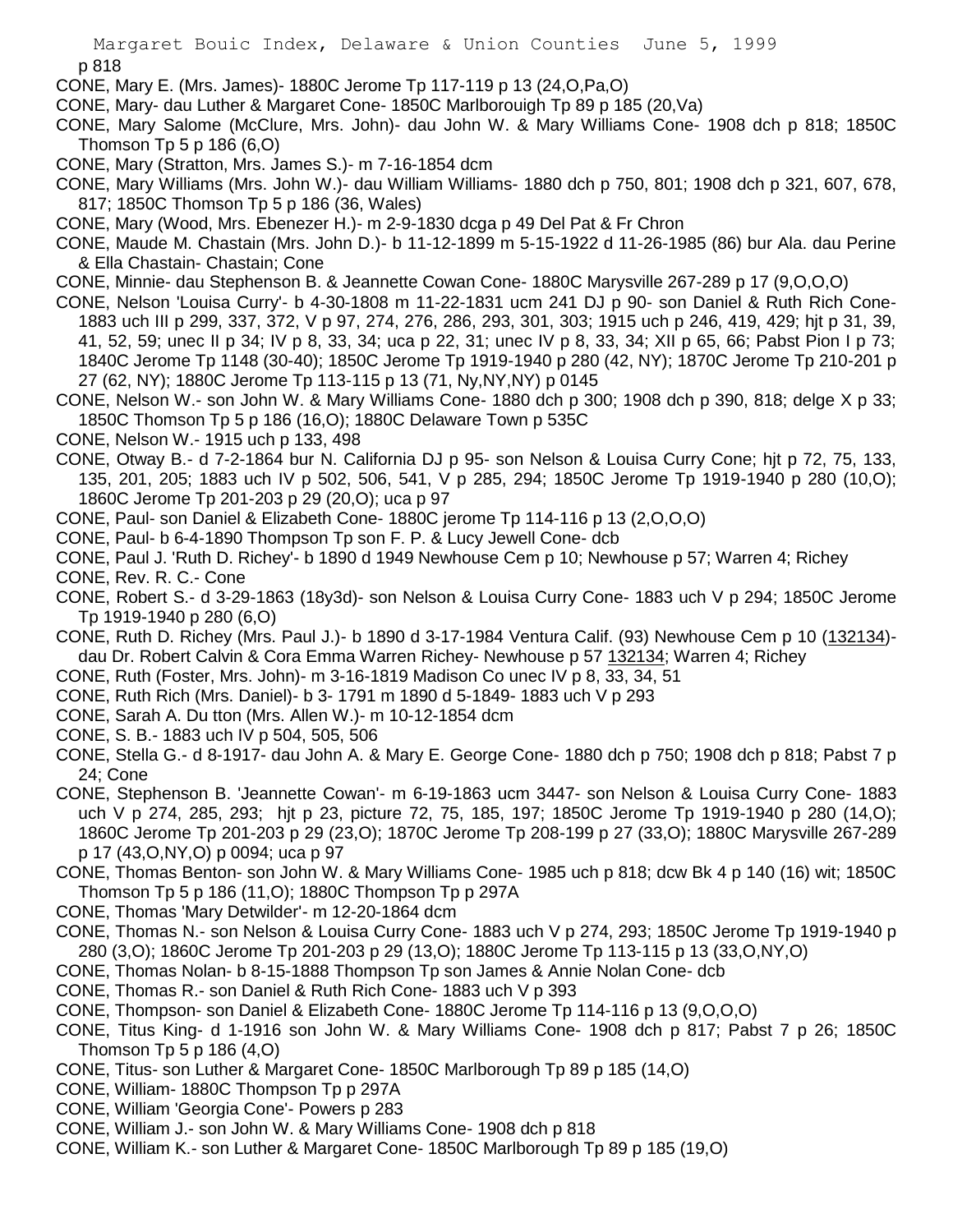p 818

CONE, Mary E. (Mrs. James)- 1880C Jerome Tp 117-119 p 13 (24,O,Pa,O)

CONE, Mary- dau Luther & Margaret Cone- 1850C Marlborouigh Tp 89 p 185 (20,Va)

CONE, Mary Salome (McClure, Mrs. John)- dau John W. & Mary Williams Cone- 1908 dch p 818; 1850C Thomson Tp 5 p 186 (6,O)

CONE, Mary (Stratton, Mrs. James S.)- m 7-16-1854 dcm

CONE, Mary Williams (Mrs. John W.)- dau William Williams- 1880 dch p 750, 801; 1908 dch p 321, 607, 678, 817; 1850C Thomson Tp 5 p 186 (36, Wales)

CONE, Mary (Wood, Mrs. Ebenezer H.)- m 2-9-1830 dcga p 49 Del Pat & Fr Chron

CONE, Maude M. Chastain (Mrs. John D.)- b 11-12-1899 m 5-15-1922 d 11-26-1985 (86) bur Ala. dau Perine & Ella Chastain- Chastain; Cone

CONE, Minnie- dau Stephenson B. & Jeannette Cowan Cone- 1880C Marysville 267-289 p 17 (9,O,O,O)

CONE, Nelson 'Louisa Curry'- b 4-30-1808 m 11-22-1831 ucm 241 DJ p 90- son Daniel & Ruth Rich Cone- 1883 uch III p 299, 337, 372, V p 97, 274, 276, 286, 293, 301, 303; 1915 uch p 246, 419, 429; hjt p 31, 39, 41, 52, 59; unec II p 34; IV p 8, 33, 34; uca p 22, 31; unec IV p 8, 33, 34; XII p 65, 66; Pabst Pion I p 73; 1840C Jerome Tp 1148 (30-40); 1850C Jerome Tp 1919-1940 p 280 (42, NY); 1870C Jerome Tp 210-201 p 27 (62, NY); 1880C Jerome Tp 113-115 p 13 (71, Ny,NY,NY) p 0145

CONE, Nelson W.- son John W. & Mary Williams Cone- 1880 dch p 300; 1908 dch p 390, 818; delge X p 33; 1850C Thomson Tp 5 p 186 (16,O); 1880C Delaware Town p 535C

CONE, Nelson W.- 1915 uch p 133, 498

CONE, Otway B.- d 7-2-1864 bur N. California DJ p 95- son Nelson & Louisa Curry Cone; hjt p 72, 75, 133, 135, 201, 205; 1883 uch IV p 502, 506, 541, V p 285, 294; 1850C Jerome Tp 1919-1940 p 280 (10,O); 1860C Jerome Tp 201-203 p 29 (20,O); uca p 97

CONE, Paul- son Daniel & Elizabeth Cone- 1880C jerome Tp 114-116 p 13 (2,O,O,O)

CONE, Paul- b 6-4-1890 Thompson Tp son F. P. & Lucy Jewell Cone- dcb

CONE, Paul J. 'Ruth D. Richey'- b 1890 d 1949 Newhouse Cem p 10; Newhouse p 57; Warren 4; Richey

CONE, Rev. R. C.- Cone

CONE, Robert S.- d 3-29-1863 (18y3d)- son Nelson & Louisa Curry Cone- 1883 uch V p 294; 1850C Jerome Tp 1919-1940 p 280 (6,O)

CONE, Ruth D. Richey (Mrs. Paul J.)- b 1890 d 3-17-1984 Ventura Calif. (93) Newhouse Cem p 10 (132134)- dau Dr. Robert Calvin & Cora Emma Warren Richey- Newhouse p 57 132134; Warren 4; Richey

CONE, Ruth (Foster, Mrs. John)- m 3-16-1819 Madison Co unec IV p 8, 33, 34, 51

CONE, Ruth Rich (Mrs. Daniel)- b 3- 1791 m 1890 d 5-1849- 1883 uch V p 293

CONE, Sarah A. Du tton (Mrs. Allen W.)- m 10-12-1854 dcm

CONE, S. B.- 1883 uch IV p 504, 505, 506

CONE, Stella G.- d 8-1917- dau John A. & Mary E. George Cone- 1880 dch p 750; 1908 dch p 818; Pabst 7 p 24; Cone

CONE, Stephenson B. 'Jeannette Cowan'- m 6-19-1863 ucm 3447- son Nelson & Louisa Curry Cone- 1883 uch V p 274, 285, 293; hjt p 23, picture 72, 75, 185, 197; 1850C Jerome Tp 1919-1940 p 280 (14,O); 1860C Jerome Tp 201-203 p 29 (23,O); 1870C Jerome Tp 208-199 p 27 (33,O); 1880C Marysville 267-289 p 17 (43,O,NY,O) p 0094; uca p 97

CONE, Thomas Benton- son John W. & Mary Williams Cone- 1985 uch p 818; dcw Bk 4 p 140 (16) wit; 1850C Thomson Tp 5 p 186 (11,O); 1880C Thompson Tp p 297A

CONE, Thomas 'Mary Detwilder'- m 12-20-1864 dcm

CONE, Thomas N.- son Nelson & Louisa Curry Cone- 1883 uch V p 274, 293; 1850C Jerome Tp 1919-1940 p 280 (3,O); 1860C Jerome Tp 201-203 p 29 (13,O); 1880C Jerome Tp 113-115 p 13 (33,O,NY,O)

CONE, Thomas Nolan- b 8-15-1888 Thompson Tp son James & Annie Nolan Cone- dcb

CONE, Thomas R.- son Daniel & Ruth Rich Cone- 1883 uch V p 393

CONE, Thompson- son Daniel & Elizabeth Cone- 1880C Jerome Tp 114-116 p 13 (9,O,O,O)

CONE, Titus King- d 1-1916 son John W. & Mary Williams Cone- 1908 dch p 817; Pabst 7 p 26; 1850C Thomson Tp 5 p 186 (4,O)

CONE, Titus- son Luther & Margaret Cone- 1850C Marlborough Tp 89 p 185 (14,O)

CONE, William- 1880C Thompson Tp p 297A

CONE, William 'Georgia Cone'- Powers p 283

CONE, William J.- son John W. & Mary Williams Cone- 1908 dch p 818

CONE, William K.- son Luther & Margaret Cone- 1850C Marlborough Tp 89 p 185 (19,O)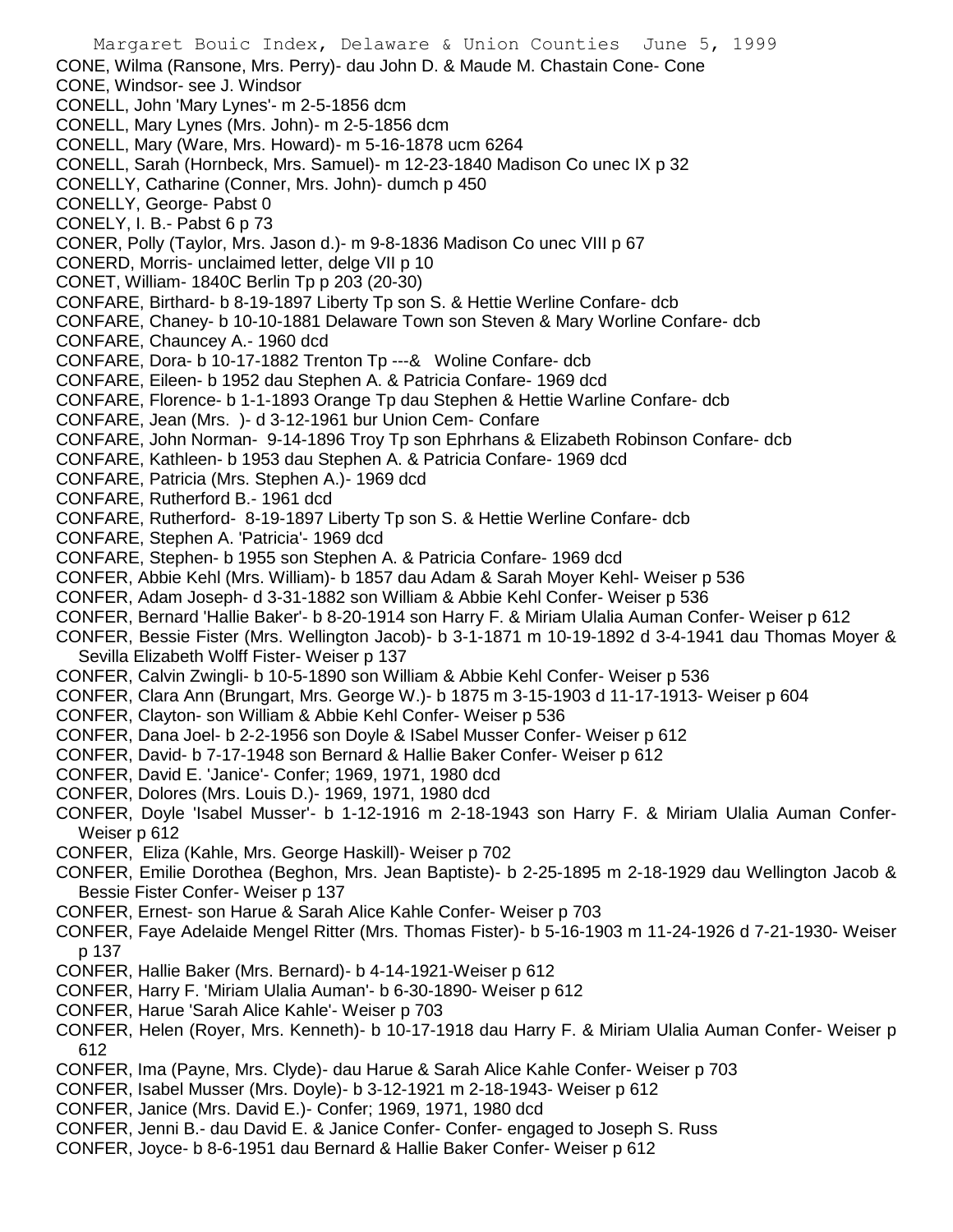CONE, Wilma (Ransone, Mrs. Perry)- dau John D. & Maude M. Chastain Cone- Cone
CONE, Windsor- see J. Windsor
CONELL, John 'Mary Lynes'- m 2-5-1856 dcm
CONELL, Mary Lynes (Mrs. John)- m 2-5-1856 dcm
CONELL, Mary (Ware, Mrs. Howard)- m 5-16-1878 ucm 6264
CONELL, Sarah (Hornbeck, Mrs. Samuel)- m 12-23-1840 Madison Co unec IX p 32
CONELLY, Catharine (Conner, Mrs. John)- dumch p 450
CONELLY, George- Pabst 0
CONELY, I. B.- Pabst 6 p 73
CONER, Polly (Taylor, Mrs. Jason d.)- m 9-8-1836 Madison Co unec VIII p 67
CONERD, Morris- unclaimed letter, delge VII p 10
CONET, William- 1840C Berlin Tp p 203 (20-30)
CONFARE, Birthard- b 8-19-1897 Liberty Tp son S. & Hettie Werline Confare- dcb
CONFARE, Chaney- b 10-10-1881 Delaware Town son Steven & Mary Worline Confare- dcb
CONFARE, Chauncey A.- 1960 dcd
CONFARE, Dora- b 10-17-1882 Trenton Tp ---& Woline Confare- dcb
CONFARE, Eileen- b 1952 dau Stephen A. & Patricia Confare- 1969 dcd
CONFARE, Florence- b 1-1-1893 Orange Tp dau Stephen & Hettie Warline Confare- dcb
CONFARE, Jean (Mrs. )- d 3-12-1961 bur Union Cem- Confare
CONFARE, John Norman- 9-14-1896 Troy Tp son Ephrhans & Elizabeth Robinson Confare- dcb
CONFARE, Kathleen- b 1953 dau Stephen A. & Patricia Confare- 1969 dcd
CONFARE, Patricia (Mrs. Stephen A.)- 1969 dcd
CONFARE, Rutherford B.- 1961 dcd
CONFARE, Rutherford- 8-19-1897 Liberty Tp son S. & Hettie Werline Confare- dcb
CONFARE, Stephen A. 'Patricia'- 1969 dcd
CONFARE, Stephen- b 1955 son Stephen A. & Patricia Confare- 1969 dcd
CONFER, Abbie Kehl (Mrs. William)- b 1857 dau Adam & Sarah Moyer Kehl- Weiser p 536
CONFER, Adam Joseph- d 3-31-1882 son William & Abbie Kehl Confer- Weiser p 536
CONFER, Bernard 'Hallie Baker'- b 8-20-1914 son Harry F. & Miriam Ulalia Auman Confer- Weiser p 612
CONFER, Bessie Fister (Mrs. Wellington Jacob)- b 3-1-1871 m 10-19-1892 d 3-4-1941 dau Thomas Moyer & Sevilla Elizabeth Wolff Fister- Weiser p 137
CONFER, Calvin Zwingli- b 10-5-1890 son William & Abbie Kehl Confer- Weiser p 536
CONFER, Clara Ann (Brungart, Mrs. George W.)- b 1875 m 3-15-1903 d 11-17-1913- Weiser p 604
CONFER, Clayton- son William & Abbie Kehl Confer- Weiser p 536
CONFER, Dana Joel- b 2-2-1956 son Doyle & ISabel Musser Confer- Weiser p 612
CONFER, David- b 7-17-1948 son Bernard & Hallie Baker Confer- Weiser p 612
CONFER, David E. 'Janice'- Confer; 1969, 1971, 1980 dcd
CONFER, Dolores (Mrs. Louis D.)- 1969, 1971, 1980 dcd
CONFER, Doyle 'Isabel Musser'- b 1-12-1916 m 2-18-1943 son Harry F. & Miriam Ulalia Auman Confer- Weiser p 612
CONFER, Eliza (Kahle, Mrs. George Haskill)- Weiser p 702
CONFER, Emilie Dorothea (Beghon, Mrs. Jean Baptiste)- b 2-25-1895 m 2-18-1929 dau Wellington Jacob & Bessie Fister Confer- Weiser p 137
CONFER, Ernest- son Harue & Sarah Alice Kahle Confer- Weiser p 703
CONFER, Faye Adelaide Mengel Ritter (Mrs. Thomas Fister)- b 5-16-1903 m 11-24-1926 d 7-21-1930- Weiser p 137
CONFER, Hallie Baker (Mrs. Bernard)- b 4-14-1921-Weiser p 612
CONFER, Harry F. 'Miriam Ulalia Auman'- b 6-30-1890- Weiser p 612
CONFER, Harue 'Sarah Alice Kahle'- Weiser p 703
CONFER, Helen (Royer, Mrs. Kenneth)- b 10-17-1918 dau Harry F. & Miriam Ulalia Auman Confer- Weiser p 612
CONFER, Ima (Payne, Mrs. Clyde)- dau Harue & Sarah Alice Kahle Confer- Weiser p 703
CONFER, Isabel Musser (Mrs. Doyle)- b 3-12-1921 m 2-18-1943- Weiser p 612
CONFER, Janice (Mrs. David E.)- Confer; 1969, 1971, 1980 dcd
CONFER, Jenni B.- dau David E. & Janice Confer- Confer- engaged to Joseph S. Russ
CONFER, Joyce- b 8-6-1951 dau Bernard & Hallie Baker Confer- Weiser p 612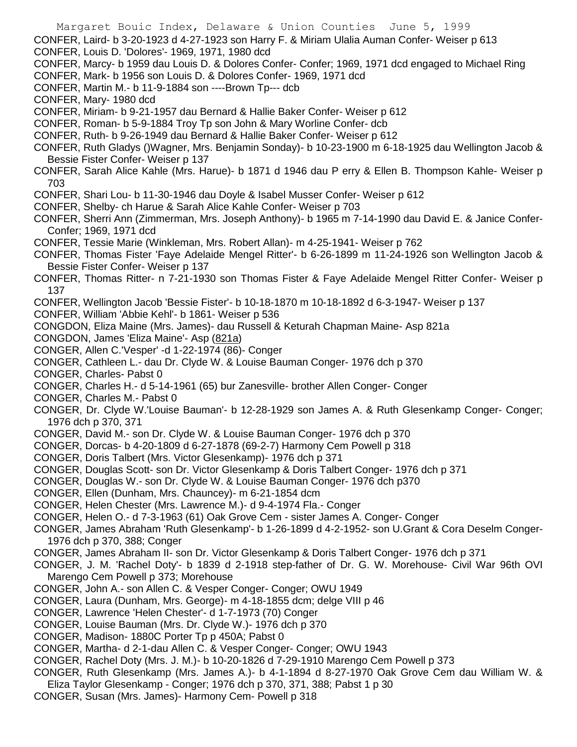CONFER, Laird- b 3-20-1923 d 4-27-1923 son Harry F. & Miriam Ulalia Auman Confer- Weiser p 613

CONFER, Louis D. 'Dolores'- 1969, 1971, 1980 dcd

CONFER, Marcy- b 1959 dau Louis D. & Dolores Confer- Confer; 1969, 1971 dcd engaged to Michael Ring

CONFER, Mark- b 1956 son Louis D. & Dolores Confer- 1969, 1971 dcd

CONFER, Martin M.- b 11-9-1884 son ----Brown Tp--- dcb

CONFER, Mary- 1980 dcd

CONFER, Miriam- b 9-21-1957 dau Bernard & Hallie Baker Confer- Weiser p 612

CONFER, Roman- b 5-9-1884 Troy Tp son John & Mary Worline Confer- dcb

CONFER, Ruth- b 9-26-1949 dau Bernard & Hallie Baker Confer- Weiser p 612

CONFER, Ruth Gladys ()Wagner, Mrs. Benjamin Sonday)- b 10-23-1900 m 6-18-1925 dau Wellington Jacob & Bessie Fister Confer- Weiser p 137

CONFER, Sarah Alice Kahle (Mrs. Harue)- b 1871 d 1946 dau P erry & Ellen B. Thompson Kahle- Weiser p 703

CONFER, Shari Lou- b 11-30-1946 dau Doyle & Isabel Musser Confer- Weiser p 612

CONFER, Shelby- ch Harue & Sarah Alice Kahle Confer- Weiser p 703

CONFER, Sherri Ann (Zimmerman, Mrs. Joseph Anthony)- b 1965 m 7-14-1990 dau David E. & Janice Confer- Confer; 1969, 1971 dcd

CONFER, Tessie Marie (Winkleman, Mrs. Robert Allan)- m 4-25-1941- Weiser p 762

CONFER, Thomas Fister 'Faye Adelaide Mengel Ritter'- b 6-26-1899 m 11-24-1926 son Wellington Jacob & Bessie Fister Confer- Weiser p 137

CONFER, Thomas Ritter- n 7-21-1930 son Thomas Fister & Faye Adelaide Mengel Ritter Confer- Weiser p 137

CONFER, Wellington Jacob 'Bessie Fister'- b 10-18-1870 m 10-18-1892 d 6-3-1947- Weiser p 137

CONFER, William 'Abbie Kehl'- b 1861- Weiser p 536

CONGDON, Eliza Maine (Mrs. James)- dau Russell & Keturah Chapman Maine- Asp 821a

CONGDON, James 'Eliza Maine'- Asp (821a)

CONGER, Allen C.'Vesper' -d 1-22-1974 (86)- Conger

CONGER, Cathleen L.- dau Dr. Clyde W. & Louise Bauman Conger- 1976 dch p 370

CONGER, Charles- Pabst 0

CONGER, Charles H.- d 5-14-1961 (65) bur Zanesville- brother Allen Conger- Conger

CONGER, Charles M.- Pabst 0

CONGER, Dr. Clyde W.'Louise Bauman'- b 12-28-1929 son James A. & Ruth Glesenkamp Conger- Conger; 1976 dch p 370, 371

CONGER, David M.- son Dr. Clyde W. & Louise Bauman Conger- 1976 dch p 370

CONGER, Dorcas- b 4-20-1809 d 6-27-1878 (69-2-7) Harmony Cem Powell p 318

CONGER, Doris Talbert (Mrs. Victor Glesenkamp)- 1976 dch p 371

CONGER, Douglas Scott- son Dr. Victor Glesenkamp & Doris Talbert Conger- 1976 dch p 371

CONGER, Douglas W.- son Dr. Clyde W. & Louise Bauman Conger- 1976 dch p370

CONGER, Ellen (Dunham, Mrs. Chauncey)- m 6-21-1854 dcm

CONGER, Helen Chester (Mrs. Lawrence M.)- d 9-4-1974 Fla.- Conger

CONGER, Helen O.- d 7-3-1963 (61) Oak Grove Cem - sister James A. Conger- Conger

CONGER, James Abraham 'Ruth Glesenkamp'- b 1-26-1899 d 4-2-1952- son U.Grant & Cora Deselm Conger- 1976 dch p 370, 388; Conger

CONGER, James Abraham II- son Dr. Victor Glesenkamp & Doris Talbert Conger- 1976 dch p 371

CONGER, J. M. 'Rachel Doty'- b 1839 d 2-1918 step-father of Dr. G. W. Morehouse- Civil War 96th OVI Marengo Cem Powell p 373; Morehouse

CONGER, John A.- son Allen C. & Vesper Conger- Conger; OWU 1949

CONGER, Laura (Dunham, Mrs. George)- m 4-18-1855 dcm; delge VIII p 46

CONGER, Lawrence 'Helen Chester'- d 1-7-1973 (70) Conger

CONGER, Louise Bauman (Mrs. Dr. Clyde W.)- 1976 dch p 370

CONGER, Madison- 1880C Porter Tp p 450A; Pabst 0

CONGER, Martha- d 2-1-dau Allen C. & Vesper Conger- Conger; OWU 1943

CONGER, Rachel Doty (Mrs. J. M.)- b 10-20-1826 d 7-29-1910 Marengo Cem Powell p 373

CONGER, Ruth Glesenkamp (Mrs. James A.)- b 4-1-1894 d 8-27-1970 Oak Grove Cem dau William W. & Eliza Taylor Glesenkamp - Conger; 1976 dch p 370, 371, 388; Pabst 1 p 30

CONGER, Susan (Mrs. James)- Harmony Cem- Powell p 318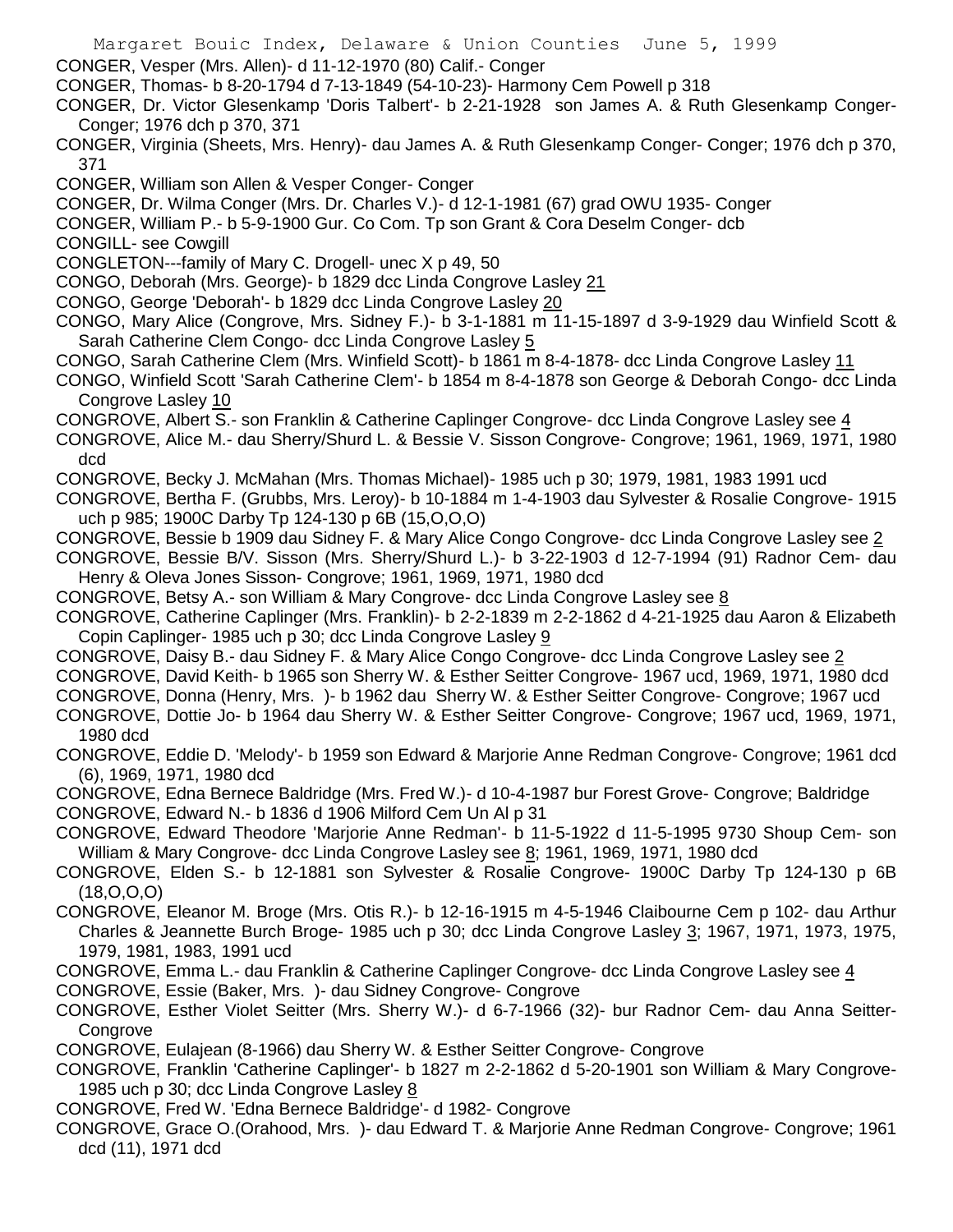CONGER, Vesper (Mrs. Allen)- d 11-12-1970 (80) Calif.- Conger

CONGER, Thomas- b 8-20-1794 d 7-13-1849 (54-10-23)- Harmony Cem Powell p 318

CONGER, Dr. Victor Glesenkamp 'Doris Talbert'- b 2-21-1928 son James A. & Ruth Glesenkamp Conger- Conger; 1976 dch p 370, 371

CONGER, Virginia (Sheets, Mrs. Henry)- dau James A. & Ruth Glesenkamp Conger- Conger; 1976 dch p 370, 371

CONGER, William son Allen & Vesper Conger- Conger

CONGER, Dr. Wilma Conger (Mrs. Dr. Charles V.)- d 12-1-1981 (67) grad OWU 1935- Conger

CONGER, William P.- b 5-9-1900 Gur. Co Com. Tp son Grant & Cora Deselm Conger- dcb

CONGILL- see Cowgill

CONGLETON---family of Mary C. Drogell- unec X p 49, 50

CONGO, Deborah (Mrs. George)- b 1829 dcc Linda Congrove Lasley 21

CONGO, George 'Deborah'- b 1829 dcc Linda Congrove Lasley 20

CONGO, Mary Alice (Congrove, Mrs. Sidney F.)- b 3-1-1881 m 11-15-1897 d 3-9-1929 dau Winfield Scott & Sarah Catherine Clem Congo- dcc Linda Congrove Lasley 5

CONGO, Sarah Catherine Clem (Mrs. Winfield Scott)- b 1861 m 8-4-1878- dcc Linda Congrove Lasley 11

CONGO, Winfield Scott 'Sarah Catherine Clem'- b 1854 m 8-4-1878 son George & Deborah Congo- dcc Linda Congrove Lasley 10

CONGROVE, Albert S.- son Franklin & Catherine Caplinger Congrove- dcc Linda Congrove Lasley see 4

CONGROVE, Alice M.- dau Sherry/Shurd L. & Bessie V. Sisson Congrove- Congrove; 1961, 1969, 1971, 1980 dcd

CONGROVE, Becky J. McMahan (Mrs. Thomas Michael)- 1985 uch p 30; 1979, 1981, 1983 1991 ucd

CONGROVE, Bertha F. (Grubbs, Mrs. Leroy)- b 10-1884 m 1-4-1903 dau Sylvester & Rosalie Congrove- 1915 uch p 985; 1900C Darby Tp 124-130 p 6B (15,O,O,O)

CONGROVE, Bessie b 1909 dau Sidney F. & Mary Alice Congo Congrove- dcc Linda Congrove Lasley see 2

CONGROVE, Bessie B/V. Sisson (Mrs. Sherry/Shurd L.)- b 3-22-1903 d 12-7-1994 (91) Radnor Cem- dau Henry & Oleva Jones Sisson- Congrove; 1961, 1969, 1971, 1980 dcd

CONGROVE, Betsy A.- son William & Mary Congrove- dcc Linda Congrove Lasley see 8

CONGROVE, Catherine Caplinger (Mrs. Franklin)- b 2-2-1839 m 2-2-1862 d 4-21-1925 dau Aaron & Elizabeth Copin Caplinger- 1985 uch p 30; dcc Linda Congrove Lasley 9

CONGROVE, Daisy B.- dau Sidney F. & Mary Alice Congo Congrove- dcc Linda Congrove Lasley see 2

CONGROVE, David Keith- b 1965 son Sherry W. & Esther Seitter Congrove- 1967 ucd, 1969, 1971, 1980 dcd

CONGROVE, Donna (Henry, Mrs. )- b 1962 dau Sherry W. & Esther Seitter Congrove- Congrove; 1967 ucd

CONGROVE, Dottie Jo- b 1964 dau Sherry W. & Esther Seitter Congrove- Congrove; 1967 ucd, 1969, 1971, 1980 dcd

CONGROVE, Eddie D. 'Melody'- b 1959 son Edward & Marjorie Anne Redman Congrove- Congrove; 1961 dcd (6), 1969, 1971, 1980 dcd

CONGROVE, Edna Bernece Baldridge (Mrs. Fred W.)- d 10-4-1987 bur Forest Grove- Congrove; Baldridge

CONGROVE, Edward N.- b 1836 d 1906 Milford Cem Un Al p 31

CONGROVE, Edward Theodore 'Marjorie Anne Redman'- b 11-5-1922 d 11-5-1995 9730 Shoup Cem- son William & Mary Congrove- dcc Linda Congrove Lasley see 8; 1961, 1969, 1971, 1980 dcd

CONGROVE, Elden S.- b 12-1881 son Sylvester & Rosalie Congrove- 1900C Darby Tp 124-130 p 6B (18,O,O,O)

CONGROVE, Eleanor M. Broge (Mrs. Otis R.)- b 12-16-1915 m 4-5-1946 Claibourne Cem p 102- dau Arthur Charles & Jeannette Burch Broge- 1985 uch p 30; dcc Linda Congrove Lasley 3; 1967, 1971, 1973, 1975, 1979, 1981, 1983, 1991 ucd

CONGROVE, Emma L.- dau Franklin & Catherine Caplinger Congrove- dcc Linda Congrove Lasley see 4

CONGROVE, Essie (Baker, Mrs. )- dau Sidney Congrove- Congrove

CONGROVE, Esther Violet Seitter (Mrs. Sherry W.)- d 6-7-1966 (32)- bur Radnor Cem- dau Anna Seitter- Congrove

CONGROVE, Eulajean (8-1966) dau Sherry W. & Esther Seitter Congrove- Congrove

CONGROVE, Franklin 'Catherine Caplinger'- b 1827 m 2-2-1862 d 5-20-1901 son William & Mary Congrove- 1985 uch p 30; dcc Linda Congrove Lasley 8

CONGROVE, Fred W. 'Edna Bernece Baldridge'- d 1982- Congrove

CONGROVE, Grace O.(Orahood, Mrs. )- dau Edward T. & Marjorie Anne Redman Congrove- Congrove; 1961 dcd (11), 1971 dcd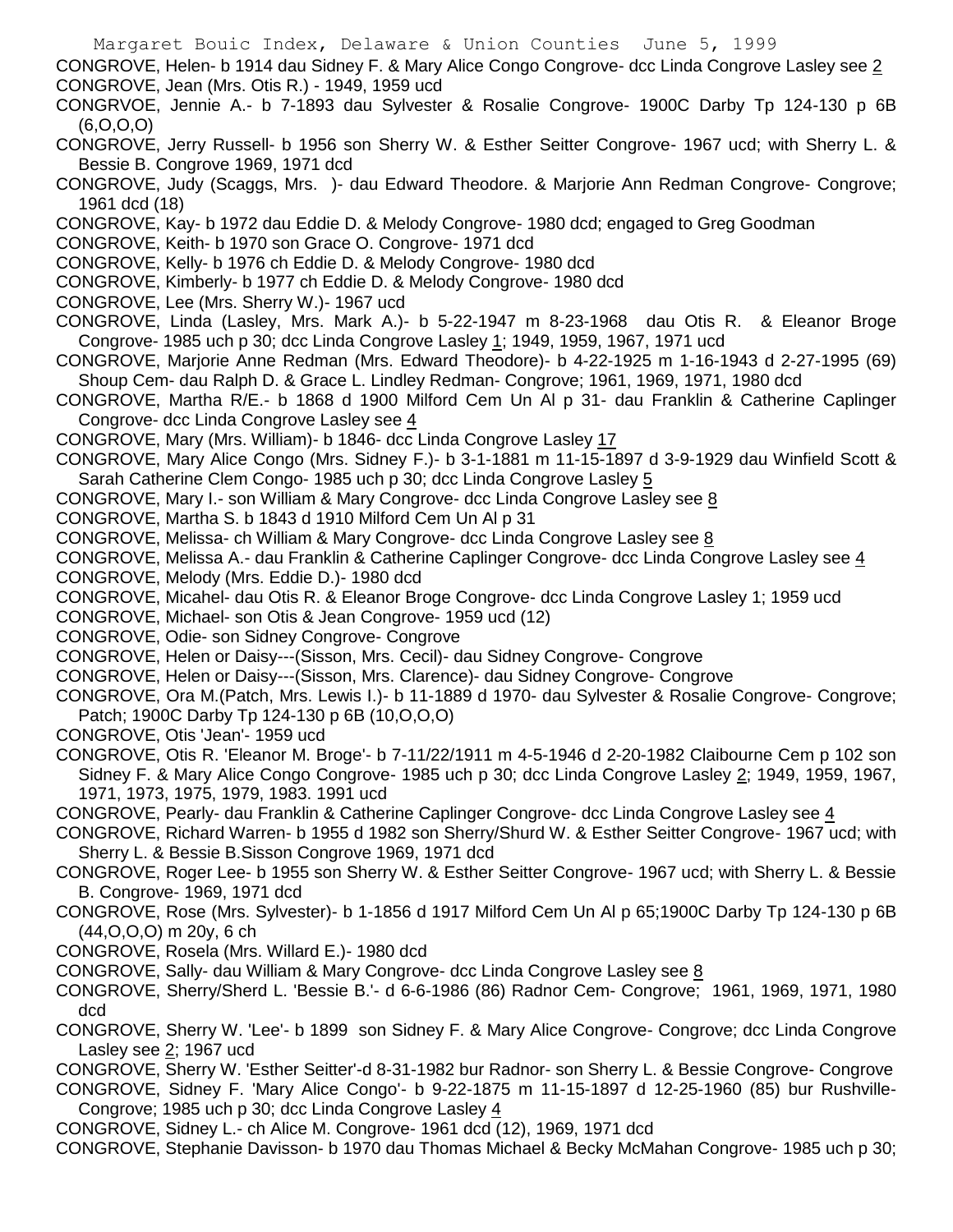CONGROVE, Helen- b 1914 dau Sidney F. & Mary Alice Congo Congrove- dcc Linda Congrove Lasley see 2

CONGROVE, Jean (Mrs. Otis R.) - 1949, 1959 ucd

CONGRVOE, Jennie A.- b 7-1893 dau Sylvester & Rosalie Congrove- 1900C Darby Tp 124-130 p 6B (6,O,O,O)

CONGROVE, Jerry Russell- b 1956 son Sherry W. & Esther Seitter Congrove- 1967 ucd; with Sherry L. & Bessie B. Congrove 1969, 1971 dcd

CONGROVE, Judy (Scaggs, Mrs. )- dau Edward Theodore. & Marjorie Ann Redman Congrove- Congrove; 1961 dcd (18)

CONGROVE, Kay- b 1972 dau Eddie D. & Melody Congrove- 1980 dcd; engaged to Greg Goodman

CONGROVE, Keith- b 1970 son Grace O. Congrove- 1971 dcd

CONGROVE, Kelly- b 1976 ch Eddie D. & Melody Congrove- 1980 dcd

CONGROVE, Kimberly- b 1977 ch Eddie D. & Melody Congrove- 1980 dcd

CONGROVE, Lee (Mrs. Sherry W.)- 1967 ucd

CONGROVE, Linda (Lasley, Mrs. Mark A.)- b 5-22-1947 m 8-23-1968 dau Otis R. & Eleanor Broge Congrove- 1985 uch p 30; dcc Linda Congrove Lasley 1; 1949, 1959, 1967, 1971 ucd

CONGROVE, Marjorie Anne Redman (Mrs. Edward Theodore)- b 4-22-1925 m 1-16-1943 d 2-27-1995 (69) Shoup Cem- dau Ralph D. & Grace L. Lindley Redman- Congrove; 1961, 1969, 1971, 1980 dcd

CONGROVE, Martha R/E.- b 1868 d 1900 Milford Cem Un Al p 31- dau Franklin & Catherine Caplinger Congrove- dcc Linda Congrove Lasley see 4

CONGROVE, Mary (Mrs. William)- b 1846- dcc Linda Congrove Lasley 17

CONGROVE, Mary Alice Congo (Mrs. Sidney F.)- b 3-1-1881 m 11-15-1897 d 3-9-1929 dau Winfield Scott & Sarah Catherine Clem Congo- 1985 uch p 30; dcc Linda Congrove Lasley 5

CONGROVE, Mary I.- son William & Mary Congrove- dcc Linda Congrove Lasley see 8

CONGROVE, Martha S. b 1843 d 1910 Milford Cem Un Al p 31

CONGROVE, Melissa- ch William & Mary Congrove- dcc Linda Congrove Lasley see 8

CONGROVE, Melissa A.- dau Franklin & Catherine Caplinger Congrove- dcc Linda Congrove Lasley see 4

CONGROVE, Melody (Mrs. Eddie D.)- 1980 dcd

CONGROVE, Micahel- dau Otis R. & Eleanor Broge Congrove- dcc Linda Congrove Lasley 1; 1959 ucd

CONGROVE, Michael- son Otis & Jean Congrove- 1959 ucd (12)

CONGROVE, Odie- son Sidney Congrove- Congrove

CONGROVE, Helen or Daisy---(Sisson, Mrs. Cecil)- dau Sidney Congrove- Congrove

CONGROVE, Helen or Daisy---(Sisson, Mrs. Clarence)- dau Sidney Congrove- Congrove

CONGROVE, Ora M.(Patch, Mrs. Lewis I.)- b 11-1889 d 1970- dau Sylvester & Rosalie Congrove- Congrove; Patch; 1900C Darby Tp 124-130 p 6B (10,O,O,O)

CONGROVE, Otis 'Jean'- 1959 ucd

CONGROVE, Otis R. 'Eleanor M. Broge'- b 7-11/22/1911 m 4-5-1946 d 2-20-1982 Claibourne Cem p 102 son Sidney F. & Mary Alice Congo Congrove- 1985 uch p 30; dcc Linda Congrove Lasley 2; 1949, 1959, 1967, 1971, 1973, 1975, 1979, 1983. 1991 ucd

CONGROVE, Pearly- dau Franklin & Catherine Caplinger Congrove- dcc Linda Congrove Lasley see 4

CONGROVE, Richard Warren- b 1955 d 1982 son Sherry/Shurd W. & Esther Seitter Congrove- 1967 ucd; with Sherry L. & Bessie B.Sisson Congrove 1969, 1971 dcd

CONGROVE, Roger Lee- b 1955 son Sherry W. & Esther Seitter Congrove- 1967 ucd; with Sherry L. & Bessie B. Congrove- 1969, 1971 dcd

CONGROVE, Rose (Mrs. Sylvester)- b 1-1856 d 1917 Milford Cem Un Al p 65;1900C Darby Tp 124-130 p 6B (44,O,O,O) m 20y, 6 ch

CONGROVE, Rosela (Mrs. Willard E.)- 1980 dcd

CONGROVE, Sally- dau William & Mary Congrove- dcc Linda Congrove Lasley see 8

CONGROVE, Sherry/Sherd L. 'Bessie B.'- d 6-6-1986 (86) Radnor Cem- Congrove; 1961, 1969, 1971, 1980 dcd

CONGROVE, Sherry W. 'Lee'- b 1899 son Sidney F. & Mary Alice Congrove- Congrove; dcc Linda Congrove Lasley see 2; 1967 ucd

CONGROVE, Sherry W. 'Esther Seitter'-d 8-31-1982 bur Radnor- son Sherry L. & Bessie Congrove- Congrove

CONGROVE, Sidney F. 'Mary Alice Congo'- b 9-22-1875 m 11-15-1897 d 12-25-1960 (85) bur Rushville- Congrove; 1985 uch p 30; dcc Linda Congrove Lasley 4

CONGROVE, Sidney L.- ch Alice M. Congrove- 1961 dcd (12), 1969, 1971 dcd

CONGROVE, Stephanie Davisson- b 1970 dau Thomas Michael & Becky McMahan Congrove- 1985 uch p 30;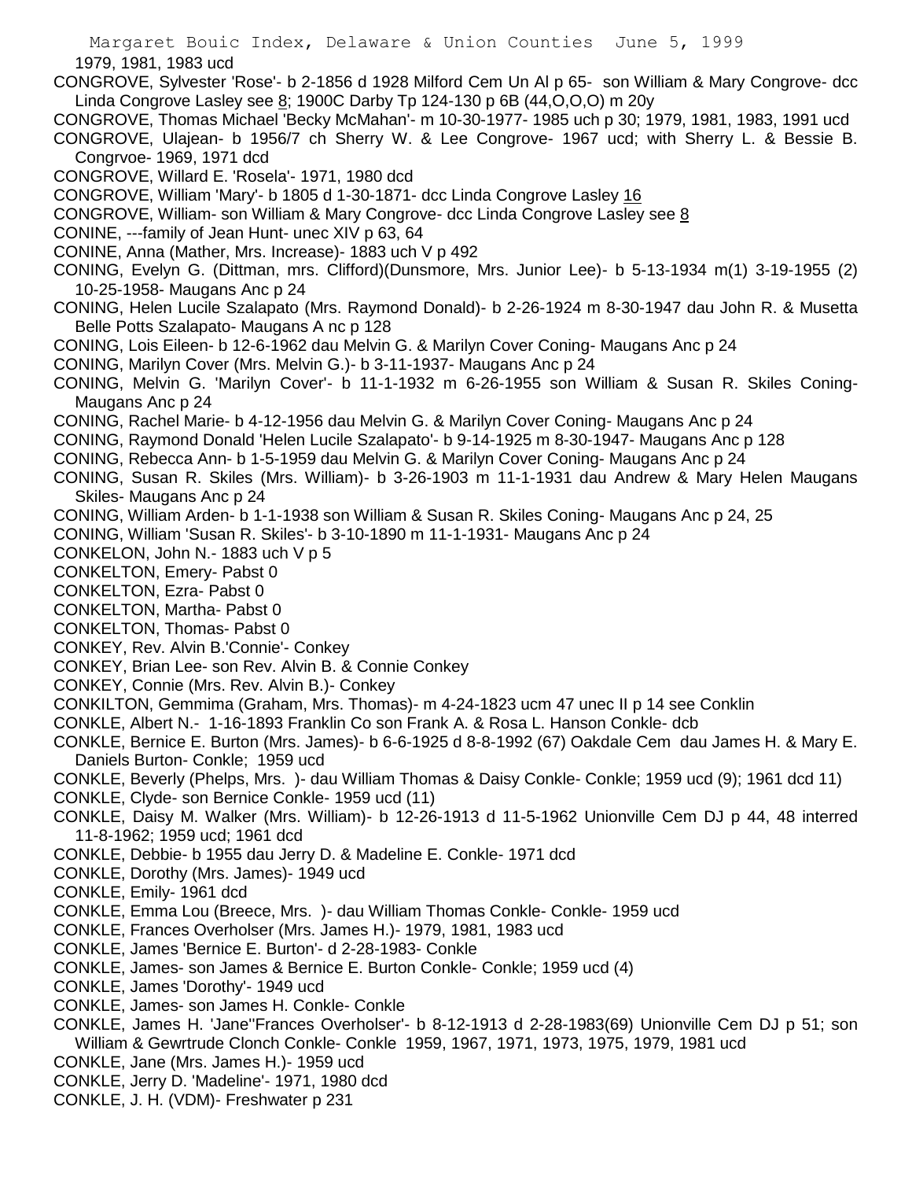1979, 1981, 1983 ucd

CONGROVE, Sylvester 'Rose'- b 2-1856 d 1928 Milford Cem Un Al p 65- son William & Mary Congrove- dcc Linda Congrove Lasley see 8; 1900C Darby Tp 124-130 p 6B (44,O,O,O) m 20y

CONGROVE, Thomas Michael 'Becky McMahan'- m 10-30-1977- 1985 uch p 30; 1979, 1981, 1983, 1991 ucd

CONGROVE, Ulajean- b 1956/7 ch Sherry W. & Lee Congrove- 1967 ucd; with Sherry L. & Bessie B. Congrvoe- 1969, 1971 dcd

CONGROVE, Willard E. 'Rosela'- 1971, 1980 dcd

CONGROVE, William 'Mary'- b 1805 d 1-30-1871- dcc Linda Congrove Lasley 16

CONGROVE, William- son William & Mary Congrove- dcc Linda Congrove Lasley see 8

CONINE, ---family of Jean Hunt- unec XIV p 63, 64

CONINE, Anna (Mather, Mrs. Increase)- 1883 uch V p 492

CONING, Evelyn G. (Dittman, mrs. Clifford)(Dunsmore, Mrs. Junior Lee)- b 5-13-1934 m(1) 3-19-1955 (2) 10-25-1958- Maugans Anc p 24

CONING, Helen Lucile Szalapato (Mrs. Raymond Donald)- b 2-26-1924 m 8-30-1947 dau John R. & Musetta Belle Potts Szalapato- Maugans A nc p 128

CONING, Lois Eileen- b 12-6-1962 dau Melvin G. & Marilyn Cover Coning- Maugans Anc p 24

CONING, Marilyn Cover (Mrs. Melvin G.)- b 3-11-1937- Maugans Anc p 24

CONING, Melvin G. 'Marilyn Cover'- b 11-1-1932 m 6-26-1955 son William & Susan R. Skiles Coning- Maugans Anc p 24

CONING, Rachel Marie- b 4-12-1956 dau Melvin G. & Marilyn Cover Coning- Maugans Anc p 24

CONING, Raymond Donald 'Helen Lucile Szalapato'- b 9-14-1925 m 8-30-1947- Maugans Anc p 128

CONING, Rebecca Ann- b 1-5-1959 dau Melvin G. & Marilyn Cover Coning- Maugans Anc p 24

CONING, Susan R. Skiles (Mrs. William)- b 3-26-1903 m 11-1-1931 dau Andrew & Mary Helen Maugans Skiles- Maugans Anc p 24

CONING, William Arden- b 1-1-1938 son William & Susan R. Skiles Coning- Maugans Anc p 24, 25

CONING, William 'Susan R. Skiles'- b 3-10-1890 m 11-1-1931- Maugans Anc p 24

CONKELON, John N.- 1883 uch V p 5

CONKELTON, Emery- Pabst 0

CONKELTON, Ezra- Pabst 0

CONKELTON, Martha- Pabst 0

CONKELTON, Thomas- Pabst 0

CONKEY, Rev. Alvin B.'Connie'- Conkey

CONKEY, Brian Lee- son Rev. Alvin B. & Connie Conkey

CONKEY, Connie (Mrs. Rev. Alvin B.)- Conkey

CONKILTON, Gemmima (Graham, Mrs. Thomas)- m 4-24-1823 ucm 47 unec II p 14 see Conklin

CONKLE, Albert N.- 1-16-1893 Franklin Co son Frank A. & Rosa L. Hanson Conkle- dcb

CONKLE, Bernice E. Burton (Mrs. James)- b 6-6-1925 d 8-8-1992 (67) Oakdale Cem dau James H. & Mary E. Daniels Burton- Conkle; 1959 ucd

CONKLE, Beverly (Phelps, Mrs. )- dau William Thomas & Daisy Conkle- Conkle; 1959 ucd (9); 1961 dcd 11)

CONKLE, Clyde- son Bernice Conkle- 1959 ucd (11)

CONKLE, Daisy M. Walker (Mrs. William)- b 12-26-1913 d 11-5-1962 Unionville Cem DJ p 44, 48 interred 11-8-1962; 1959 ucd; 1961 dcd

CONKLE, Debbie- b 1955 dau Jerry D. & Madeline E. Conkle- 1971 dcd

CONKLE, Dorothy (Mrs. James)- 1949 ucd

CONKLE, Emily- 1961 dcd

CONKLE, Emma Lou (Breece, Mrs. )- dau William Thomas Conkle- Conkle- 1959 ucd

CONKLE, Frances Overholser (Mrs. James H.)- 1979, 1981, 1983 ucd

CONKLE, James 'Bernice E. Burton'- d 2-28-1983- Conkle

CONKLE, James- son James & Bernice E. Burton Conkle- Conkle; 1959 ucd (4)

CONKLE, James 'Dorothy'- 1949 ucd

CONKLE, James- son James H. Conkle- Conkle

CONKLE, James H. 'Jane''Frances Overholser'- b 8-12-1913 d 2-28-1983(69) Unionville Cem DJ p 51; son William & Gewrtrude Clonch Conkle- Conkle 1959, 1967, 1971, 1973, 1975, 1979, 1981 ucd

CONKLE, Jane (Mrs. James H.)- 1959 ucd

CONKLE, Jerry D. 'Madeline'- 1971, 1980 dcd

CONKLE, J. H. (VDM)- Freshwater p 231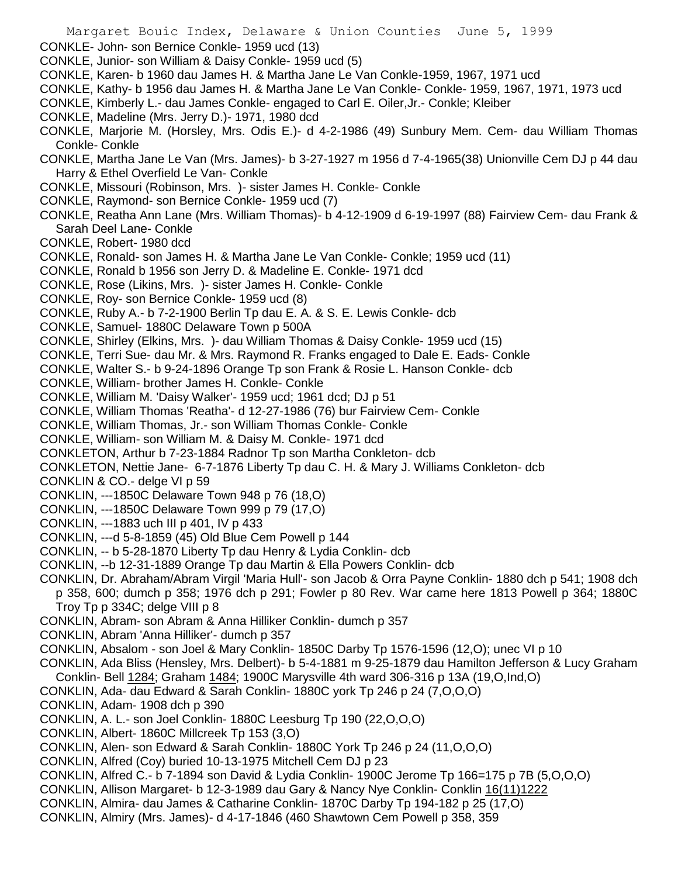CONKLE- John- son Bernice Conkle- 1959 ucd (13)
CONKLE, Junior- son William & Daisy Conkle- 1959 ucd (5)
CONKLE, Karen- b 1960 dau James H. & Martha Jane Le Van Conkle-1959, 1967, 1971 ucd
CONKLE, Kathy- b 1956 dau James H. & Martha Jane Le Van Conkle- Conkle- 1959, 1967, 1971, 1973 ucd
CONKLE, Kimberly L.- dau James Conkle- engaged to Carl E. Oiler,Jr.- Conkle; Kleiber
CONKLE, Madeline (Mrs. Jerry D.)- 1971, 1980 dcd
CONKLE, Marjorie M. (Horsley, Mrs. Odis E.)- d 4-2-1986 (49) Sunbury Mem. Cem- dau William Thomas Conkle- Conkle
CONKLE, Martha Jane Le Van (Mrs. James)- b 3-27-1927 m 1956 d 7-4-1965(38) Unionville Cem DJ p 44 dau Harry & Ethel Overfield Le Van- Conkle
CONKLE, Missouri (Robinson, Mrs. )- sister James H. Conkle- Conkle
CONKLE, Raymond- son Bernice Conkle- 1959 ucd (7)
CONKLE, Reatha Ann Lane (Mrs. William Thomas)- b 4-12-1909 d 6-19-1997 (88) Fairview Cem- dau Frank & Sarah Deel Lane- Conkle
CONKLE, Robert- 1980 dcd
CONKLE, Ronald- son James H. & Martha Jane Le Van Conkle- Conkle; 1959 ucd (11)
CONKLE, Ronald b 1956 son Jerry D. & Madeline E. Conkle- 1971 dcd
CONKLE, Rose (Likins, Mrs. )- sister James H. Conkle- Conkle
CONKLE, Roy- son Bernice Conkle- 1959 ucd (8)
CONKLE, Ruby A.- b 7-2-1900 Berlin Tp dau E. A. & S. E. Lewis Conkle- dcb
CONKLE, Samuel- 1880C Delaware Town p 500A
CONKLE, Shirley (Elkins, Mrs. )- dau William Thomas & Daisy Conkle- 1959 ucd (15)
CONKLE, Terri Sue- dau Mr. & Mrs. Raymond R. Franks engaged to Dale E. Eads- Conkle
CONKLE, Walter S.- b 9-24-1896 Orange Tp son Frank & Rosie L. Hanson Conkle- dcb
CONKLE, William- brother James H. Conkle- Conkle
CONKLE, William M. 'Daisy Walker'- 1959 ucd; 1961 dcd; DJ p 51
CONKLE, William Thomas 'Reatha'- d 12-27-1986 (76) bur Fairview Cem- Conkle
CONKLE, William Thomas, Jr.- son William Thomas Conkle- Conkle
CONKLE, William- son William M. & Daisy M. Conkle- 1971 dcd
CONKLETON, Arthur b 7-23-1884 Radnor Tp son Martha Conkleton- dcb
CONKLETON, Nettie Jane- 6-7-1876 Liberty Tp dau C. H. & Mary J. Williams Conkleton- dcb
CONKLIN & CO.- delge VI p 59
CONKLIN, ---1850C Delaware Town 948 p 76 (18,O)
CONKLIN, ---1850C Delaware Town 999 p 79 (17,O)
CONKLIN, ---1883 uch III p 401, IV p 433
CONKLIN, ---d 5-8-1859 (45) Old Blue Cem Powell p 144
CONKLIN, -- b 5-28-1870 Liberty Tp dau Henry & Lydia Conklin- dcb
CONKLIN, --b 12-31-1889 Orange Tp dau Martin & Ella Powers Conklin- dcb
CONKLIN, Dr. Abraham/Abram Virgil 'Maria Hull'- son Jacob & Orra Payne Conklin- 1880 dch p 541; 1908 dch p 358, 600; dumch p 358; 1976 dch p 291; Fowler p 80 Rev. War came here 1813 Powell p 364; 1880C Troy Tp p 334C; delge VIII p 8
CONKLIN, Abram- son Abram & Anna Hilliker Conklin- dumch p 357
CONKLIN, Abram 'Anna Hilliker'- dumch p 357
CONKLIN, Absalom - son Joel & Mary Conklin- 1850C Darby Tp 1576-1596 (12,O); unec VI p 10
CONKLIN, Ada Bliss (Hensley, Mrs. Delbert)- b 5-4-1881 m 9-25-1879 dau Hamilton Jefferson & Lucy Graham Conklin- Bell 1284; Graham 1484; 1900C Marysville 4th ward 306-316 p 13A (19,O,Ind,O)
CONKLIN, Ada- dau Edward & Sarah Conklin- 1880C york Tp 246 p 24 (7,O,O,O)
CONKLIN, Adam- 1908 dch p 390
CONKLIN, A. L.- son Joel Conklin- 1880C Leesburg Tp 190 (22,O,O,O)
CONKLIN, Albert- 1860C Millcreek Tp 153 (3,O)
CONKLIN, Alen- son Edward & Sarah Conklin- 1880C York Tp 246 p 24 (11,O,O,O)
CONKLIN, Alfred (Coy) buried 10-13-1975 Mitchell Cem DJ p 23
CONKLIN, Alfred C.- b 7-1894 son David & Lydia Conklin- 1900C Jerome Tp 166=175 p 7B (5,O,O,O)
CONKLIN, Allison Margaret- b 12-3-1989 dau Gary & Nancy Nye Conklin- Conklin 16(11)1222
CONKLIN, Almira- dau James & Catharine Conklin- 1870C Darby Tp 194-182 p 25 (17,O)
CONKLIN, Almiry (Mrs. James)- d 4-17-1846 (460 Shawtown Cem Powell p 358, 359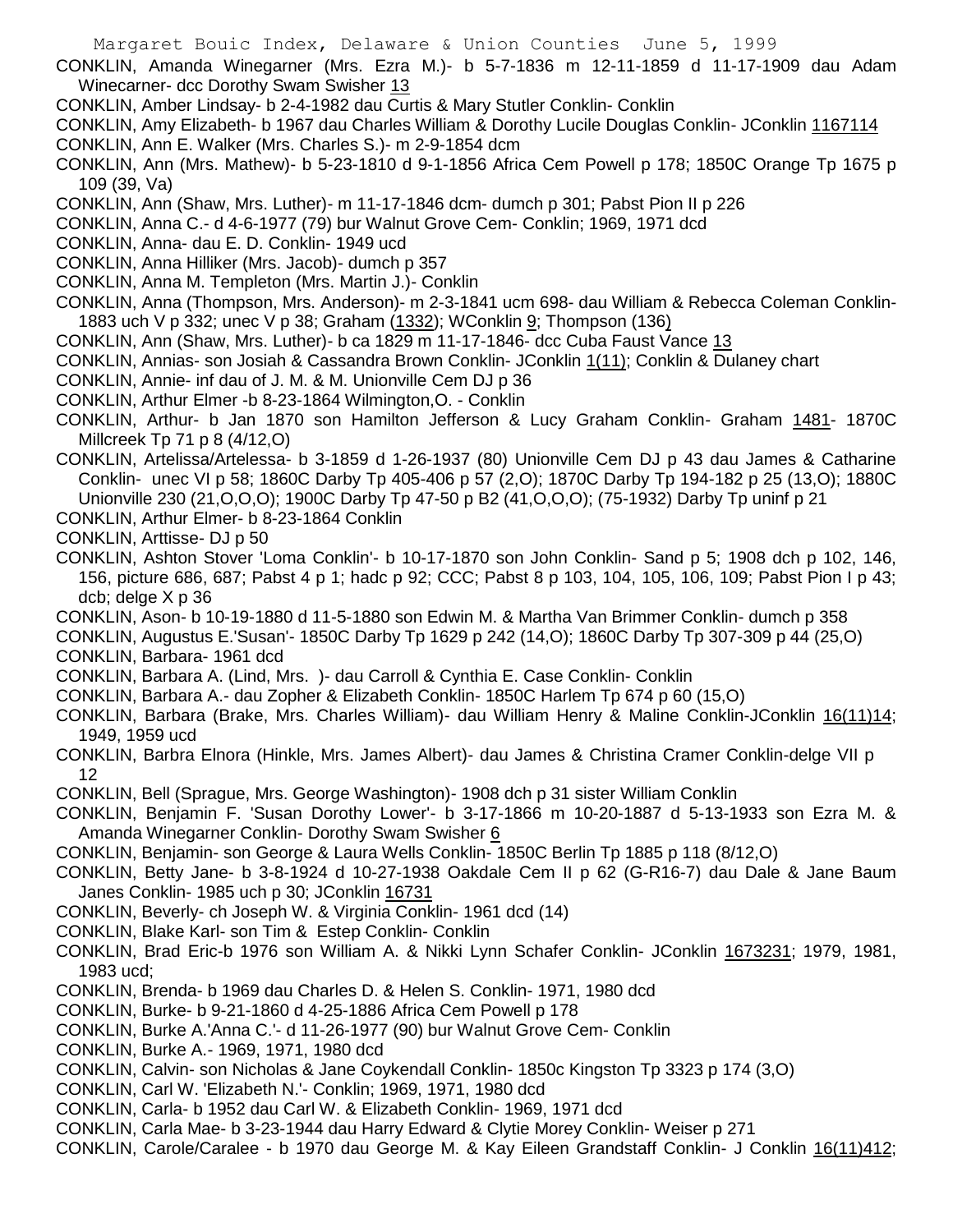CONKLIN, Amanda Winegarner (Mrs. Ezra M.)- b 5-7-1836 m 12-11-1859 d 11-17-1909 dau Adam Winecarner- dcc Dorothy Swam Swisher 13

CONKLIN, Amber Lindsay- b 2-4-1982 dau Curtis & Mary Stutler Conklin- Conklin

CONKLIN, Amy Elizabeth- b 1967 dau Charles William & Dorothy Lucile Douglas Conklin- JConklin 1167114

CONKLIN, Ann E. Walker (Mrs. Charles S.)- m 2-9-1854 dcm

CONKLIN, Ann (Mrs. Mathew)- b 5-23-1810 d 9-1-1856 Africa Cem Powell p 178; 1850C Orange Tp 1675 p 109 (39, Va)

CONKLIN, Ann (Shaw, Mrs. Luther)- m 11-17-1846 dcm- dumch p 301; Pabst Pion II p 226

CONKLIN, Anna C.- d 4-6-1977 (79) bur Walnut Grove Cem- Conklin; 1969, 1971 dcd

CONKLIN, Anna- dau E. D. Conklin- 1949 ucd

CONKLIN, Anna Hilliker (Mrs. Jacob)- dumch p 357

CONKLIN, Anna M. Templeton (Mrs. Martin J.)- Conklin

CONKLIN, Anna (Thompson, Mrs. Anderson)- m 2-3-1841 ucm 698- dau William & Rebecca Coleman Conklin- 1883 uch V p 332; unec V p 38; Graham (1332); WConklin 9; Thompson (136)

CONKLIN, Ann (Shaw, Mrs. Luther)- b ca 1829 m 11-17-1846- dcc Cuba Faust Vance 13

CONKLIN, Annias- son Josiah & Cassandra Brown Conklin- JConklin 1(11); Conklin & Dulaney chart

CONKLIN, Annie- inf dau of J. M. & M. Unionville Cem DJ p 36

CONKLIN, Arthur Elmer -b 8-23-1864 Wilmington,O. - Conklin

CONKLIN, Arthur- b Jan 1870 son Hamilton Jefferson & Lucy Graham Conklin- Graham 1481- 1870C Millcreek Tp 71 p 8 (4/12,O)

CONKLIN, Artelissa/Artelessa- b 3-1859 d 1-26-1937 (80) Unionville Cem DJ p 43 dau James & Catharine Conklin- unec VI p 58; 1860C Darby Tp 405-406 p 57 (2,O); 1870C Darby Tp 194-182 p 25 (13,O); 1880C Unionville 230 (21,O,O,O); 1900C Darby Tp 47-50 p B2 (41,O,O,O); (75-1932) Darby Tp uninf p 21

CONKLIN, Arthur Elmer- b 8-23-1864 Conklin

CONKLIN, Arttisse- DJ p 50

CONKLIN, Ashton Stover 'Loma Conklin'- b 10-17-1870 son John Conklin- Sand p 5; 1908 dch p 102, 146, 156, picture 686, 687; Pabst 4 p 1; hadc p 92; CCC; Pabst 8 p 103, 104, 105, 106, 109; Pabst Pion I p 43; dcb; delge X p 36

CONKLIN, Ason- b 10-19-1880 d 11-5-1880 son Edwin M. & Martha Van Brimmer Conklin- dumch p 358

CONKLIN, Augustus E.'Susan'- 1850C Darby Tp 1629 p 242 (14,O); 1860C Darby Tp 307-309 p 44 (25,O)

CONKLIN, Barbara- 1961 dcd

CONKLIN, Barbara A. (Lind, Mrs. )- dau Carroll & Cynthia E. Case Conklin- Conklin

CONKLIN, Barbara A.- dau Zopher & Elizabeth Conklin- 1850C Harlem Tp 674 p 60 (15,O)

CONKLIN, Barbara (Brake, Mrs. Charles William)- dau William Henry & Maline Conklin-JConklin 16(11)14; 1949, 1959 ucd

CONKLIN, Barbra Elnora (Hinkle, Mrs. James Albert)- dau James & Christina Cramer Conklin-delge VII p 12

CONKLIN, Bell (Sprague, Mrs. George Washington)- 1908 dch p 31 sister William Conklin

CONKLIN, Benjamin F. 'Susan Dorothy Lower'- b 3-17-1866 m 10-20-1887 d 5-13-1933 son Ezra M. & Amanda Winegarner Conklin- Dorothy Swam Swisher 6

CONKLIN, Benjamin- son George & Laura Wells Conklin- 1850C Berlin Tp 1885 p 118 (8/12,O)

CONKLIN, Betty Jane- b 3-8-1924 d 10-27-1938 Oakdale Cem II p 62 (G-R16-7) dau Dale & Jane Baum Janes Conklin- 1985 uch p 30; JConklin 16731

CONKLIN, Beverly- ch Joseph W. & Virginia Conklin- 1961 dcd (14)

CONKLIN, Blake Karl- son Tim & Estep Conklin- Conklin

CONKLIN, Brad Eric-b 1976 son William A. & Nikki Lynn Schafer Conklin- JConklin 1673231; 1979, 1981, 1983 ucd;

CONKLIN, Brenda- b 1969 dau Charles D. & Helen S. Conklin- 1971, 1980 dcd

CONKLIN, Burke- b 9-21-1860 d 4-25-1886 Africa Cem Powell p 178

CONKLIN, Burke A.'Anna C.'- d 11-26-1977 (90) bur Walnut Grove Cem- Conklin

CONKLIN, Burke A.- 1969, 1971, 1980 dcd

CONKLIN, Calvin- son Nicholas & Jane Coykendall Conklin- 1850c Kingston Tp 3323 p 174 (3,O)

CONKLIN, Carl W. 'Elizabeth N.'- Conklin; 1969, 1971, 1980 dcd

CONKLIN, Carla- b 1952 dau Carl W. & Elizabeth Conklin- 1969, 1971 dcd

CONKLIN, Carla Mae- b 3-23-1944 dau Harry Edward & Clytie Morey Conklin- Weiser p 271

CONKLIN, Carole/Caralee - b 1970 dau George M. & Kay Eileen Grandstaff Conklin- J Conklin 16(11)412;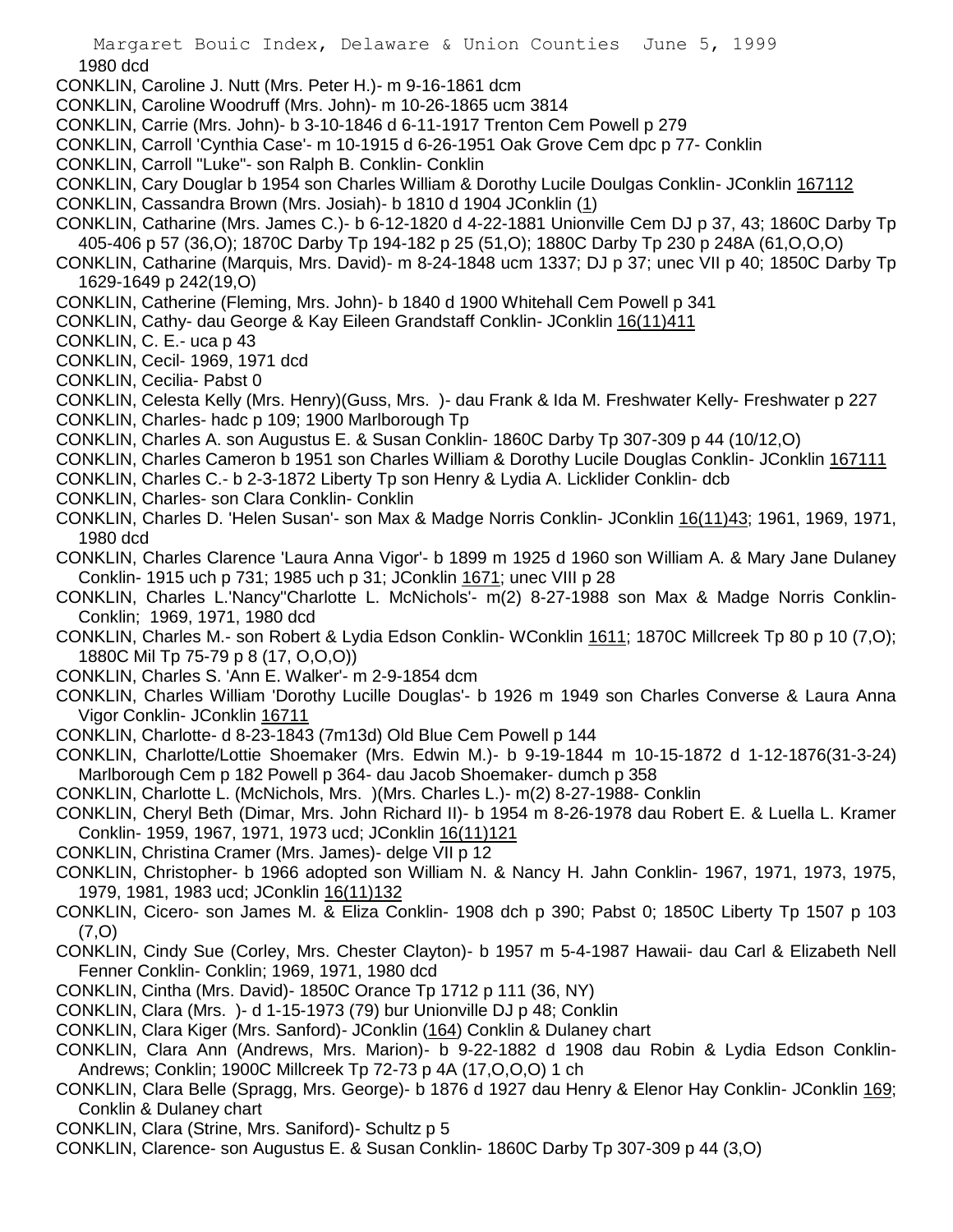1980 dcd

CONKLIN, Caroline J. Nutt (Mrs. Peter H.)- m 9-16-1861 dcm

CONKLIN, Caroline Woodruff (Mrs. John)- m 10-26-1865 ucm 3814

CONKLIN, Carrie (Mrs. John)- b 3-10-1846 d 6-11-1917 Trenton Cem Powell p 279

CONKLIN, Carroll 'Cynthia Case'- m 10-1915 d 6-26-1951 Oak Grove Cem dpc p 77- Conklin

CONKLIN, Carroll "Luke"- son Ralph B. Conklin- Conklin

CONKLIN, Cary Douglar b 1954 son Charles William & Dorothy Lucile Doulgas Conklin- JConklin 167112

CONKLIN, Cassandra Brown (Mrs. Josiah)- b 1810 d 1904 JConklin (1)

CONKLIN, Catharine (Mrs. James C.)- b 6-12-1820 d 4-22-1881 Unionville Cem DJ p 37, 43; 1860C Darby Tp 405-406 p 57 (36,O); 1870C Darby Tp 194-182 p 25 (51,O); 1880C Darby Tp 230 p 248A (61,O,O,O)

CONKLIN, Catharine (Marquis, Mrs. David)- m 8-24-1848 ucm 1337; DJ p 37; unec VII p 40; 1850C Darby Tp 1629-1649 p 242(19,O)

CONKLIN, Catherine (Fleming, Mrs. John)- b 1840 d 1900 Whitehall Cem Powell p 341

CONKLIN, Cathy- dau George & Kay Eileen Grandstaff Conklin- JConklin 16(11)411

CONKLIN, C. E.- uca p 43

CONKLIN, Cecil- 1969, 1971 dcd

CONKLIN, Cecilia- Pabst 0

CONKLIN, Celesta Kelly (Mrs. Henry)(Guss, Mrs. )- dau Frank & Ida M. Freshwater Kelly- Freshwater p 227

CONKLIN, Charles- hadc p 109; 1900 Marlborough Tp

CONKLIN, Charles A. son Augustus E. & Susan Conklin- 1860C Darby Tp 307-309 p 44 (10/12,O)

CONKLIN, Charles Cameron b 1951 son Charles William & Dorothy Lucile Douglas Conklin- JConklin 167111

CONKLIN, Charles C.- b 2-3-1872 Liberty Tp son Henry & Lydia A. Licklider Conklin- dcb

CONKLIN, Charles- son Clara Conklin- Conklin

CONKLIN, Charles D. 'Helen Susan'- son Max & Madge Norris Conklin- JConklin 16(11)43; 1961, 1969, 1971, 1980 dcd

CONKLIN, Charles Clarence 'Laura Anna Vigor'- b 1899 m 1925 d 1960 son William A. & Mary Jane Dulaney Conklin- 1915 uch p 731; 1985 uch p 31; JConklin 1671; unec VIII p 28

CONKLIN, Charles L.'Nancy''Charlotte L. McNichols'- m(2) 8-27-1988 son Max & Madge Norris Conklin- Conklin; 1969, 1971, 1980 dcd

CONKLIN, Charles M.- son Robert & Lydia Edson Conklin- WConklin 1611; 1870C Millcreek Tp 80 p 10 (7,O); 1880C Mil Tp 75-79 p 8 (17, O,O,O))

CONKLIN, Charles S. 'Ann E. Walker'- m 2-9-1854 dcm

CONKLIN, Charles William 'Dorothy Lucille Douglas'- b 1926 m 1949 son Charles Converse & Laura Anna Vigor Conklin- JConklin 16711

CONKLIN, Charlotte- d 8-23-1843 (7m13d) Old Blue Cem Powell p 144

CONKLIN, Charlotte/Lottie Shoemaker (Mrs. Edwin M.)- b 9-19-1844 m 10-15-1872 d 1-12-1876(31-3-24) Marlborough Cem p 182 Powell p 364- dau Jacob Shoemaker- dumch p 358

CONKLIN, Charlotte L. (McNichols, Mrs. )(Mrs. Charles L.)- m(2) 8-27-1988- Conklin

CONKLIN, Cheryl Beth (Dimar, Mrs. John Richard II)- b 1954 m 8-26-1978 dau Robert E. & Luella L. Kramer Conklin- 1959, 1967, 1971, 1973 ucd; JConklin 16(11)121

CONKLIN, Christina Cramer (Mrs. James)- delge VII p 12

CONKLIN, Christopher- b 1966 adopted son William N. & Nancy H. Jahn Conklin- 1967, 1971, 1973, 1975, 1979, 1981, 1983 ucd; JConklin 16(11)132

CONKLIN, Cicero- son James M. & Eliza Conklin- 1908 dch p 390; Pabst 0; 1850C Liberty Tp 1507 p 103 (7,O)

CONKLIN, Cindy Sue (Corley, Mrs. Chester Clayton)- b 1957 m 5-4-1987 Hawaii- dau Carl & Elizabeth Nell Fenner Conklin- Conklin; 1969, 1971, 1980 dcd

CONKLIN, Cintha (Mrs. David)- 1850C Orance Tp 1712 p 111 (36, NY)

CONKLIN, Clara (Mrs. )- d 1-15-1973 (79) bur Unionville DJ p 48; Conklin

CONKLIN, Clara Kiger (Mrs. Sanford)- JConklin (164) Conklin & Dulaney chart

CONKLIN, Clara Ann (Andrews, Mrs. Marion)- b 9-22-1882 d 1908 dau Robin & Lydia Edson Conklin- Andrews; Conklin; 1900C Millcreek Tp 72-73 p 4A (17,O,O,O) 1 ch

CONKLIN, Clara Belle (Spragg, Mrs. George)- b 1876 d 1927 dau Henry & Elenor Hay Conklin- JConklin 169; Conklin & Dulaney chart

CONKLIN, Clara (Strine, Mrs. Saniford)- Schultz p 5

CONKLIN, Clarence- son Augustus E. & Susan Conklin- 1860C Darby Tp 307-309 p 44 (3,O)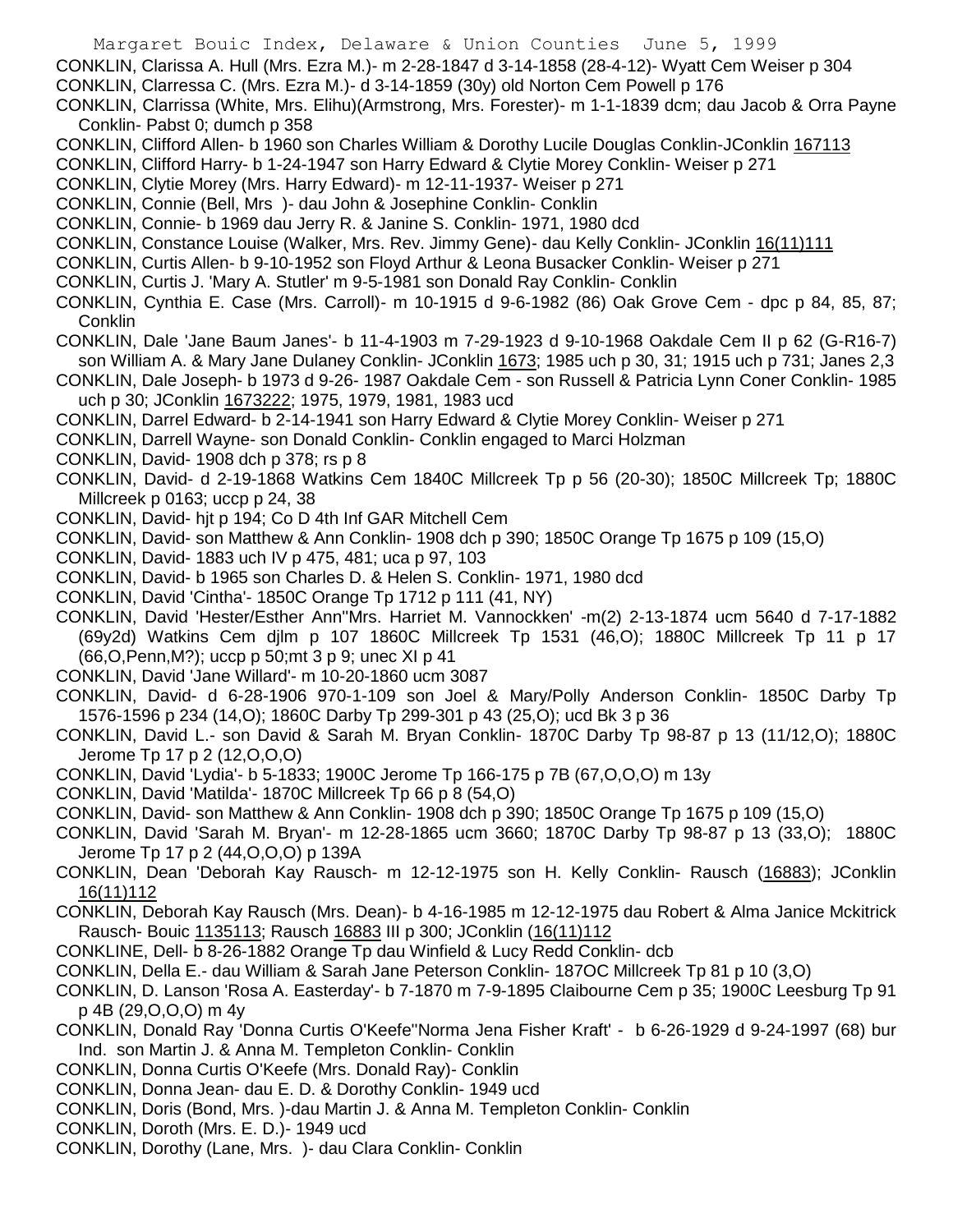CONKLIN, Clarissa A. Hull (Mrs. Ezra M.)- m 2-28-1847 d 3-14-1858 (28-4-12)- Wyatt Cem Weiser p 304

CONKLIN, Clarressa C. (Mrs. Ezra M.)- d 3-14-1859 (30y) old Norton Cem Powell p 176

CONKLIN, Clarrissa (White, Mrs. Elihu)(Armstrong, Mrs. Forester)- m 1-1-1839 dcm; dau Jacob & Orra Payne Conklin- Pabst 0; dumch p 358

CONKLIN, Clifford Allen- b 1960 son Charles William & Dorothy Lucile Douglas Conklin-JConklin 167113

CONKLIN, Clifford Harry- b 1-24-1947 son Harry Edward & Clytie Morey Conklin- Weiser p 271

CONKLIN, Clytie Morey (Mrs. Harry Edward)- m 12-11-1937- Weiser p 271

CONKLIN, Connie (Bell, Mrs )- dau John & Josephine Conklin- Conklin

CONKLIN, Connie- b 1969 dau Jerry R. & Janine S. Conklin- 1971, 1980 dcd

CONKLIN, Constance Louise (Walker, Mrs. Rev. Jimmy Gene)- dau Kelly Conklin- JConklin 16(11)111

CONKLIN, Curtis Allen- b 9-10-1952 son Floyd Arthur & Leona Busacker Conklin- Weiser p 271

CONKLIN, Curtis J. 'Mary A. Stutler' m 9-5-1981 son Donald Ray Conklin- Conklin

CONKLIN, Cynthia E. Case (Mrs. Carroll)- m 10-1915 d 9-6-1982 (86) Oak Grove Cem - dpc p 84, 85, 87; Conklin

CONKLIN, Dale 'Jane Baum Janes'- b 11-4-1903 m 7-29-1923 d 9-10-1968 Oakdale Cem II p 62 (G-R16-7) son William A. & Mary Jane Dulaney Conklin- JConklin 1673; 1985 uch p 30, 31; 1915 uch p 731; Janes 2,3

CONKLIN, Dale Joseph- b 1973 d 9-26- 1987 Oakdale Cem - son Russell & Patricia Lynn Coner Conklin- 1985 uch p 30; JConklin 1673222; 1975, 1979, 1981, 1983 ucd

CONKLIN, Darrel Edward- b 2-14-1941 son Harry Edward & Clytie Morey Conklin- Weiser p 271

CONKLIN, Darrell Wayne- son Donald Conklin- Conklin engaged to Marci Holzman

CONKLIN, David- 1908 dch p 378; rs p 8

CONKLIN, David- d 2-19-1868 Watkins Cem 1840C Millcreek Tp p 56 (20-30); 1850C Millcreek Tp; 1880C Millcreek p 0163; uccp p 24, 38

CONKLIN, David- hjt p 194; Co D 4th Inf GAR Mitchell Cem

CONKLIN, David- son Matthew & Ann Conklin- 1908 dch p 390; 1850C Orange Tp 1675 p 109 (15,O)

CONKLIN, David- 1883 uch IV p 475, 481; uca p 97, 103

CONKLIN, David- b 1965 son Charles D. & Helen S. Conklin- 1971, 1980 dcd

CONKLIN, David 'Cintha'- 1850C Orange Tp 1712 p 111 (41, NY)

CONKLIN, David 'Hester/Esther Ann''Mrs. Harriet M. Vannockken' -m(2) 2-13-1874 ucm 5640 d 7-17-1882 (69y2d) Watkins Cem djlm p 107 1860C Millcreek Tp 1531 (46,O); 1880C Millcreek Tp 11 p 17 (66,O,Penn,M?); uccp p 50;mt 3 p 9; unec XI p 41

CONKLIN, David 'Jane Willard'- m 10-20-1860 ucm 3087

CONKLIN, David- d 6-28-1906 970-1-109 son Joel & Mary/Polly Anderson Conklin- 1850C Darby Tp 1576-1596 p 234 (14,O); 1860C Darby Tp 299-301 p 43 (25,O); ucd Bk 3 p 36

CONKLIN, David L.- son David & Sarah M. Bryan Conklin- 1870C Darby Tp 98-87 p 13 (11/12,O); 1880C Jerome Tp 17 p 2 (12,O,O,O)

CONKLIN, David 'Lydia'- b 5-1833; 1900C Jerome Tp 166-175 p 7B (67,O,O,O) m 13y

CONKLIN, David 'Matilda'- 1870C Millcreek Tp 66 p 8 (54,O)

CONKLIN, David- son Matthew & Ann Conklin- 1908 dch p 390; 1850C Orange Tp 1675 p 109 (15,O)

CONKLIN, David 'Sarah M. Bryan'- m 12-28-1865 ucm 3660; 1870C Darby Tp 98-87 p 13 (33,O); 1880C Jerome Tp 17 p 2 (44,O,O,O) p 139A

CONKLIN, Dean 'Deborah Kay Rausch- m 12-12-1975 son H. Kelly Conklin- Rausch (16883); JConklin 16(11)112

CONKLIN, Deborah Kay Rausch (Mrs. Dean)- b 4-16-1985 m 12-12-1975 dau Robert & Alma Janice Mckitrick Rausch- Bouic 1135113; Rausch 16883 III p 300; JConklin (16(11)112

CONKLINE, Dell- b 8-26-1882 Orange Tp dau Winfield & Lucy Redd Conklin- dcb

CONKLIN, Della E.- dau William & Sarah Jane Peterson Conklin- 187OC Millcreek Tp 81 p 10 (3,O)

CONKLIN, D. Lanson 'Rosa A. Easterday'- b 7-1870 m 7-9-1895 Claibourne Cem p 35; 1900C Leesburg Tp 91 p 4B (29,O,O,O) m 4y

CONKLIN, Donald Ray 'Donna Curtis O'Keefe''Norma Jena Fisher Kraft' - b 6-26-1929 d 9-24-1997 (68) bur Ind. son Martin J. & Anna M. Templeton Conklin- Conklin

CONKLIN, Donna Curtis O'Keefe (Mrs. Donald Ray)- Conklin

CONKLIN, Donna Jean- dau E. D. & Dorothy Conklin- 1949 ucd

CONKLIN, Doris (Bond, Mrs. )-dau Martin J. & Anna M. Templeton Conklin- Conklin

CONKLIN, Doroth (Mrs. E. D.)- 1949 ucd

CONKLIN, Dorothy (Lane, Mrs. )- dau Clara Conklin- Conklin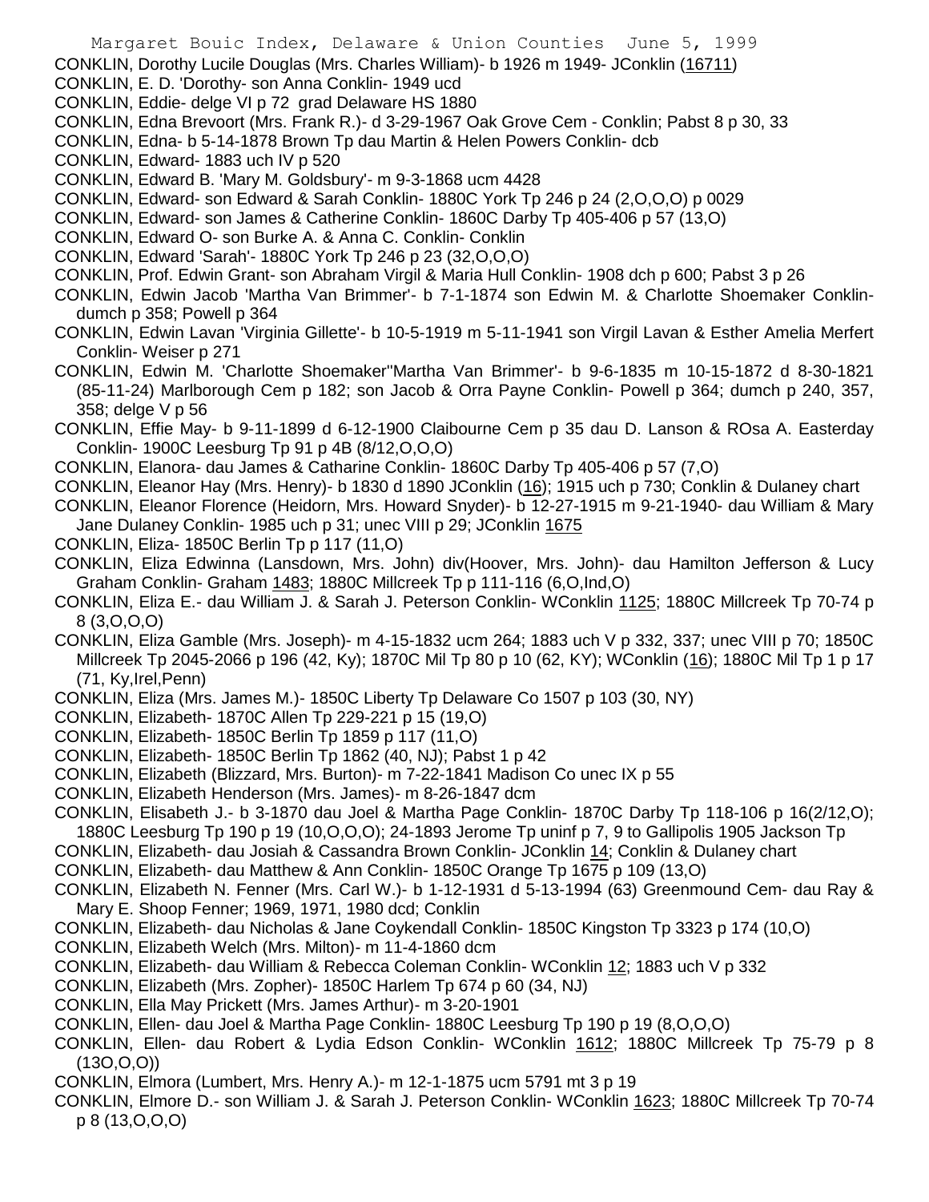CONKLIN, Dorothy Lucile Douglas (Mrs. Charles William)- b 1926 m 1949- JConklin (16711)

CONKLIN, E. D. 'Dorothy- son Anna Conklin- 1949 ucd

CONKLIN, Eddie- delge VI p 72 grad Delaware HS 1880

CONKLIN, Edna Brevoort (Mrs. Frank R.)- d 3-29-1967 Oak Grove Cem - Conklin; Pabst 8 p 30, 33

CONKLIN, Edna- b 5-14-1878 Brown Tp dau Martin & Helen Powers Conklin- dcb

CONKLIN, Edward- 1883 uch IV p 520

CONKLIN, Edward B. 'Mary M. Goldsbury'- m 9-3-1868 ucm 4428

CONKLIN, Edward- son Edward & Sarah Conklin- 1880C York Tp 246 p 24 (2,O,O,O) p 0029

CONKLIN, Edward- son James & Catherine Conklin- 1860C Darby Tp 405-406 p 57 (13,O)

CONKLIN, Edward O- son Burke A. & Anna C. Conklin- Conklin

CONKLIN, Edward 'Sarah'- 1880C York Tp 246 p 23 (32,O,O,O)

CONKLIN, Prof. Edwin Grant- son Abraham Virgil & Maria Hull Conklin- 1908 dch p 600; Pabst 3 p 26

CONKLIN, Edwin Jacob 'Martha Van Brimmer'- b 7-1-1874 son Edwin M. & Charlotte Shoemaker Conklin- dumch p 358; Powell p 364

CONKLIN, Edwin Lavan 'Virginia Gillette'- b 10-5-1919 m 5-11-1941 son Virgil Lavan & Esther Amelia Merfert Conklin- Weiser p 271

CONKLIN, Edwin M. 'Charlotte Shoemaker''Martha Van Brimmer'- b 9-6-1835 m 10-15-1872 d 8-30-1821 (85-11-24) Marlborough Cem p 182; son Jacob & Orra Payne Conklin- Powell p 364; dumch p 240, 357, 358; delge V p 56

CONKLIN, Effie May- b 9-11-1899 d 6-12-1900 Claibourne Cem p 35 dau D. Lanson & ROsa A. Easterday Conklin- 1900C Leesburg Tp 91 p 4B (8/12,O,O,O)

CONKLIN, Elanora- dau James & Catharine Conklin- 1860C Darby Tp 405-406 p 57 (7,O)

CONKLIN, Eleanor Hay (Mrs. Henry)- b 1830 d 1890 JConklin (16); 1915 uch p 730; Conklin & Dulaney chart

CONKLIN, Eleanor Florence (Heidorn, Mrs. Howard Snyder)- b 12-27-1915 m 9-21-1940- dau William & Mary Jane Dulaney Conklin- 1985 uch p 31; unec VIII p 29; JConklin 1675

CONKLIN, Eliza- 1850C Berlin Tp p 117 (11,O)

CONKLIN, Eliza Edwinna (Lansdown, Mrs. John) div(Hoover, Mrs. John)- dau Hamilton Jefferson & Lucy Graham Conklin- Graham 1483; 1880C Millcreek Tp p 111-116 (6,O,Ind,O)

CONKLIN, Eliza E.- dau William J. & Sarah J. Peterson Conklin- WConklin 1125; 1880C Millcreek Tp 70-74 p 8 (3,O,O,O)

CONKLIN, Eliza Gamble (Mrs. Joseph)- m 4-15-1832 ucm 264; 1883 uch V p 332, 337; unec VIII p 70; 1850C Millcreek Tp 2045-2066 p 196 (42, Ky); 1870C Mil Tp 80 p 10 (62, KY); WConklin (16); 1880C Mil Tp 1 p 17 (71, Ky,Irel,Penn)

CONKLIN, Eliza (Mrs. James M.)- 1850C Liberty Tp Delaware Co 1507 p 103 (30, NY)

CONKLIN, Elizabeth- 1870C Allen Tp 229-221 p 15 (19,O)

CONKLIN, Elizabeth- 1850C Berlin Tp 1859 p 117 (11,O)

CONKLIN, Elizabeth- 1850C Berlin Tp 1862 (40, NJ); Pabst 1 p 42

CONKLIN, Elizabeth (Blizzard, Mrs. Burton)- m 7-22-1841 Madison Co unec IX p 55

CONKLIN, Elizabeth Henderson (Mrs. James)- m 8-26-1847 dcm

CONKLIN, Elisabeth J.- b 3-1870 dau Joel & Martha Page Conklin- 1870C Darby Tp 118-106 p 16(2/12,O); 1880C Leesburg Tp 190 p 19 (10,O,O,O); 24-1893 Jerome Tp uninf p 7, 9 to Gallipolis 1905 Jackson Tp

CONKLIN, Elizabeth- dau Josiah & Cassandra Brown Conklin- JConklin 14; Conklin & Dulaney chart

CONKLIN, Elizabeth- dau Matthew & Ann Conklin- 1850C Orange Tp 1675 p 109 (13,O)

CONKLIN, Elizabeth N. Fenner (Mrs. Carl W.)- b 1-12-1931 d 5-13-1994 (63) Greenmound Cem- dau Ray & Mary E. Shoop Fenner; 1969, 1971, 1980 dcd; Conklin

CONKLIN, Elizabeth- dau Nicholas & Jane Coykendall Conklin- 1850C Kingston Tp 3323 p 174 (10,O)

CONKLIN, Elizabeth Welch (Mrs. Milton)- m 11-4-1860 dcm

CONKLIN, Elizabeth- dau William & Rebecca Coleman Conklin- WConklin 12; 1883 uch V p 332

CONKLIN, Elizabeth (Mrs. Zopher)- 1850C Harlem Tp 674 p 60 (34, NJ)

CONKLIN, Ella May Prickett (Mrs. James Arthur)- m 3-20-1901

CONKLIN, Ellen- dau Joel & Martha Page Conklin- 1880C Leesburg Tp 190 p 19 (8,O,O,O)

CONKLIN, Ellen- dau Robert & Lydia Edson Conklin- WConklin 1612; 1880C Millcreek Tp 75-79 p 8 (13O,O,O))

CONKLIN, Elmora (Lumbert, Mrs. Henry A.)- m 12-1-1875 ucm 5791 mt 3 p 19

CONKLIN, Elmore D.- son William J. & Sarah J. Peterson Conklin- WConklin 1623; 1880C Millcreek Tp 70-74 p 8 (13,O,O,O)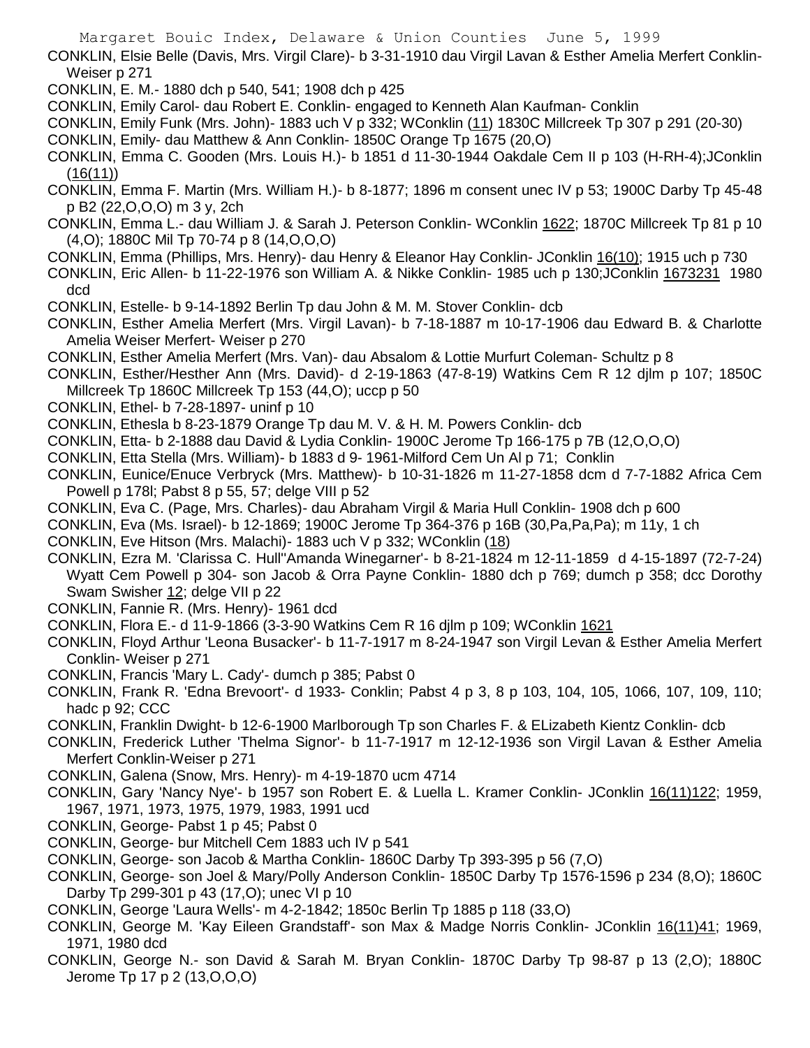CONKLIN, Elsie Belle (Davis, Mrs. Virgil Clare)- b 3-31-1910 dau Virgil Lavan & Esther Amelia Merfert Conklin-Weiser p 271

CONKLIN, E. M.- 1880 dch p 540, 541; 1908 dch p 425

CONKLIN, Emily Carol- dau Robert E. Conklin- engaged to Kenneth Alan Kaufman- Conklin

CONKLIN, Emily Funk (Mrs. John)- 1883 uch V p 332; WConklin (11) 1830C Millcreek Tp 307 p 291 (20-30)

CONKLIN, Emily- dau Matthew & Ann Conklin- 1850C Orange Tp 1675 (20,O)

CONKLIN, Emma C. Gooden (Mrs. Louis H.)- b 1851 d 11-30-1944 Oakdale Cem II p 103 (H-RH-4);JConklin (16(11))

CONKLIN, Emma F. Martin (Mrs. William H.)- b 8-1877; 1896 m consent unec IV p 53; 1900C Darby Tp 45-48 p B2 (22,O,O,O) m 3 y, 2ch

CONKLIN, Emma L.- dau William J. & Sarah J. Peterson Conklin- WConklin 1622; 1870C Millcreek Tp 81 p 10 (4,O); 1880C Mil Tp 70-74 p 8 (14,O,O,O)

CONKLIN, Emma (Phillips, Mrs. Henry)- dau Henry & Eleanor Hay Conklin- JConklin 16(10); 1915 uch p 730

CONKLIN, Eric Allen- b 11-22-1976 son William A. & Nikke Conklin- 1985 uch p 130;JConklin 1673231 1980 dcd

CONKLIN, Estelle- b 9-14-1892 Berlin Tp dau John & M. M. Stover Conklin- dcb

CONKLIN, Esther Amelia Merfert (Mrs. Virgil Lavan)- b 7-18-1887 m 10-17-1906 dau Edward B. & Charlotte Amelia Weiser Merfert- Weiser p 270

CONKLIN, Esther Amelia Merfert (Mrs. Van)- dau Absalom & Lottie Murfurt Coleman- Schultz p 8

CONKLIN, Esther/Hesther Ann (Mrs. David)- d 2-19-1863 (47-8-19) Watkins Cem R 12 djlm p 107; 1850C Millcreek Tp 1860C Millcreek Tp 153 (44,O); uccp p 50

CONKLIN, Ethel- b 7-28-1897- uninf p 10

CONKLIN, Ethesla b 8-23-1879 Orange Tp dau M. V. & H. M. Powers Conklin- dcb

CONKLIN, Etta- b 2-1888 dau David & Lydia Conklin- 1900C Jerome Tp 166-175 p 7B (12,O,O,O)

CONKLIN, Etta Stella (Mrs. William)- b 1883 d 9- 1961-Milford Cem Un Al p 71; Conklin

CONKLIN, Eunice/Enuce Verbryck (Mrs. Matthew)- b 10-31-1826 m 11-27-1858 dcm d 7-7-1882 Africa Cem Powell p 178l; Pabst 8 p 55, 57; delge VIII p 52

CONKLIN, Eva C. (Page, Mrs. Charles)- dau Abraham Virgil & Maria Hull Conklin- 1908 dch p 600

CONKLIN, Eva (Ms. Israel)- b 12-1869; 1900C Jerome Tp 364-376 p 16B (30,Pa,Pa,Pa); m 11y, 1 ch

CONKLIN, Eve Hitson (Mrs. Malachi)- 1883 uch V p 332; WConklin (18)

CONKLIN, Ezra M. 'Clarissa C. Hull''Amanda Winegarner'- b 8-21-1824 m 12-11-1859 d 4-15-1897 (72-7-24) Wyatt Cem Powell p 304- son Jacob & Orra Payne Conklin- 1880 dch p 769; dumch p 358; dcc Dorothy Swam Swisher 12; delge VII p 22

CONKLIN, Fannie R. (Mrs. Henry)- 1961 dcd

CONKLIN, Flora E.- d 11-9-1866 (3-3-90 Watkins Cem R 16 djlm p 109; WConklin 1621

CONKLIN, Floyd Arthur 'Leona Busacker'- b 11-7-1917 m 8-24-1947 son Virgil Levan & Esther Amelia Merfert Conklin- Weiser p 271

CONKLIN, Francis 'Mary L. Cady'- dumch p 385; Pabst 0

CONKLIN, Frank R. 'Edna Brevoort'- d 1933- Conklin; Pabst 4 p 3, 8 p 103, 104, 105, 1066, 107, 109, 110; hadc p 92; CCC

CONKLIN, Franklin Dwight- b 12-6-1900 Marlborough Tp son Charles F. & ELizabeth Kientz Conklin- dcb

CONKLIN, Frederick Luther 'Thelma Signor'- b 11-7-1917 m 12-12-1936 son Virgil Lavan & Esther Amelia Merfert Conklin-Weiser p 271

CONKLIN, Galena (Snow, Mrs. Henry)- m 4-19-1870 ucm 4714

CONKLIN, Gary 'Nancy Nye'- b 1957 son Robert E. & Luella L. Kramer Conklin- JConklin 16(11)122; 1959, 1967, 1971, 1973, 1975, 1979, 1983, 1991 ucd

CONKLIN, George- Pabst 1 p 45; Pabst 0

CONKLIN, George- bur Mitchell Cem 1883 uch IV p 541

CONKLIN, George- son Jacob & Martha Conklin- 1860C Darby Tp 393-395 p 56 (7,O)

CONKLIN, George- son Joel & Mary/Polly Anderson Conklin- 1850C Darby Tp 1576-1596 p 234 (8,O); 1860C Darby Tp 299-301 p 43 (17,O); unec VI p 10

CONKLIN, George 'Laura Wells'- m 4-2-1842; 1850c Berlin Tp 1885 p 118 (33,O)

CONKLIN, George M. 'Kay Eileen Grandstaff'- son Max & Madge Norris Conklin- JConklin 16(11)41; 1969, 1971, 1980 dcd

CONKLIN, George N.- son David & Sarah M. Bryan Conklin- 1870C Darby Tp 98-87 p 13 (2,O); 1880C Jerome Tp 17 p 2 (13,O,O,O)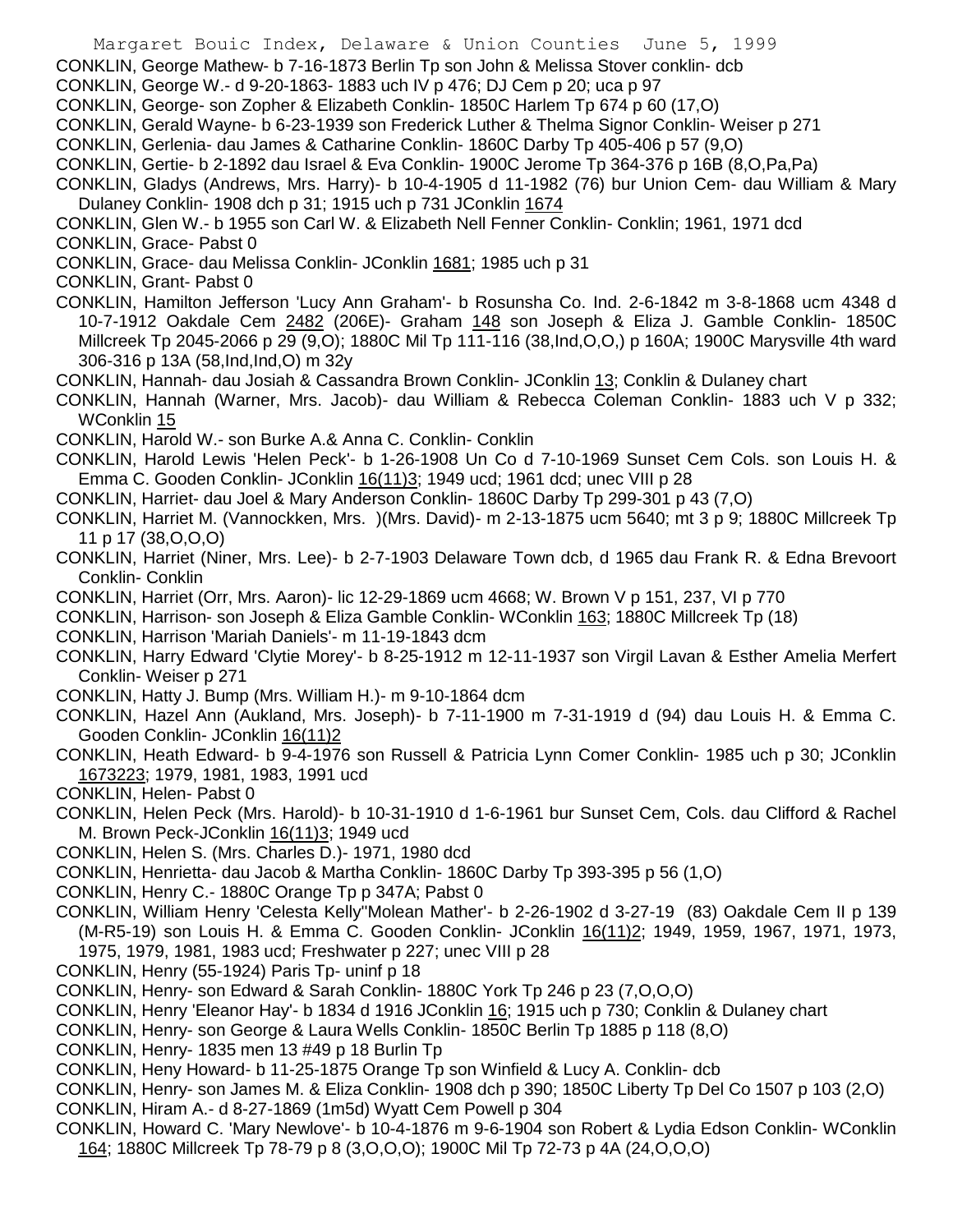CONKLIN, George Mathew- b 7-16-1873 Berlin Tp son John & Melissa Stover conklin- dcb

CONKLIN, George W.- d 9-20-1863- 1883 uch IV p 476; DJ Cem p 20; uca p 97

CONKLIN, George- son Zopher & Elizabeth Conklin- 1850C Harlem Tp 674 p 60 (17,O)

CONKLIN, Gerald Wayne- b 6-23-1939 son Frederick Luther & Thelma Signor Conklin- Weiser p 271

CONKLIN, Gerlenia- dau James & Catharine Conklin- 1860C Darby Tp 405-406 p 57 (9,O)

CONKLIN, Gertie- b 2-1892 dau Israel & Eva Conklin- 1900C Jerome Tp 364-376 p 16B (8,O,Pa,Pa)

CONKLIN, Gladys (Andrews, Mrs. Harry)- b 10-4-1905 d 11-1982 (76) bur Union Cem- dau William & Mary Dulaney Conklin- 1908 dch p 31; 1915 uch p 731 JConklin 1674

CONKLIN, Glen W.- b 1955 son Carl W. & Elizabeth Nell Fenner Conklin- Conklin; 1961, 1971 dcd

CONKLIN, Grace- Pabst 0

CONKLIN, Grace- dau Melissa Conklin- JConklin 1681; 1985 uch p 31

CONKLIN, Grant- Pabst 0

CONKLIN, Hamilton Jefferson 'Lucy Ann Graham'- b Rosunsha Co. Ind. 2-6-1842 m 3-8-1868 ucm 4348 d 10-7-1912 Oakdale Cem 2482 (206E)- Graham 148 son Joseph & Eliza J. Gamble Conklin- 1850C Millcreek Tp 2045-2066 p 29 (9,O); 1880C Mil Tp 111-116 (38,Ind,O,O,) p 160A; 1900C Marysville 4th ward 306-316 p 13A (58,Ind,Ind,O) m 32y

CONKLIN, Hannah- dau Josiah & Cassandra Brown Conklin- JConklin 13; Conklin & Dulaney chart

CONKLIN, Hannah (Warner, Mrs. Jacob)- dau William & Rebecca Coleman Conklin- 1883 uch V p 332; WConklin 15

CONKLIN, Harold W.- son Burke A.& Anna C. Conklin- Conklin

CONKLIN, Harold Lewis 'Helen Peck'- b 1-26-1908 Un Co d 7-10-1969 Sunset Cem Cols. son Louis H. & Emma C. Gooden Conklin- JConklin 16(11)3; 1949 ucd; 1961 dcd; unec VIII p 28

CONKLIN, Harriet- dau Joel & Mary Anderson Conklin- 1860C Darby Tp 299-301 p 43 (7,O)

CONKLIN, Harriet M. (Vannockken, Mrs. )(Mrs. David)- m 2-13-1875 ucm 5640; mt 3 p 9; 1880C Millcreek Tp 11 p 17 (38,O,O,O)

CONKLIN, Harriet (Niner, Mrs. Lee)- b 2-7-1903 Delaware Town dcb, d 1965 dau Frank R. & Edna Brevoort Conklin- Conklin

CONKLIN, Harriet (Orr, Mrs. Aaron)- lic 12-29-1869 ucm 4668; W. Brown V p 151, 237, VI p 770

CONKLIN, Harrison- son Joseph & Eliza Gamble Conklin- WConklin 163; 1880C Millcreek Tp (18)

CONKLIN, Harrison 'Mariah Daniels'- m 11-19-1843 dcm

CONKLIN, Harry Edward 'Clytie Morey'- b 8-25-1912 m 12-11-1937 son Virgil Lavan & Esther Amelia Merfert Conklin- Weiser p 271

CONKLIN, Hatty J. Bump (Mrs. William H.)- m 9-10-1864 dcm

CONKLIN, Hazel Ann (Aukland, Mrs. Joseph)- b 7-11-1900 m 7-31-1919 d (94) dau Louis H. & Emma C. Gooden Conklin- JConklin 16(11)2

CONKLIN, Heath Edward- b 9-4-1976 son Russell & Patricia Lynn Comer Conklin- 1985 uch p 30; JConklin 1673223; 1979, 1981, 1983, 1991 ucd

CONKLIN, Helen- Pabst 0

CONKLIN, Helen Peck (Mrs. Harold)- b 10-31-1910 d 1-6-1961 bur Sunset Cem, Cols. dau Clifford & Rachel M. Brown Peck-JConklin 16(11)3; 1949 ucd

CONKLIN, Helen S. (Mrs. Charles D.)- 1971, 1980 dcd

CONKLIN, Henrietta- dau Jacob & Martha Conklin- 1860C Darby Tp 393-395 p 56 (1,O)

CONKLIN, Henry C.- 1880C Orange Tp p 347A; Pabst 0

CONKLIN, William Henry 'Celesta Kelly''Molean Mather'- b 2-26-1902 d 3-27-19 (83) Oakdale Cem II p 139 (M-R5-19) son Louis H. & Emma C. Gooden Conklin- JConklin 16(11)2; 1949, 1959, 1967, 1971, 1973, 1975, 1979, 1981, 1983 ucd; Freshwater p 227; unec VIII p 28

CONKLIN, Henry (55-1924) Paris Tp- uninf p 18

CONKLIN, Henry- son Edward & Sarah Conklin- 1880C York Tp 246 p 23 (7,O,O,O)

CONKLIN, Henry 'Eleanor Hay'- b 1834 d 1916 JConklin 16; 1915 uch p 730; Conklin & Dulaney chart

CONKLIN, Henry- son George & Laura Wells Conklin- 1850C Berlin Tp 1885 p 118 (8,O)

CONKLIN, Henry- 1835 men 13 #49 p 18 Burlin Tp

CONKLIN, Heny Howard- b 11-25-1875 Orange Tp son Winfield & Lucy A. Conklin- dcb

CONKLIN, Henry- son James M. & Eliza Conklin- 1908 dch p 390; 1850C Liberty Tp Del Co 1507 p 103 (2,O)

CONKLIN, Hiram A.- d 8-27-1869 (1m5d) Wyatt Cem Powell p 304

CONKLIN, Howard C. 'Mary Newlove'- b 10-4-1876 m 9-6-1904 son Robert & Lydia Edson Conklin- WConklin 164; 1880C Millcreek Tp 78-79 p 8 (3,O,O,O); 1900C Mil Tp 72-73 p 4A (24,O,O,O)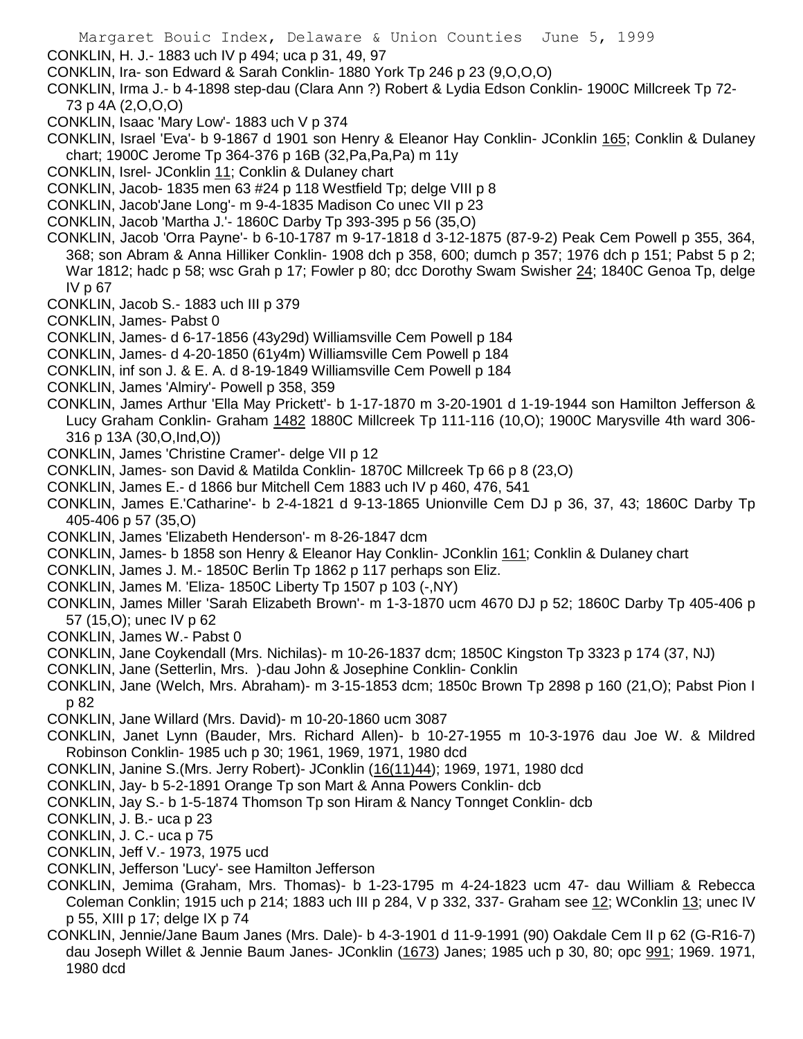CONKLIN, H. J.- 1883 uch IV p 494; uca p 31, 49, 97

CONKLIN, Ira- son Edward & Sarah Conklin- 1880 York Tp 246 p 23 (9,O,O,O)

CONKLIN, Irma J.- b 4-1898 step-dau (Clara Ann ?) Robert & Lydia Edson Conklin- 1900C Millcreek Tp 72-73 p 4A (2,O,O,O)

CONKLIN, Isaac 'Mary Low'- 1883 uch V p 374

CONKLIN, Israel 'Eva'- b 9-1867 d 1901 son Henry & Eleanor Hay Conklin- JConklin 165; Conklin & Dulaney chart; 1900C Jerome Tp 364-376 p 16B (32,Pa,Pa,Pa) m 11y

CONKLIN, Isrel- JConklin 11; Conklin & Dulaney chart

CONKLIN, Jacob- 1835 men 63 #24 p 118 Westfield Tp; delge VIII p 8

CONKLIN, Jacob'Jane Long'- m 9-4-1835 Madison Co unec VII p 23

CONKLIN, Jacob 'Martha J.'- 1860C Darby Tp 393-395 p 56 (35,O)

CONKLIN, Jacob 'Orra Payne'- b 6-10-1787 m 9-17-1818 d 3-12-1875 (87-9-2) Peak Cem Powell p 355, 364, 368; son Abram & Anna Hilliker Conklin- 1908 dch p 358, 600; dumch p 357; 1976 dch p 151; Pabst 5 p 2; War 1812; hadc p 58; wsc Grah p 17; Fowler p 80; dcc Dorothy Swam Swisher 24; 1840C Genoa Tp, delge IV p 67

CONKLIN, Jacob S.- 1883 uch III p 379

CONKLIN, James- Pabst 0

CONKLIN, James- d 6-17-1856 (43y29d) Williamsville Cem Powell p 184

CONKLIN, James- d 4-20-1850 (61y4m) Williamsville Cem Powell p 184

CONKLIN, inf son J. & E. A. d 8-19-1849 Williamsville Cem Powell p 184

CONKLIN, James 'Almiry'- Powell p 358, 359

CONKLIN, James Arthur 'Ella May Prickett'- b 1-17-1870 m 3-20-1901 d 1-19-1944 son Hamilton Jefferson & Lucy Graham Conklin- Graham 1482 1880C Millcreek Tp 111-116 (10,O); 1900C Marysville 4th ward 306-316 p 13A (30,O,Ind,O))

CONKLIN, James 'Christine Cramer'- delge VII p 12

CONKLIN, James- son David & Matilda Conklin- 1870C Millcreek Tp 66 p 8 (23,O)

CONKLIN, James E.- d 1866 bur Mitchell Cem 1883 uch IV p 460, 476, 541

CONKLIN, James E.'Catharine'- b 2-4-1821 d 9-13-1865 Unionville Cem DJ p 36, 37, 43; 1860C Darby Tp 405-406 p 57 (35,O)

CONKLIN, James 'Elizabeth Henderson'- m 8-26-1847 dcm

CONKLIN, James- b 1858 son Henry & Eleanor Hay Conklin- JConklin 161; Conklin & Dulaney chart

CONKLIN, James J. M.- 1850C Berlin Tp 1862 p 117 perhaps son Eliz.

CONKLIN, James M. 'Eliza- 1850C Liberty Tp 1507 p 103 (-,NY)

CONKLIN, James Miller 'Sarah Elizabeth Brown'- m 1-3-1870 ucm 4670 DJ p 52; 1860C Darby Tp 405-406 p 57 (15,O); unec IV p 62

CONKLIN, James W.- Pabst 0

CONKLIN, Jane Coykendall (Mrs. Nichilas)- m 10-26-1837 dcm; 1850C Kingston Tp 3323 p 174 (37, NJ)

CONKLIN, Jane (Setterlin, Mrs. )-dau John & Josephine Conklin- Conklin

CONKLIN, Jane (Welch, Mrs. Abraham)- m 3-15-1853 dcm; 1850c Brown Tp 2898 p 160 (21,O); Pabst Pion I p 82

CONKLIN, Jane Willard (Mrs. David)- m 10-20-1860 ucm 3087

CONKLIN, Janet Lynn (Bauder, Mrs. Richard Allen)- b 10-27-1955 m 10-3-1976 dau Joe W. & Mildred Robinson Conklin- 1985 uch p 30; 1961, 1969, 1971, 1980 dcd

CONKLIN, Janine S.(Mrs. Jerry Robert)- JConklin (16(11)44); 1969, 1971, 1980 dcd

CONKLIN, Jay- b 5-2-1891 Orange Tp son Mart & Anna Powers Conklin- dcb

CONKLIN, Jay S.- b 1-5-1874 Thomson Tp son Hiram & Nancy Tonnget Conklin- dcb

CONKLIN, J. B.- uca p 23

CONKLIN, J. C.- uca p 75

CONKLIN, Jeff V.- 1973, 1975 ucd

CONKLIN, Jefferson 'Lucy'- see Hamilton Jefferson

CONKLIN, Jemima (Graham, Mrs. Thomas)- b 1-23-1795 m 4-24-1823 ucm 47- dau William & Rebecca Coleman Conklin; 1915 uch p 214; 1883 uch III p 284, V p 332, 337- Graham see 12; WConklin 13; unec IV p 55, XIII p 17; delge IX p 74

CONKLIN, Jennie/Jane Baum Janes (Mrs. Dale)- b 4-3-1901 d 11-9-1991 (90) Oakdale Cem II p 62 (G-R16-7) dau Joseph Willet & Jennie Baum Janes- JConklin (1673) Janes; 1985 uch p 30, 80; opc 991; 1969. 1971, 1980 dcd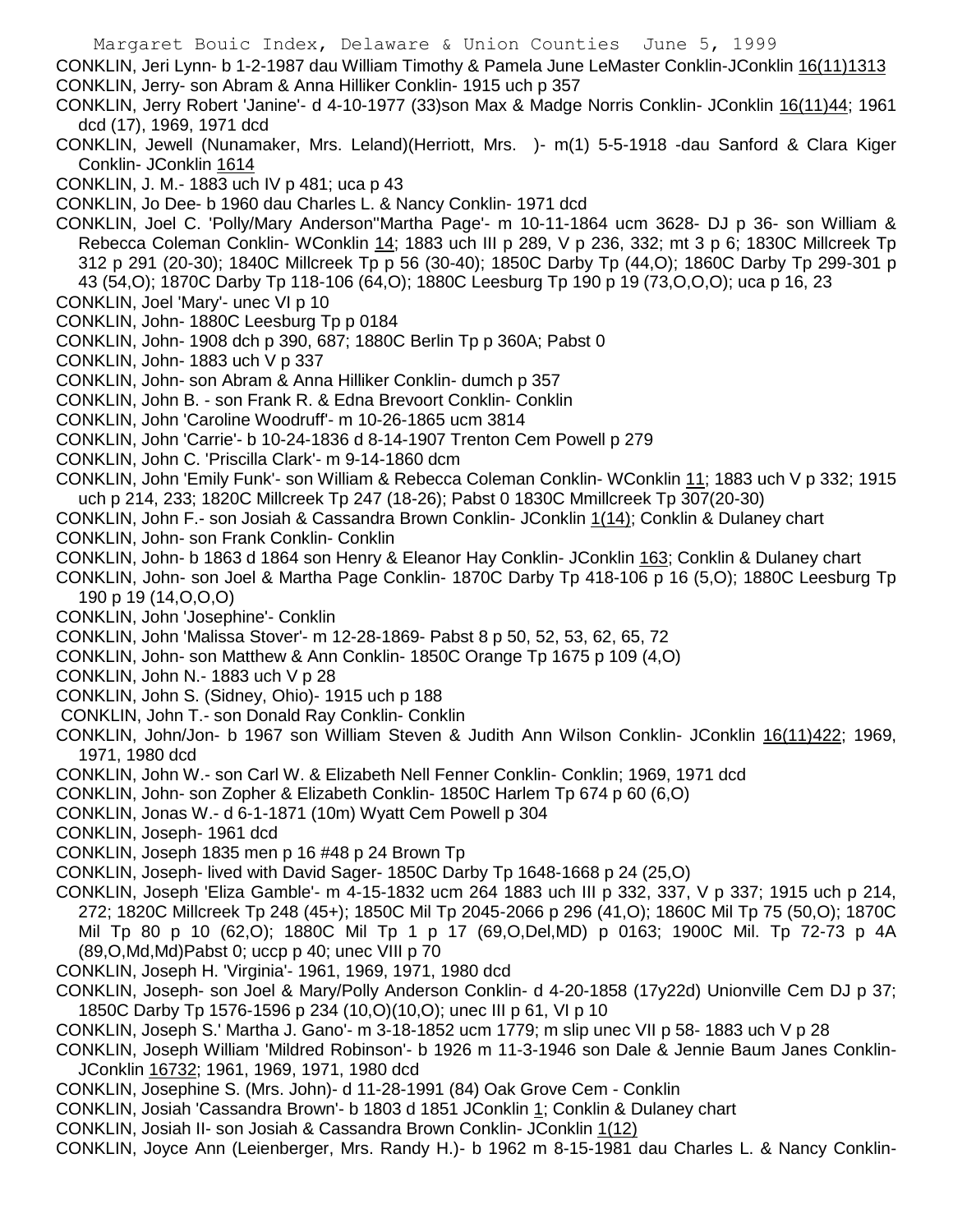CONKLIN, Jeri Lynn- b 1-2-1987 dau William Timothy & Pamela June LeMaster Conklin-JConklin 16(11)1313

CONKLIN, Jerry- son Abram & Anna Hilliker Conklin- 1915 uch p 357

CONKLIN, Jerry Robert 'Janine'- d 4-10-1977 (33)son Max & Madge Norris Conklin- JConklin 16(11)44; 1961 dcd (17), 1969, 1971 dcd

CONKLIN, Jewell (Nunamaker, Mrs. Leland)(Herriott, Mrs. )- m(1) 5-5-1918 -dau Sanford & Clara Kiger Conklin- JConklin 1614

CONKLIN, J. M.- 1883 uch IV p 481; uca p 43

CONKLIN, Jo Dee- b 1960 dau Charles L. & Nancy Conklin- 1971 dcd

CONKLIN, Joel C. 'Polly/Mary Anderson''Martha Page'- m 10-11-1864 ucm 3628- DJ p 36- son William & Rebecca Coleman Conklin- WConklin 14; 1883 uch III p 289, V p 236, 332; mt 3 p 6; 1830C Millcreek Tp 312 p 291 (20-30); 1840C Millcreek Tp p 56 (30-40); 1850C Darby Tp (44,O); 1860C Darby Tp 299-301 p 43 (54,O); 1870C Darby Tp 118-106 (64,O); 1880C Leesburg Tp 190 p 19 (73,O,O,O); uca p 16, 23

CONKLIN, Joel 'Mary'- unec VI p 10

CONKLIN, John- 1880C Leesburg Tp p 0184

CONKLIN, John- 1908 dch p 390, 687; 1880C Berlin Tp p 360A; Pabst 0

CONKLIN, John- 1883 uch V p 337

CONKLIN, John- son Abram & Anna Hilliker Conklin- dumch p 357

CONKLIN, John B. - son Frank R. & Edna Brevoort Conklin- Conklin

CONKLIN, John 'Caroline Woodruff'- m 10-26-1865 ucm 3814

CONKLIN, John 'Carrie'- b 10-24-1836 d 8-14-1907 Trenton Cem Powell p 279

CONKLIN, John C. 'Priscilla Clark'- m 9-14-1860 dcm

CONKLIN, John 'Emily Funk'- son William & Rebecca Coleman Conklin- WConklin 11; 1883 uch V p 332; 1915 uch p 214, 233; 1820C Millcreek Tp 247 (18-26); Pabst 0 1830C Mmillcreek Tp 307(20-30)

CONKLIN, John F.- son Josiah & Cassandra Brown Conklin- JConklin 1(14); Conklin & Dulaney chart

CONKLIN, John- son Frank Conklin- Conklin

CONKLIN, John- b 1863 d 1864 son Henry & Eleanor Hay Conklin- JConklin 163; Conklin & Dulaney chart

CONKLIN, John- son Joel & Martha Page Conklin- 1870C Darby Tp 418-106 p 16 (5,O); 1880C Leesburg Tp 190 p 19 (14,O,O,O)

CONKLIN, John 'Josephine'- Conklin

CONKLIN, John 'Malissa Stover'- m 12-28-1869- Pabst 8 p 50, 52, 53, 62, 65, 72

CONKLIN, John- son Matthew & Ann Conklin- 1850C Orange Tp 1675 p 109 (4,O)

CONKLIN, John N.- 1883 uch V p 28

CONKLIN, John S. (Sidney, Ohio)- 1915 uch p 188

CONKLIN, John T.- son Donald Ray Conklin- Conklin

CONKLIN, John/Jon- b 1967 son William Steven & Judith Ann Wilson Conklin- JConklin 16(11)422; 1969, 1971, 1980 dcd

CONKLIN, John W.- son Carl W. & Elizabeth Nell Fenner Conklin- Conklin; 1969, 1971 dcd

CONKLIN, John- son Zopher & Elizabeth Conklin- 1850C Harlem Tp 674 p 60 (6,O)

CONKLIN, Jonas W.- d 6-1-1871 (10m) Wyatt Cem Powell p 304

CONKLIN, Joseph- 1961 dcd

CONKLIN, Joseph 1835 men p 16 #48 p 24 Brown Tp

CONKLIN, Joseph- lived with David Sager- 1850C Darby Tp 1648-1668 p 24 (25,O)

CONKLIN, Joseph 'Eliza Gamble'- m 4-15-1832 ucm 264 1883 uch III p 332, 337, V p 337; 1915 uch p 214, 272; 1820C Millcreek Tp 248 (45+); 1850C Mil Tp 2045-2066 p 296 (41,O); 1860C Mil Tp 75 (50,O); 1870C Mil Tp 80 p 10 (62,O); 1880C Mil Tp 1 p 17 (69,O,Del,MD) p 0163; 1900C Mil. Tp 72-73 p 4A (89,O,Md,Md)Pabst 0; uccp p 40; unec VIII p 70

CONKLIN, Joseph H. 'Virginia'- 1961, 1969, 1971, 1980 dcd

CONKLIN, Joseph- son Joel & Mary/Polly Anderson Conklin- d 4-20-1858 (17y22d) Unionville Cem DJ p 37; 1850C Darby Tp 1576-1596 p 234 (10,O)(10,O); unec III p 61, VI p 10

CONKLIN, Joseph S.' Martha J. Gano'- m 3-18-1852 ucm 1779; m slip unec VII p 58- 1883 uch V p 28

CONKLIN, Joseph William 'Mildred Robinson'- b 1926 m 11-3-1946 son Dale & Jennie Baum Janes Conklin-JConklin 16732; 1961, 1969, 1971, 1980 dcd

CONKLIN, Josephine S. (Mrs. John)- d 11-28-1991 (84) Oak Grove Cem - Conklin

CONKLIN, Josiah 'Cassandra Brown'- b 1803 d 1851 JConklin 1; Conklin & Dulaney chart

CONKLIN, Josiah II- son Josiah & Cassandra Brown Conklin- JConklin 1(12)

CONKLIN, Joyce Ann (Leienberger, Mrs. Randy H.)- b 1962 m 8-15-1981 dau Charles L. & Nancy Conklin-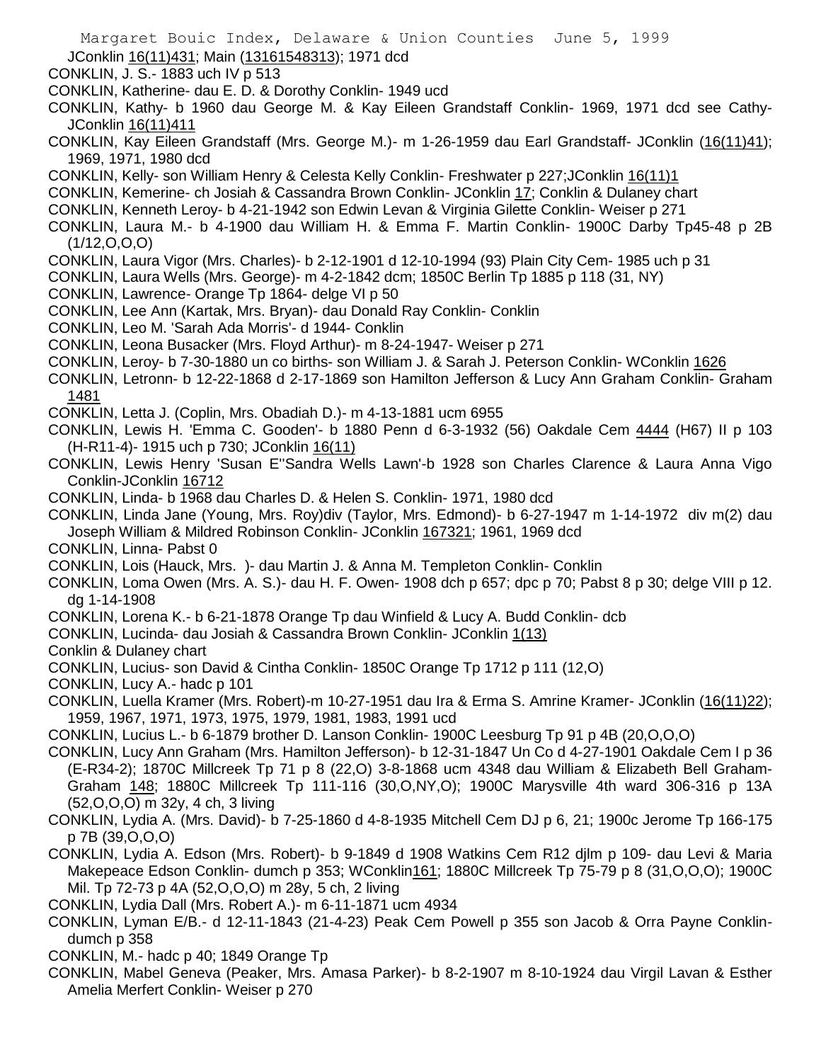JConklin 16(11)431; Main (13161548313); 1971 dcd

CONKLIN, J. S.- 1883 uch IV p 513

CONKLIN, Katherine- dau E. D. & Dorothy Conklin- 1949 ucd

CONKLIN, Kathy- b 1960 dau George M. & Kay Eileen Grandstaff Conklin- 1969, 1971 dcd see Cathy-JConklin 16(11)411

CONKLIN, Kay Eileen Grandstaff (Mrs. George M.)- m 1-26-1959 dau Earl Grandstaff- JConklin (16(11)41); 1969, 1971, 1980 dcd

CONKLIN, Kelly- son William Henry & Celesta Kelly Conklin- Freshwater p 227;JConklin 16(11)1

CONKLIN, Kemerine- ch Josiah & Cassandra Brown Conklin- JConklin 17; Conklin & Dulaney chart

CONKLIN, Kenneth Leroy- b 4-21-1942 son Edwin Levan & Virginia Gilette Conklin- Weiser p 271

CONKLIN, Laura M.- b 4-1900 dau William H. & Emma F. Martin Conklin- 1900C Darby Tp45-48 p 2B (1/12,O,O,O)

CONKLIN, Laura Vigor (Mrs. Charles)- b 2-12-1901 d 12-10-1994 (93) Plain City Cem- 1985 uch p 31

CONKLIN, Laura Wells (Mrs. George)- m 4-2-1842 dcm; 1850C Berlin Tp 1885 p 118 (31, NY)

CONKLIN, Lawrence- Orange Tp 1864- delge VI p 50

CONKLIN, Lee Ann (Kartak, Mrs. Bryan)- dau Donald Ray Conklin- Conklin

CONKLIN, Leo M. 'Sarah Ada Morris'- d 1944- Conklin

CONKLIN, Leona Busacker (Mrs. Floyd Arthur)- m 8-24-1947- Weiser p 271

CONKLIN, Leroy- b 7-30-1880 un co births- son William J. & Sarah J. Peterson Conklin- WConklin 1626

CONKLIN, Letronn- b 12-22-1868 d 2-17-1869 son Hamilton Jefferson & Lucy Ann Graham Conklin- Graham 1481

CONKLIN, Letta J. (Coplin, Mrs. Obadiah D.)- m 4-13-1881 ucm 6955

CONKLIN, Lewis H. 'Emma C. Gooden'- b 1880 Penn d 6-3-1932 (56) Oakdale Cem 4444 (H67) II p 103 (H-R11-4)- 1915 uch p 730; JConklin 16(11)

CONKLIN, Lewis Henry 'Susan E''Sandra Wells Lawn'-b 1928 son Charles Clarence & Laura Anna Vigo Conklin-JConklin 16712

CONKLIN, Linda- b 1968 dau Charles D. & Helen S. Conklin- 1971, 1980 dcd

CONKLIN, Linda Jane (Young, Mrs. Roy)div (Taylor, Mrs. Edmond)- b 6-27-1947 m 1-14-1972 div m(2) dau Joseph William & Mildred Robinson Conklin- JConklin 167321; 1961, 1969 dcd

CONKLIN, Linna- Pabst 0

CONKLIN, Lois (Hauck, Mrs. )- dau Martin J. & Anna M. Templeton Conklin- Conklin

CONKLIN, Loma Owen (Mrs. A. S.)- dau H. F. Owen- 1908 dch p 657; dpc p 70; Pabst 8 p 30; delge VIII p 12. dg 1-14-1908

CONKLIN, Lorena K.- b 6-21-1878 Orange Tp dau Winfield & Lucy A. Budd Conklin- dcb

CONKLIN, Lucinda- dau Josiah & Cassandra Brown Conklin- JConklin 1(13)
Conklin & Dulaney chart

CONKLIN, Lucius- son David & Cintha Conklin- 1850C Orange Tp 1712 p 111 (12,O)

CONKLIN, Lucy A.- hadc p 101

CONKLIN, Luella Kramer (Mrs. Robert)-m 10-27-1951 dau Ira & Erma S. Amrine Kramer- JConklin (16(11)22); 1959, 1967, 1971, 1973, 1975, 1979, 1981, 1983, 1991 ucd

CONKLIN, Lucius L.- b 6-1879 brother D. Lanson Conklin- 1900C Leesburg Tp 91 p 4B (20,O,O,O)

CONKLIN, Lucy Ann Graham (Mrs. Hamilton Jefferson)- b 12-31-1847 Un Co d 4-27-1901 Oakdale Cem I p 36 (E-R34-2); 1870C Millcreek Tp 71 p 8 (22,O) 3-8-1868 ucm 4348 dau William & Elizabeth Bell Graham-Graham 148; 1880C Millcreek Tp 111-116 (30,O,NY,O); 1900C Marysville 4th ward 306-316 p 13A (52,O,O,O) m 32y, 4 ch, 3 living

CONKLIN, Lydia A. (Mrs. David)- b 7-25-1860 d 4-8-1935 Mitchell Cem DJ p 6, 21; 1900c Jerome Tp 166-175 p 7B (39,O,O,O)

CONKLIN, Lydia A. Edson (Mrs. Robert)- b 9-1849 d 1908 Watkins Cem R12 djlm p 109- dau Levi & Maria Makepeace Edson Conklin- dumch p 353; WConklin161; 1880C Millcreek Tp 75-79 p 8 (31,O,O,O); 1900C Mil. Tp 72-73 p 4A (52,O,O,O) m 28y, 5 ch, 2 living

CONKLIN, Lydia Dall (Mrs. Robert A.)- m 6-11-1871 ucm 4934

CONKLIN, Lyman E/B.- d 12-11-1843 (21-4-23) Peak Cem Powell p 355 son Jacob & Orra Payne Conklin-dumch p 358

CONKLIN, M.- hadc p 40; 1849 Orange Tp

CONKLIN, Mabel Geneva (Peaker, Mrs. Amasa Parker)- b 8-2-1907 m 8-10-1924 dau Virgil Lavan & Esther Amelia Merfert Conklin- Weiser p 270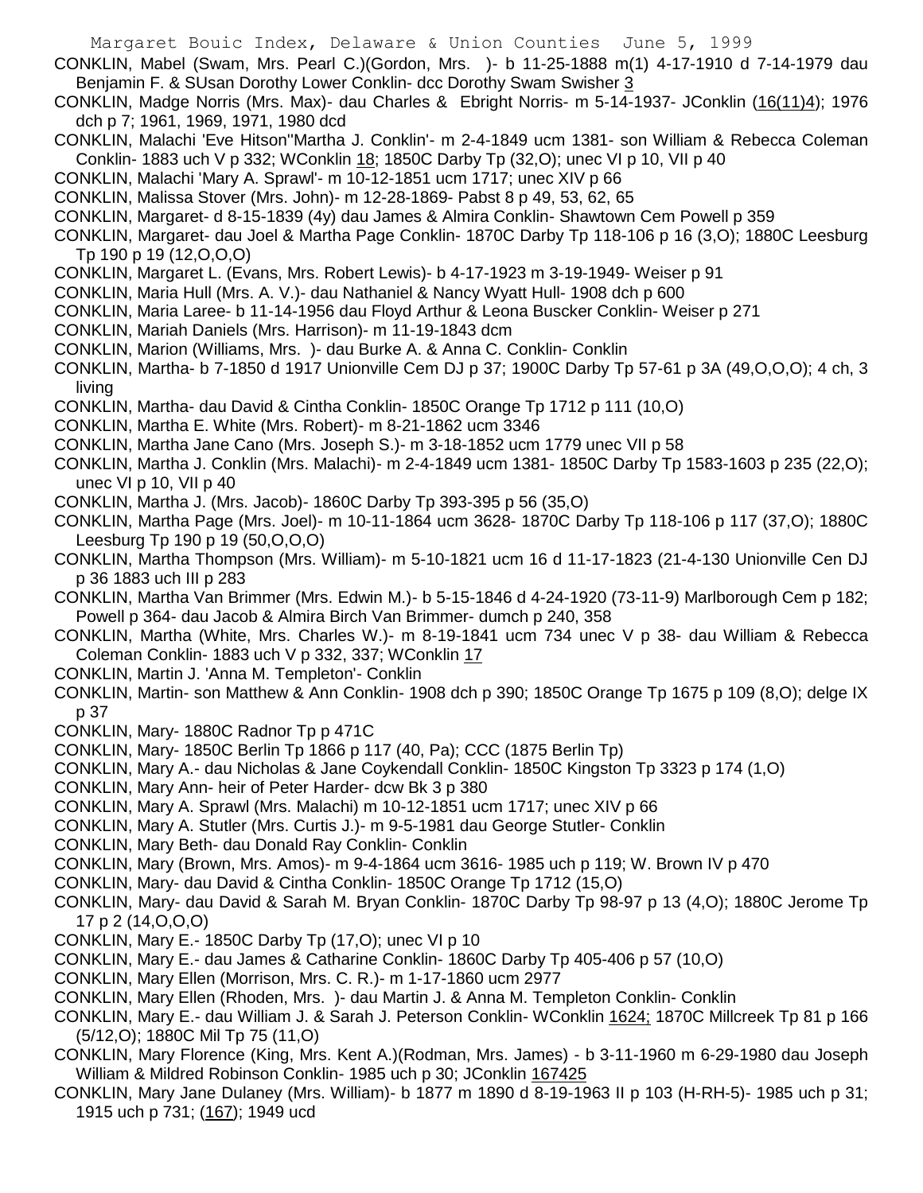CONKLIN, Mabel (Swam, Mrs. Pearl C.)(Gordon, Mrs. )- b 11-25-1888 m(1) 4-17-1910 d 7-14-1979 dau Benjamin F. & SUsan Dorothy Lower Conklin- dcc Dorothy Swam Swisher 3

CONKLIN, Madge Norris (Mrs. Max)- dau Charles & Ebright Norris- m 5-14-1937- JConklin (16(11)4); 1976 dch p 7; 1961, 1969, 1971, 1980 dcd

CONKLIN, Malachi 'Eve Hitson''Martha J. Conklin'- m 2-4-1849 ucm 1381- son William & Rebecca Coleman Conklin- 1883 uch V p 332; WConklin 18; 1850C Darby Tp (32,O); unec VI p 10, VII p 40

CONKLIN, Malachi 'Mary A. Sprawl'- m 10-12-1851 ucm 1717; unec XIV p 66

CONKLIN, Malissa Stover (Mrs. John)- m 12-28-1869- Pabst 8 p 49, 53, 62, 65

CONKLIN, Margaret- d 8-15-1839 (4y) dau James & Almira Conklin- Shawtown Cem Powell p 359

CONKLIN, Margaret- dau Joel & Martha Page Conklin- 1870C Darby Tp 118-106 p 16 (3,O); 1880C Leesburg Tp 190 p 19 (12,O,O,O)

CONKLIN, Margaret L. (Evans, Mrs. Robert Lewis)- b 4-17-1923 m 3-19-1949- Weiser p 91

CONKLIN, Maria Hull (Mrs. A. V.)- dau Nathaniel & Nancy Wyatt Hull- 1908 dch p 600

CONKLIN, Maria Laree- b 11-14-1956 dau Floyd Arthur & Leona Buscker Conklin- Weiser p 271

CONKLIN, Mariah Daniels (Mrs. Harrison)- m 11-19-1843 dcm

CONKLIN, Marion (Williams, Mrs. )- dau Burke A. & Anna C. Conklin- Conklin

CONKLIN, Martha- b 7-1850 d 1917 Unionville Cem DJ p 37; 1900C Darby Tp 57-61 p 3A (49,O,O,O); 4 ch, 3 living

CONKLIN, Martha- dau David & Cintha Conklin- 1850C Orange Tp 1712 p 111 (10,O)

CONKLIN, Martha E. White (Mrs. Robert)- m 8-21-1862 ucm 3346

CONKLIN, Martha Jane Cano (Mrs. Joseph S.)- m 3-18-1852 ucm 1779 unec VII p 58

CONKLIN, Martha J. Conklin (Mrs. Malachi)- m 2-4-1849 ucm 1381- 1850C Darby Tp 1583-1603 p 235 (22,O); unec VI p 10, VII p 40

CONKLIN, Martha J. (Mrs. Jacob)- 1860C Darby Tp 393-395 p 56 (35,O)

CONKLIN, Martha Page (Mrs. Joel)- m 10-11-1864 ucm 3628- 1870C Darby Tp 118-106 p 117 (37,O); 1880C Leesburg Tp 190 p 19 (50,O,O,O)

CONKLIN, Martha Thompson (Mrs. William)- m 5-10-1821 ucm 16 d 11-17-1823 (21-4-130 Unionville Cen DJ p 36 1883 uch III p 283

CONKLIN, Martha Van Brimmer (Mrs. Edwin M.)- b 5-15-1846 d 4-24-1920 (73-11-9) Marlborough Cem p 182; Powell p 364- dau Jacob & Almira Birch Van Brimmer- dumch p 240, 358

CONKLIN, Martha (White, Mrs. Charles W.)- m 8-19-1841 ucm 734 unec V p 38- dau William & Rebecca Coleman Conklin- 1883 uch V p 332, 337; WConklin 17

CONKLIN, Martin J. 'Anna M. Templeton'- Conklin

CONKLIN, Martin- son Matthew & Ann Conklin- 1908 dch p 390; 1850C Orange Tp 1675 p 109 (8,O); delge IX p 37

CONKLIN, Mary- 1880C Radnor Tp p 471C

CONKLIN, Mary- 1850C Berlin Tp 1866 p 117 (40, Pa); CCC (1875 Berlin Tp)

CONKLIN, Mary A.- dau Nicholas & Jane Coykendall Conklin- 1850C Kingston Tp 3323 p 174 (1,O)

CONKLIN, Mary Ann- heir of Peter Harder- dcw Bk 3 p 380

CONKLIN, Mary A. Sprawl (Mrs. Malachi) m 10-12-1851 ucm 1717; unec XIV p 66

CONKLIN, Mary A. Stutler (Mrs. Curtis J.)- m 9-5-1981 dau George Stutler- Conklin

CONKLIN, Mary Beth- dau Donald Ray Conklin- Conklin

CONKLIN, Mary (Brown, Mrs. Amos)- m 9-4-1864 ucm 3616- 1985 uch p 119; W. Brown IV p 470

CONKLIN, Mary- dau David & Cintha Conklin- 1850C Orange Tp 1712 (15,O)

CONKLIN, Mary- dau David & Sarah M. Bryan Conklin- 1870C Darby Tp 98-97 p 13 (4,O); 1880C Jerome Tp 17 p 2 (14,O,O,O)

CONKLIN, Mary E.- 1850C Darby Tp (17,O); unec VI p 10

CONKLIN, Mary E.- dau James & Catharine Conklin- 1860C Darby Tp 405-406 p 57 (10,O)

CONKLIN, Mary Ellen (Morrison, Mrs. C. R.)- m 1-17-1860 ucm 2977

CONKLIN, Mary Ellen (Rhoden, Mrs. )- dau Martin J. & Anna M. Templeton Conklin- Conklin

CONKLIN, Mary E.- dau William J. & Sarah J. Peterson Conklin- WConklin 1624; 1870C Millcreek Tp 81 p 166 (5/12,O); 1880C Mil Tp 75 (11,O)

CONKLIN, Mary Florence (King, Mrs. Kent A.)(Rodman, Mrs. James) - b 3-11-1960 m 6-29-1980 dau Joseph William & Mildred Robinson Conklin- 1985 uch p 30; JConklin 167425

CONKLIN, Mary Jane Dulaney (Mrs. William)- b 1877 m 1890 d 8-19-1963 II p 103 (H-RH-5)- 1985 uch p 31; 1915 uch p 731; (167); 1949 ucd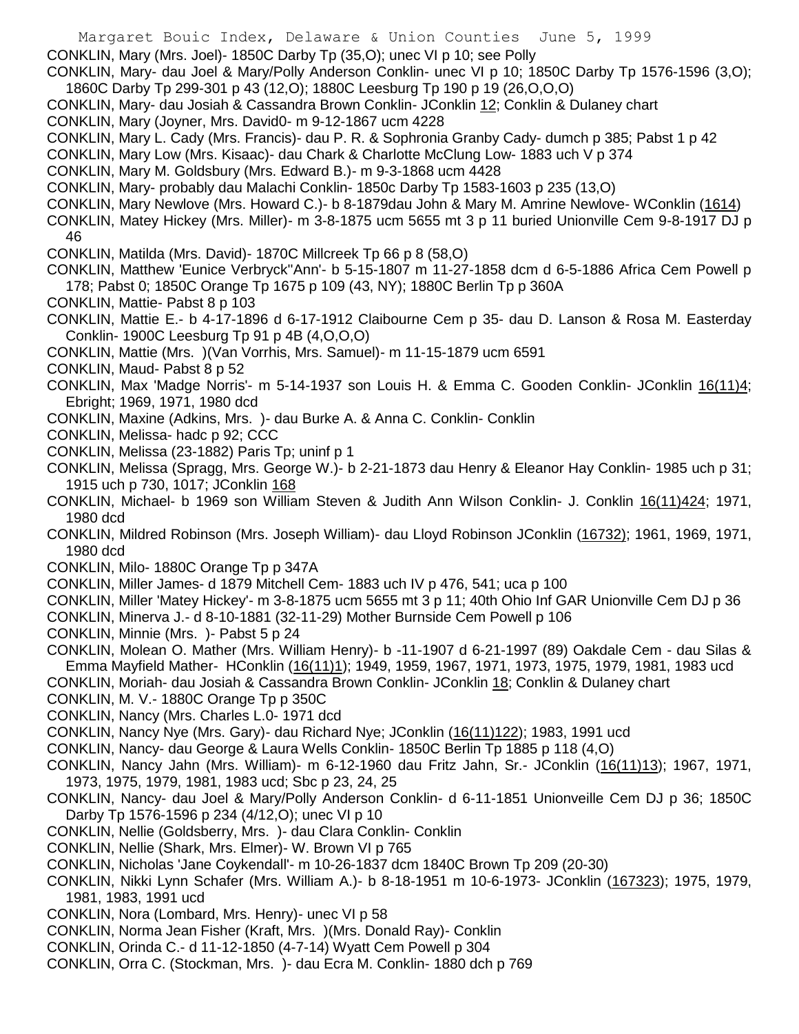CONKLIN, Mary (Mrs. Joel)- 1850C Darby Tp (35,O); unec VI p 10; see Polly

CONKLIN, Mary- dau Joel & Mary/Polly Anderson Conklin- unec VI p 10; 1850C Darby Tp 1576-1596 (3,O); 1860C Darby Tp 299-301 p 43 (12,O); 1880C Leesburg Tp 190 p 19 (26,O,O,O)

CONKLIN, Mary- dau Josiah & Cassandra Brown Conklin- JConklin 12; Conklin & Dulaney chart

CONKLIN, Mary (Joyner, Mrs. David0- m 9-12-1867 ucm 4228

CONKLIN, Mary L. Cady (Mrs. Francis)- dau P. R. & Sophronia Granby Cady- dumch p 385; Pabst 1 p 42

CONKLIN, Mary Low (Mrs. Kisaac)- dau Chark & Charlotte McClung Low- 1883 uch V p 374

CONKLIN, Mary M. Goldsbury (Mrs. Edward B.)- m 9-3-1868 ucm 4428

CONKLIN, Mary- probably dau Malachi Conklin- 1850c Darby Tp 1583-1603 p 235 (13,O)

CONKLIN, Mary Newlove (Mrs. Howard C.)- b 8-1879dau John & Mary M. Amrine Newlove- WConklin (1614)

CONKLIN, Matey Hickey (Mrs. Miller)- m 3-8-1875 ucm 5655 mt 3 p 11 buried Unionville Cem 9-8-1917 DJ p 46

CONKLIN, Matilda (Mrs. David)- 1870C Millcreek Tp 66 p 8 (58,O)

CONKLIN, Matthew 'Eunice Verbryck''Ann'- b 5-15-1807 m 11-27-1858 dcm d 6-5-1886 Africa Cem Powell p 178; Pabst 0; 1850C Orange Tp 1675 p 109 (43, NY); 1880C Berlin Tp p 360A

CONKLIN, Mattie- Pabst 8 p 103

CONKLIN, Mattie E.- b 4-17-1896 d 6-17-1912 Claibourne Cem p 35- dau D. Lanson & Rosa M. Easterday Conklin- 1900C Leesburg Tp 91 p 4B (4,O,O,O)

CONKLIN, Mattie (Mrs. )(Van Vorrhis, Mrs. Samuel)- m 11-15-1879 ucm 6591

CONKLIN, Maud- Pabst 8 p 52

CONKLIN, Max 'Madge Norris'- m 5-14-1937 son Louis H. & Emma C. Gooden Conklin- JConklin 16(11)4; Ebright; 1969, 1971, 1980 dcd

CONKLIN, Maxine (Adkins, Mrs. )- dau Burke A. & Anna C. Conklin- Conklin

CONKLIN, Melissa- hadc p 92; CCC

CONKLIN, Melissa (23-1882) Paris Tp; uninf p 1

CONKLIN, Melissa (Spragg, Mrs. George W.)- b 2-21-1873 dau Henry & Eleanor Hay Conklin- 1985 uch p 31; 1915 uch p 730, 1017; JConklin 168

CONKLIN, Michael- b 1969 son William Steven & Judith Ann Wilson Conklin- J. Conklin 16(11)424; 1971, 1980 dcd

CONKLIN, Mildred Robinson (Mrs. Joseph William)- dau Lloyd Robinson JConklin (16732); 1961, 1969, 1971, 1980 dcd

CONKLIN, Milo- 1880C Orange Tp p 347A

CONKLIN, Miller James- d 1879 Mitchell Cem- 1883 uch IV p 476, 541; uca p 100

CONKLIN, Miller 'Matey Hickey'- m 3-8-1875 ucm 5655 mt 3 p 11; 40th Ohio Inf GAR Unionville Cem DJ p 36

CONKLIN, Minerva J.- d 8-10-1881 (32-11-29) Mother Burnside Cem Powell p 106

CONKLIN, Minnie (Mrs. )- Pabst 5 p 24

CONKLIN, Molean O. Mather (Mrs. William Henry)- b -11-1907 d 6-21-1997 (89) Oakdale Cem - dau Silas & Emma Mayfield Mather- HConklin (16(11)1); 1949, 1959, 1967, 1971, 1973, 1975, 1979, 1981, 1983 ucd

CONKLIN, Moriah- dau Josiah & Cassandra Brown Conklin- JConklin 18; Conklin & Dulaney chart

CONKLIN, M. V.- 1880C Orange Tp p 350C

CONKLIN, Nancy (Mrs. Charles L.0- 1971 dcd

CONKLIN, Nancy Nye (Mrs. Gary)- dau Richard Nye; JConklin (16(11)122); 1983, 1991 ucd

CONKLIN, Nancy- dau George & Laura Wells Conklin- 1850C Berlin Tp 1885 p 118 (4,O)

CONKLIN, Nancy Jahn (Mrs. William)- m 6-12-1960 dau Fritz Jahn, Sr.- JConklin (16(11)13); 1967, 1971, 1973, 1975, 1979, 1981, 1983 ucd; Sbc p 23, 24, 25

CONKLIN, Nancy- dau Joel & Mary/Polly Anderson Conklin- d 6-11-1851 Unionveille Cem DJ p 36; 1850C Darby Tp 1576-1596 p 234 (4/12,O); unec VI p 10

CONKLIN, Nellie (Goldsberry, Mrs. )- dau Clara Conklin- Conklin

CONKLIN, Nellie (Shark, Mrs. Elmer)- W. Brown VI p 765

CONKLIN, Nicholas 'Jane Coykendall'- m 10-26-1837 dcm 1840C Brown Tp 209 (20-30)

CONKLIN, Nikki Lynn Schafer (Mrs. William A.)- b 8-18-1951 m 10-6-1973- JConklin (167323); 1975, 1979, 1981, 1983, 1991 ucd

CONKLIN, Nora (Lombard, Mrs. Henry)- unec VI p 58

CONKLIN, Norma Jean Fisher (Kraft, Mrs. )(Mrs. Donald Ray)- Conklin

CONKLIN, Orinda C.- d 11-12-1850 (4-7-14) Wyatt Cem Powell p 304

CONKLIN, Orra C. (Stockman, Mrs. )- dau Ecra M. Conklin- 1880 dch p 769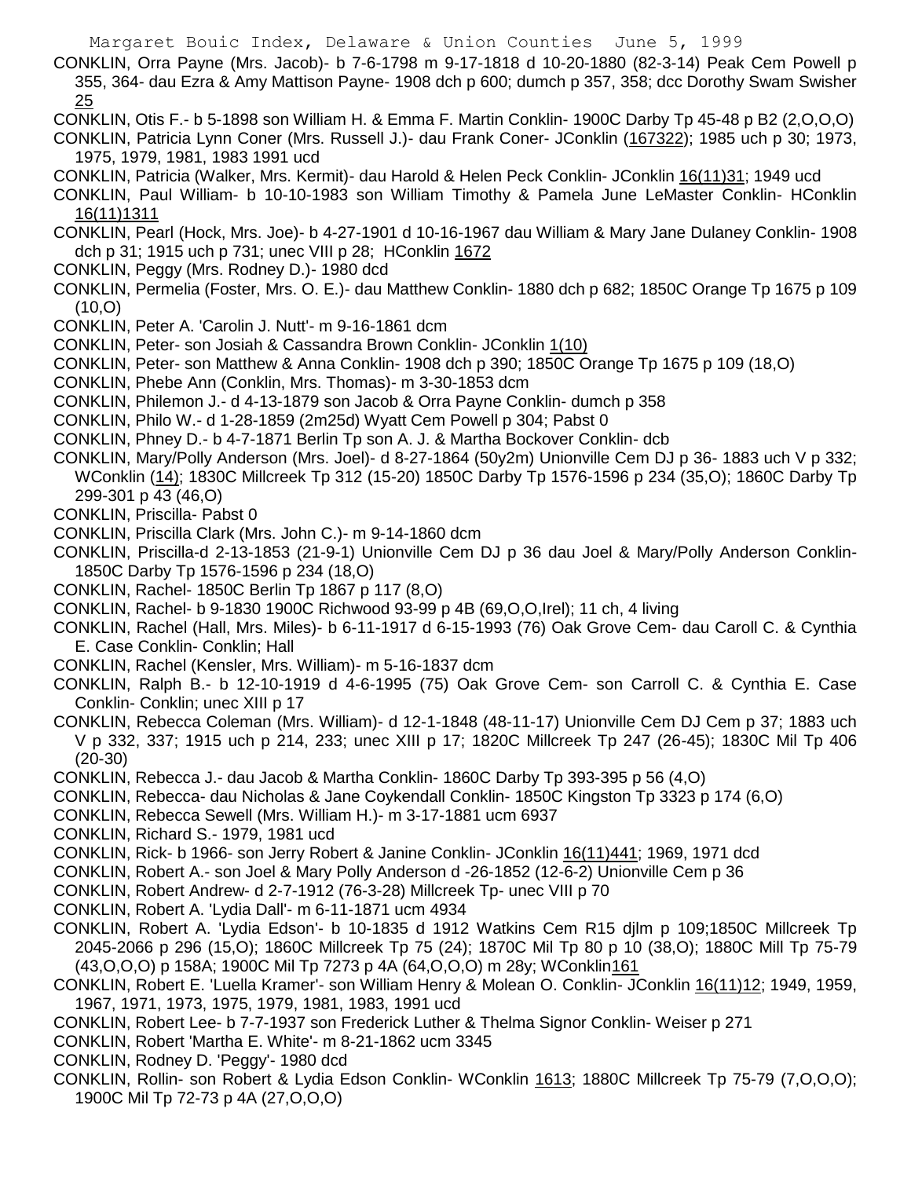CONKLIN, Orra Payne (Mrs. Jacob)- b 7-6-1798 m 9-17-1818 d 10-20-1880 (82-3-14) Peak Cem Powell p 355, 364- dau Ezra & Amy Mattison Payne- 1908 dch p 600; dumch p 357, 358; dcc Dorothy Swam Swisher 25

CONKLIN, Otis F.- b 5-1898 son William H. & Emma F. Martin Conklin- 1900C Darby Tp 45-48 p B2 (2,O,O,O)

CONKLIN, Patricia Lynn Coner (Mrs. Russell J.)- dau Frank Coner- JConklin (167322); 1985 uch p 30; 1973, 1975, 1979, 1981, 1983 1991 ucd

CONKLIN, Patricia (Walker, Mrs. Kermit)- dau Harold & Helen Peck Conklin- JConklin 16(11)31; 1949 ucd

CONKLIN, Paul William- b 10-10-1983 son William Timothy & Pamela June LeMaster Conklin- HConklin 16(11)1311

CONKLIN, Pearl (Hock, Mrs. Joe)- b 4-27-1901 d 10-16-1967 dau William & Mary Jane Dulaney Conklin- 1908 dch p 31; 1915 uch p 731; unec VIII p 28; HConklin 1672

CONKLIN, Peggy (Mrs. Rodney D.)- 1980 dcd

CONKLIN, Permelia (Foster, Mrs. O. E.)- dau Matthew Conklin- 1880 dch p 682; 1850C Orange Tp 1675 p 109 (10,O)

CONKLIN, Peter A. 'Carolin J. Nutt'- m 9-16-1861 dcm

CONKLIN, Peter- son Josiah & Cassandra Brown Conklin- JConklin 1(10)

CONKLIN, Peter- son Matthew & Anna Conklin- 1908 dch p 390; 1850C Orange Tp 1675 p 109 (18,O)

CONKLIN, Phebe Ann (Conklin, Mrs. Thomas)- m 3-30-1853 dcm

CONKLIN, Philemon J.- d 4-13-1879 son Jacob & Orra Payne Conklin- dumch p 358

CONKLIN, Philo W.- d 1-28-1859 (2m25d) Wyatt Cem Powell p 304; Pabst 0

CONKLIN, Phney D.- b 4-7-1871 Berlin Tp son A. J. & Martha Bockover Conklin- dcb

CONKLIN, Mary/Polly Anderson (Mrs. Joel)- d 8-27-1864 (50y2m) Unionville Cem DJ p 36- 1883 uch V p 332; WConklin (14); 1830C Millcreek Tp 312 (15-20) 1850C Darby Tp 1576-1596 p 234 (35,O); 1860C Darby Tp 299-301 p 43 (46,O)

CONKLIN, Priscilla- Pabst 0

CONKLIN, Priscilla Clark (Mrs. John C.)- m 9-14-1860 dcm

CONKLIN, Priscilla-d 2-13-1853 (21-9-1) Unionville Cem DJ p 36 dau Joel & Mary/Polly Anderson Conklin- 1850C Darby Tp 1576-1596 p 234 (18,O)

CONKLIN, Rachel- 1850C Berlin Tp 1867 p 117 (8,O)

CONKLIN, Rachel- b 9-1830 1900C Richwood 93-99 p 4B (69,O,O,Irel); 11 ch, 4 living

CONKLIN, Rachel (Hall, Mrs. Miles)- b 6-11-1917 d 6-15-1993 (76) Oak Grove Cem- dau Caroll C. & Cynthia E. Case Conklin- Conklin; Hall

CONKLIN, Rachel (Kensler, Mrs. William)- m 5-16-1837 dcm

CONKLIN, Ralph B.- b 12-10-1919 d 4-6-1995 (75) Oak Grove Cem- son Carroll C. & Cynthia E. Case Conklin- Conklin; unec XIII p 17

CONKLIN, Rebecca Coleman (Mrs. William)- d 12-1-1848 (48-11-17) Unionville Cem DJ Cem p 37; 1883 uch V p 332, 337; 1915 uch p 214, 233; unec XIII p 17; 1820C Millcreek Tp 247 (26-45); 1830C Mil Tp 406 (20-30)

CONKLIN, Rebecca J.- dau Jacob & Martha Conklin- 1860C Darby Tp 393-395 p 56 (4,O)

CONKLIN, Rebecca- dau Nicholas & Jane Coykendall Conklin- 1850C Kingston Tp 3323 p 174 (6,O)

CONKLIN, Rebecca Sewell (Mrs. William H.)- m 3-17-1881 ucm 6937

CONKLIN, Richard S.- 1979, 1981 ucd

CONKLIN, Rick- b 1966- son Jerry Robert & Janine Conklin- JConklin 16(11)441; 1969, 1971 dcd

CONKLIN, Robert A.- son Joel & Mary Polly Anderson d -26-1852 (12-6-2) Unionville Cem p 36

CONKLIN, Robert Andrew- d 2-7-1912 (76-3-28) Millcreek Tp- unec VIII p 70

CONKLIN, Robert A. 'Lydia Dall'- m 6-11-1871 ucm 4934

CONKLIN, Robert A. 'Lydia Edson'- b 10-1835 d 1912 Watkins Cem R15 djlm p 109;1850C Millcreek Tp 2045-2066 p 296 (15,O); 1860C Millcreek Tp 75 (24); 1870C Mil Tp 80 p 10 (38,O); 1880C Mill Tp 75-79 (43,O,O,O) p 158A; 1900C Mil Tp 7273 p 4A (64,O,O,O) m 28y; WConklin161

CONKLIN, Robert E. 'Luella Kramer'- son William Henry & Molean O. Conklin- JConklin 16(11)12; 1949, 1959, 1967, 1971, 1973, 1975, 1979, 1981, 1983, 1991 ucd

CONKLIN, Robert Lee- b 7-7-1937 son Frederick Luther & Thelma Signor Conklin- Weiser p 271

CONKLIN, Robert 'Martha E. White'- m 8-21-1862 ucm 3345

CONKLIN, Rodney D. 'Peggy'- 1980 dcd

CONKLIN, Rollin- son Robert & Lydia Edson Conklin- WConklin 1613; 1880C Millcreek Tp 75-79 (7,O,O,O); 1900C Mil Tp 72-73 p 4A (27,O,O,O)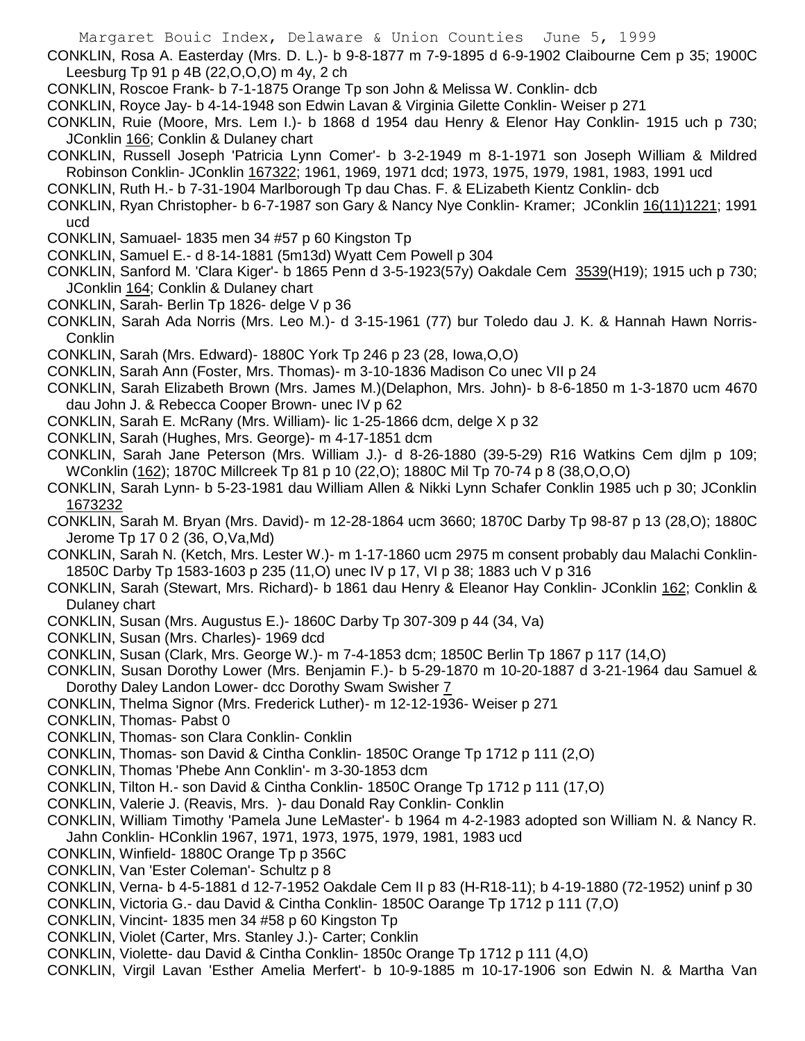CONKLIN, Rosa A. Easterday (Mrs. D. L.)- b 9-8-1877 m 7-9-1895 d 6-9-1902 Claibourne Cem p 35; 1900C Leesburg Tp 91 p 4B (22,O,O,O) m 4y, 2 ch

CONKLIN, Roscoe Frank- b 7-1-1875 Orange Tp son John & Melissa W. Conklin- dcb

CONKLIN, Royce Jay- b 4-14-1948 son Edwin Lavan & Virginia Gilette Conklin- Weiser p 271

CONKLIN, Ruie (Moore, Mrs. Lem I.)- b 1868 d 1954 dau Henry & Elenor Hay Conklin- 1915 uch p 730; JConklin 166; Conklin & Dulaney chart

CONKLIN, Russell Joseph 'Patricia Lynn Comer'- b 3-2-1949 m 8-1-1971 son Joseph William & Mildred Robinson Conklin- JConklin 167322; 1961, 1969, 1971 dcd; 1973, 1975, 1979, 1981, 1983, 1991 ucd

CONKLIN, Ruth H.- b 7-31-1904 Marlborough Tp dau Chas. F. & ELizabeth Kientz Conklin- dcb

CONKLIN, Ryan Christopher- b 6-7-1987 son Gary & Nancy Nye Conklin- Kramer; JConklin 16(11)1221; 1991 ucd

CONKLIN, Samuael- 1835 men 34 #57 p 60 Kingston Tp

CONKLIN, Samuel E.- d 8-14-1881 (5m13d) Wyatt Cem Powell p 304

CONKLIN, Sanford M. 'Clara Kiger'- b 1865 Penn d 3-5-1923(57y) Oakdale Cem 3539(H19); 1915 uch p 730; JConklin 164; Conklin & Dulaney chart

CONKLIN, Sarah- Berlin Tp 1826- delge V p 36

CONKLIN, Sarah Ada Norris (Mrs. Leo M.)- d 3-15-1961 (77) bur Toledo dau J. K. & Hannah Hawn Norris- Conklin

CONKLIN, Sarah (Mrs. Edward)- 1880C York Tp 246 p 23 (28, Iowa,O,O)

CONKLIN, Sarah Ann (Foster, Mrs. Thomas)- m 3-10-1836 Madison Co unec VII p 24

CONKLIN, Sarah Elizabeth Brown (Mrs. James M.)(Delaphon, Mrs. John)- b 8-6-1850 m 1-3-1870 ucm 4670 dau John J. & Rebecca Cooper Brown- unec IV p 62

CONKLIN, Sarah E. McRany (Mrs. William)- lic 1-25-1866 dcm, delge X p 32

CONKLIN, Sarah (Hughes, Mrs. George)- m 4-17-1851 dcm

CONKLIN, Sarah Jane Peterson (Mrs. William J.)- d 8-26-1880 (39-5-29) R16 Watkins Cem djlm p 109; WConklin (162); 1870C Millcreek Tp 81 p 10 (22,O); 1880C Mil Tp 70-74 p 8 (38,O,O,O)

CONKLIN, Sarah Lynn- b 5-23-1981 dau William Allen & Nikki Lynn Schafer Conklin 1985 uch p 30; JConklin 1673232

CONKLIN, Sarah M. Bryan (Mrs. David)- m 12-28-1864 ucm 3660; 1870C Darby Tp 98-87 p 13 (28,O); 1880C Jerome Tp 17 0 2 (36, O,Va,Md)

CONKLIN, Sarah N. (Ketch, Mrs. Lester W.)- m 1-17-1860 ucm 2975 m consent probably dau Malachi Conklin- 1850C Darby Tp 1583-1603 p 235 (11,O) unec IV p 17, VI p 38; 1883 uch V p 316

CONKLIN, Sarah (Stewart, Mrs. Richard)- b 1861 dau Henry & Eleanor Hay Conklin- JConklin 162; Conklin & Dulaney chart

CONKLIN, Susan (Mrs. Augustus E.)- 1860C Darby Tp 307-309 p 44 (34, Va)

CONKLIN, Susan (Mrs. Charles)- 1969 dcd

CONKLIN, Susan (Clark, Mrs. George W.)- m 7-4-1853 dcm; 1850C Berlin Tp 1867 p 117 (14,O)

CONKLIN, Susan Dorothy Lower (Mrs. Benjamin F.)- b 5-29-1870 m 10-20-1887 d 3-21-1964 dau Samuel & Dorothy Daley Landon Lower- dcc Dorothy Swam Swisher 7

CONKLIN, Thelma Signor (Mrs. Frederick Luther)- m 12-12-1936- Weiser p 271

CONKLIN, Thomas- Pabst 0

CONKLIN, Thomas- son Clara Conklin- Conklin

CONKLIN, Thomas- son David & Cintha Conklin- 1850C Orange Tp 1712 p 111 (2,O)

CONKLIN, Thomas 'Phebe Ann Conklin'- m 3-30-1853 dcm

CONKLIN, Tilton H.- son David & Cintha Conklin- 1850C Orange Tp 1712 p 111 (17,O)

CONKLIN, Valerie J. (Reavis, Mrs. )- dau Donald Ray Conklin- Conklin

CONKLIN, William Timothy 'Pamela June LeMaster'- b 1964 m 4-2-1983 adopted son William N. & Nancy R. Jahn Conklin- HConklin 1967, 1971, 1973, 1975, 1979, 1981, 1983 ucd

CONKLIN, Winfield- 1880C Orange Tp p 356C

CONKLIN, Van 'Ester Coleman'- Schultz p 8

CONKLIN, Verna- b 4-5-1881 d 12-7-1952 Oakdale Cem II p 83 (H-R18-11); b 4-19-1880 (72-1952) uninf p 30

CONKLIN, Victoria G.- dau David & Cintha Conklin- 1850C Oarange Tp 1712 p 111 (7,O)

CONKLIN, Vincint- 1835 men 34 #58 p 60 Kingston Tp

CONKLIN, Violet (Carter, Mrs. Stanley J.)- Carter; Conklin

CONKLIN, Violette- dau David & Cintha Conklin- 1850c Orange Tp 1712 p 111 (4,O)

CONKLIN, Virgil Lavan 'Esther Amelia Merfert'- b 10-9-1885 m 10-17-1906 son Edwin N. & Martha Van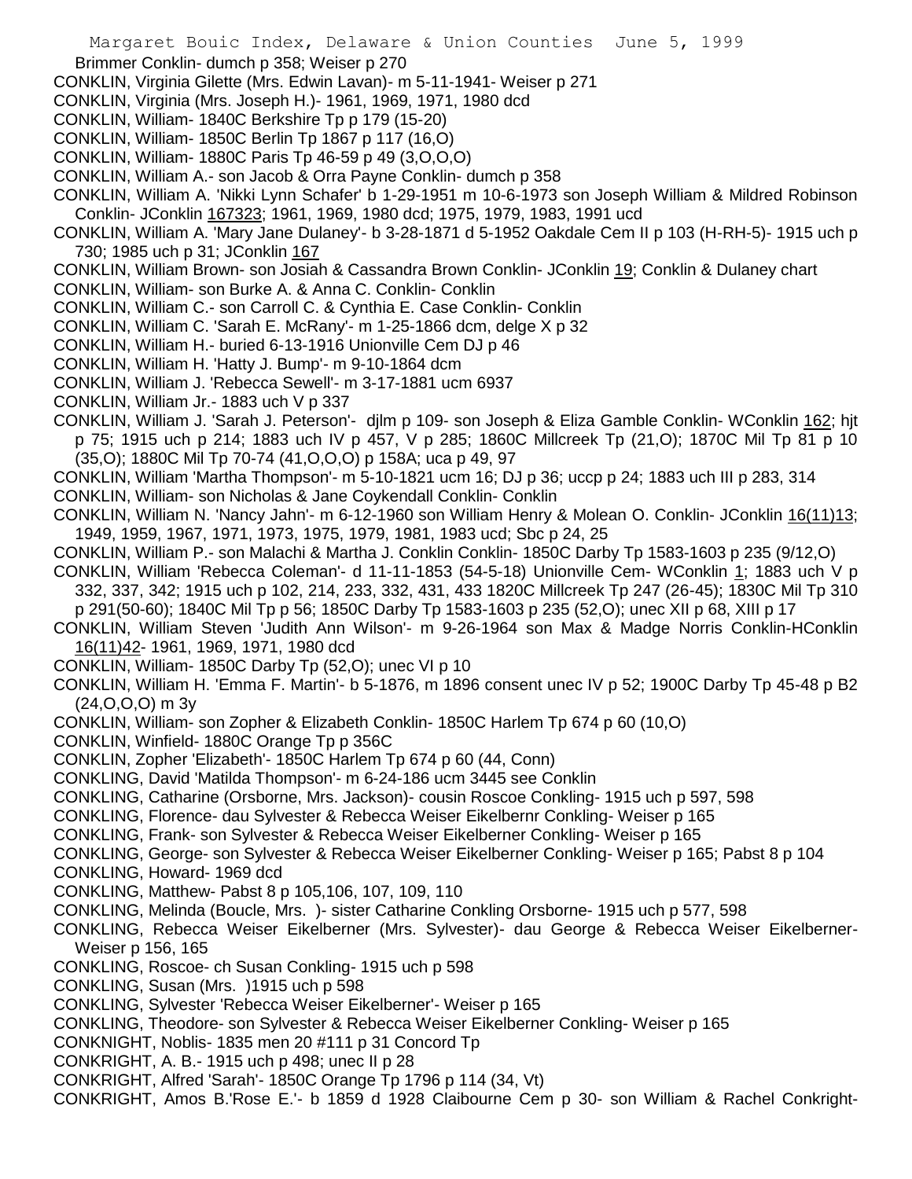Brimmer Conklin- dumch p 358; Weiser p 270
CONKLIN, Virginia Gilette (Mrs. Edwin Lavan)- m 5-11-1941- Weiser p 271
CONKLIN, Virginia (Mrs. Joseph H.)- 1961, 1969, 1971, 1980 dcd
CONKLIN, William- 1840C Berkshire Tp p 179 (15-20)
CONKLIN, William- 1850C Berlin Tp 1867 p 117 (16,O)
CONKLIN, William- 1880C Paris Tp 46-59 p 49 (3,O,O,O)
CONKLIN, William A.- son Jacob & Orra Payne Conklin- dumch p 358
CONKLIN, William A. 'Nikki Lynn Schafer' b 1-29-1951 m 10-6-1973 son Joseph William & Mildred Robinson Conklin- JConklin 167323; 1961, 1969, 1980 dcd; 1975, 1979, 1983, 1991 ucd
CONKLIN, William A. 'Mary Jane Dulaney'- b 3-28-1871 d 5-1952 Oakdale Cem II p 103 (H-RH-5)- 1915 uch p 730; 1985 uch p 31; JConklin 167
CONKLIN, William Brown- son Josiah & Cassandra Brown Conklin- JConklin 19; Conklin & Dulaney chart
CONKLIN, William- son Burke A. & Anna C. Conklin- Conklin
CONKLIN, William C.- son Carroll C. & Cynthia E. Case Conklin- Conklin
CONKLIN, William C. 'Sarah E. McRany'- m 1-25-1866 dcm, delge X p 32
CONKLIN, William H.- buried 6-13-1916 Unionville Cem DJ p 46
CONKLIN, William H. 'Hatty J. Bump'- m 9-10-1864 dcm
CONKLIN, William J. 'Rebecca Sewell'- m 3-17-1881 ucm 6937
CONKLIN, William Jr.- 1883 uch V p 337
CONKLIN, William J. 'Sarah J. Peterson'- djlm p 109- son Joseph & Eliza Gamble Conklin- WConklin 162; hjt p 75; 1915 uch p 214; 1883 uch IV p 457, V p 285; 1860C Millcreek Tp (21,O); 1870C Mil Tp 81 p 10 (35,O); 1880C Mil Tp 70-74 (41,O,O,O) p 158A; uca p 49, 97
CONKLIN, William 'Martha Thompson'- m 5-10-1821 ucm 16; DJ p 36; uccp p 24; 1883 uch III p 283, 314
CONKLIN, William- son Nicholas & Jane Coykendall Conklin- Conklin
CONKLIN, William N. 'Nancy Jahn'- m 6-12-1960 son William Henry & Molean O. Conklin- JConklin 16(11)13; 1949, 1959, 1967, 1971, 1973, 1975, 1979, 1981, 1983 ucd; Sbc p 24, 25
CONKLIN, William P.- son Malachi & Martha J. Conklin Conklin- 1850C Darby Tp 1583-1603 p 235 (9/12,O)
CONKLIN, William 'Rebecca Coleman'- d 11-11-1853 (54-5-18) Unionville Cem- WConklin 1; 1883 uch V p 332, 337, 342; 1915 uch p 102, 214, 233, 332, 431, 433 1820C Millcreek Tp 247 (26-45); 1830C Mil Tp 310 p 291(50-60); 1840C Mil Tp p 56; 1850C Darby Tp 1583-1603 p 235 (52,O); unec XII p 68, XIII p 17
CONKLIN, William Steven 'Judith Ann Wilson'- m 9-26-1964 son Max & Madge Norris Conklin-HConklin 16(11)42- 1961, 1969, 1971, 1980 dcd
CONKLIN, William- 1850C Darby Tp (52,O); unec VI p 10
CONKLIN, William H. 'Emma F. Martin'- b 5-1876, m 1896 consent unec IV p 52; 1900C Darby Tp 45-48 p B2 (24,O,O,O) m 3y
CONKLIN, William- son Zopher & Elizabeth Conklin- 1850C Harlem Tp 674 p 60 (10,O)
CONKLIN, Winfield- 1880C Orange Tp p 356C
CONKLIN, Zopher 'Elizabeth'- 1850C Harlem Tp 674 p 60 (44, Conn)
CONKLING, David 'Matilda Thompson'- m 6-24-186 ucm 3445 see Conklin
CONKLING, Catharine (Orsborne, Mrs. Jackson)- cousin Roscoe Conkling- 1915 uch p 597, 598
CONKLING, Florence- dau Sylvester & Rebecca Weiser Eikelbernr Conkling- Weiser p 165
CONKLING, Frank- son Sylvester & Rebecca Weiser Eikelberner Conkling- Weiser p 165
CONKLING, George- son Sylvester & Rebecca Weiser Eikelberner Conkling- Weiser p 165; Pabst 8 p 104
CONKLING, Howard- 1969 dcd
CONKLING, Matthew- Pabst 8 p 105,106, 107, 109, 110
CONKLING, Melinda (Boucle, Mrs. )- sister Catharine Conkling Orsborne- 1915 uch p 577, 598
CONKLING, Rebecca Weiser Eikelberner (Mrs. Sylvester)- dau George & Rebecca Weiser Eikelberner- Weiser p 156, 165
CONKLING, Roscoe- ch Susan Conkling- 1915 uch p 598
CONKLING, Susan (Mrs. )1915 uch p 598
CONKLING, Sylvester 'Rebecca Weiser Eikelberner'- Weiser p 165
CONKLING, Theodore- son Sylvester & Rebecca Weiser Eikelberner Conkling- Weiser p 165
CONKNIGHT, Noblis- 1835 men 20 #111 p 31 Concord Tp
CONKRIGHT, A. B.- 1915 uch p 498; unec II p 28
CONKRIGHT, Alfred 'Sarah'- 1850C Orange Tp 1796 p 114 (34, Vt)
CONKRIGHT, Amos B.'Rose E.'- b 1859 d 1928 Claibourne Cem p 30- son William & Rachel Conkright-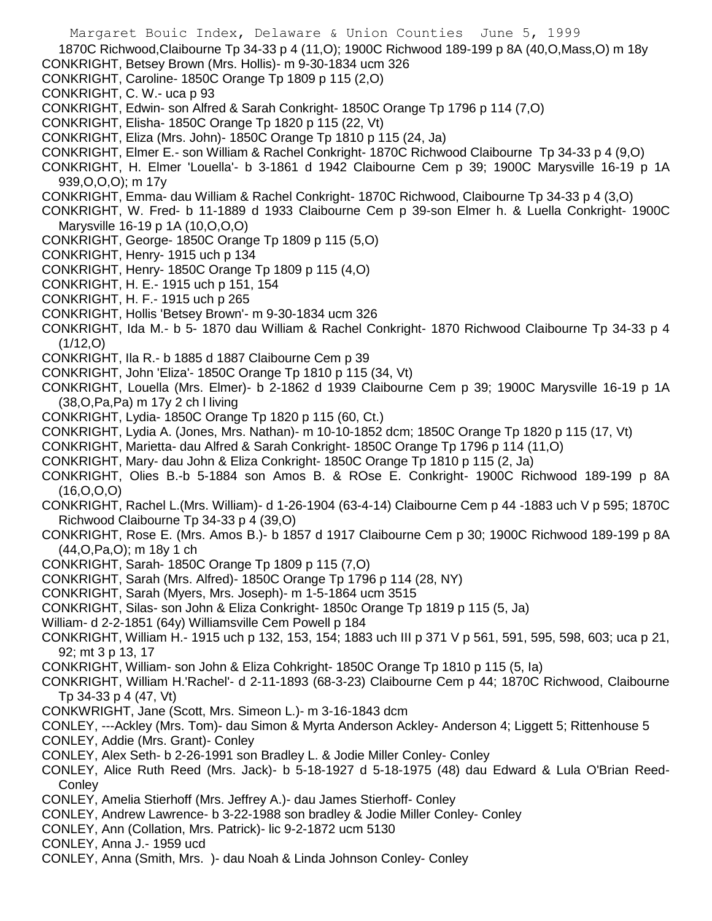1870C Richwood,Claibourne Tp 34-33 p 4 (11,O); 1900C Richwood 189-199 p 8A (40,O,Mass,O) m 18y

CONKRIGHT, Betsey Brown (Mrs. Hollis)- m 9-30-1834 ucm 326

CONKRIGHT, Caroline- 1850C Orange Tp 1809 p 115 (2,O)

CONKRIGHT, C. W.- uca p 93

CONKRIGHT, Edwin- son Alfred & Sarah Conkright- 1850C Orange Tp 1796 p 114 (7,O)

CONKRIGHT, Elisha- 1850C Orange Tp 1820 p 115 (22, Vt)

CONKRIGHT, Eliza (Mrs. John)- 1850C Orange Tp 1810 p 115 (24, Ja)

CONKRIGHT, Elmer E.- son William & Rachel Conkright- 1870C Richwood Claibourne Tp 34-33 p 4 (9,O)

CONKRIGHT, H. Elmer 'Louella'- b 3-1861 d 1942 Claibourne Cem p 39; 1900C Marysville 16-19 p 1A 939,O,O,O); m 17y

CONKRIGHT, Emma- dau William & Rachel Conkright- 1870C Richwood, Claibourne Tp 34-33 p 4 (3,O)

CONKRIGHT, W. Fred- b 11-1889 d 1933 Claibourne Cem p 39-son Elmer h. & Luella Conkright- 1900C Marysville 16-19 p 1A (10,O,O,O)

CONKRIGHT, George- 1850C Orange Tp 1809 p 115 (5,O)

CONKRIGHT, Henry- 1915 uch p 134

CONKRIGHT, Henry- 1850C Orange Tp 1809 p 115 (4,O)

CONKRIGHT, H. E.- 1915 uch p 151, 154

CONKRIGHT, H. F.- 1915 uch p 265

CONKRIGHT, Hollis 'Betsey Brown'- m 9-30-1834 ucm 326

CONKRIGHT, Ida M.- b 5- 1870 dau William & Rachel Conkright- 1870 Richwood Claibourne Tp 34-33 p 4 (1/12,O)

CONKRIGHT, Ila R.- b 1885 d 1887 Claibourne Cem p 39

CONKRIGHT, John 'Eliza'- 1850C Orange Tp 1810 p 115 (34, Vt)

CONKRIGHT, Louella (Mrs. Elmer)- b 2-1862 d 1939 Claibourne Cem p 39; 1900C Marysville 16-19 p 1A (38,O,Pa,Pa) m 17y 2 ch l living

CONKRIGHT, Lydia- 1850C Orange Tp 1820 p 115 (60, Ct.)

CONKRIGHT, Lydia A. (Jones, Mrs. Nathan)- m 10-10-1852 dcm; 1850C Orange Tp 1820 p 115 (17, Vt)

CONKRIGHT, Marietta- dau Alfred & Sarah Conkright- 1850C Orange Tp 1796 p 114 (11,O)

CONKRIGHT, Mary- dau John & Eliza Conkright- 1850C Orange Tp 1810 p 115 (2, Ja)

CONKRIGHT, Olies B.-b 5-1884 son Amos B. & ROse E. Conkright- 1900C Richwood 189-199 p 8A (16,O,O,O)

CONKRIGHT, Rachel L.(Mrs. William)- d 1-26-1904 (63-4-14) Claibourne Cem p 44 -1883 uch V p 595; 1870C Richwood Claibourne Tp 34-33 p 4 (39,O)

CONKRIGHT, Rose E. (Mrs. Amos B.)- b 1857 d 1917 Claibourne Cem p 30; 1900C Richwood 189-199 p 8A (44,O,Pa,O); m 18y 1 ch

CONKRIGHT, Sarah- 1850C Orange Tp 1809 p 115 (7,O)

CONKRIGHT, Sarah (Mrs. Alfred)- 1850C Orange Tp 1796 p 114 (28, NY)

CONKRIGHT, Sarah (Myers, Mrs. Joseph)- m 1-5-1864 ucm 3515

CONKRIGHT, Silas- son John & Eliza Conkright- 1850c Orange Tp 1819 p 115 (5, Ja)

William- d 2-2-1851 (64y) Williamsville Cem Powell p 184

CONKRIGHT, William H.- 1915 uch p 132, 153, 154; 1883 uch III p 371 V p 561, 591, 595, 598, 603; uca p 21, 92; mt 3 p 13, 17

CONKRIGHT, William- son John & Eliza Cohkright- 1850C Orange Tp 1810 p 115 (5, Ia)

CONKRIGHT, William H.'Rachel'- d 2-11-1893 (68-3-23) Claibourne Cem p 44; 1870C Richwood, Claibourne Tp 34-33 p 4 (47, Vt)

CONKWRIGHT, Jane (Scott, Mrs. Simeon L.)- m 3-16-1843 dcm

CONLEY, ---Ackley (Mrs. Tom)- dau Simon & Myrta Anderson Ackley- Anderson 4; Liggett 5; Rittenhouse 5

CONLEY, Addie (Mrs. Grant)- Conley

CONLEY, Alex Seth- b 2-26-1991 son Bradley L. & Jodie Miller Conley- Conley

CONLEY, Alice Ruth Reed (Mrs. Jack)- b 5-18-1927 d 5-18-1975 (48) dau Edward & Lula O'Brian Reed- Conley

CONLEY, Amelia Stierhoff (Mrs. Jeffrey A.)- dau James Stierhoff- Conley

CONLEY, Andrew Lawrence- b 3-22-1988 son bradley & Jodie Miller Conley- Conley

CONLEY, Ann (Collation, Mrs. Patrick)- lic 9-2-1872 ucm 5130

CONLEY, Anna J.- 1959 ucd

CONLEY, Anna (Smith, Mrs. )- dau Noah & Linda Johnson Conley- Conley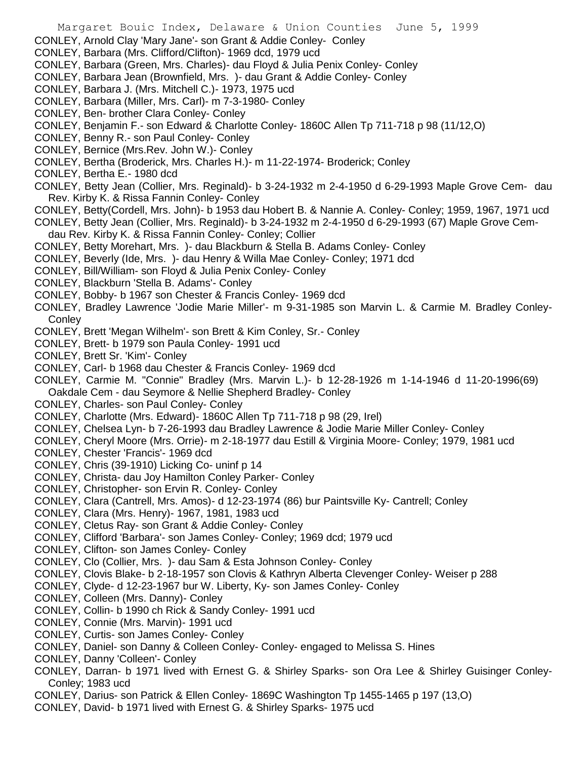CONLEY, Arnold Clay 'Mary Jane'- son Grant & Addie Conley- Conley
CONLEY, Barbara (Mrs. Clifford/Clifton)- 1969 dcd, 1979 ucd
CONLEY, Barbara (Green, Mrs. Charles)- dau Floyd & Julia Penix Conley- Conley
CONLEY, Barbara Jean (Brownfield, Mrs. )- dau Grant & Addie Conley- Conley
CONLEY, Barbara J. (Mrs. Mitchell C.)- 1973, 1975 ucd
CONLEY, Barbara (Miller, Mrs. Carl)- m 7-3-1980- Conley
CONLEY, Ben- brother Clara Conley- Conley
CONLEY, Benjamin F.- son Edward & Charlotte Conley- 1860C Allen Tp 711-718 p 98 (11/12,O)
CONLEY, Benny R.- son Paul Conley- Conley
CONLEY, Bernice (Mrs.Rev. John W.)- Conley
CONLEY, Bertha (Broderick, Mrs. Charles H.)- m 11-22-1974- Broderick; Conley
CONLEY, Bertha E.- 1980 dcd
CONLEY, Betty Jean (Collier, Mrs. Reginald)- b 3-24-1932 m 2-4-1950 d 6-29-1993 Maple Grove Cem- dau Rev. Kirby K. & Rissa Fannin Conley- Conley
CONLEY, Betty(Cordell, Mrs. John)- b 1953 dau Hobert B. & Nannie A. Conley- Conley; 1959, 1967, 1971 ucd
CONLEY, Betty Jean (Collier, Mrs. Reginald)- b 3-24-1932 m 2-4-1950 d 6-29-1993 (67) Maple Grove Cem- dau Rev. Kirby K. & Rissa Fannin Conley- Conley; Collier
CONLEY, Betty Morehart, Mrs. )- dau Blackburn & Stella B. Adams Conley- Conley
CONLEY, Beverly (Ide, Mrs. )- dau Henry & Willa Mae Conley- Conley; 1971 dcd
CONLEY, Bill/William- son Floyd & Julia Penix Conley- Conley
CONLEY, Blackburn 'Stella B. Adams'- Conley
CONLEY, Bobby- b 1967 son Chester & Francis Conley- 1969 dcd
CONLEY, Bradley Lawrence 'Jodie Marie Miller'- m 9-31-1985 son Marvin L. & Carmie M. Bradley Conley- Conley
CONLEY, Brett 'Megan Wilhelm'- son Brett & Kim Conley, Sr.- Conley
CONLEY, Brett- b 1979 son Paula Conley- 1991 ucd
CONLEY, Brett Sr. 'Kim'- Conley
CONLEY, Carl- b 1968 dau Chester & Francis Conley- 1969 dcd
CONLEY, Carmie M. "Connie" Bradley (Mrs. Marvin L.)- b 12-28-1926 m 1-14-1946 d 11-20-1996(69) Oakdale Cem - dau Seymore & Nellie Shepherd Bradley- Conley
CONLEY, Charles- son Paul Conley- Conley
CONLEY, Charlotte (Mrs. Edward)- 1860C Allen Tp 711-718 p 98 (29, Irel)
CONLEY, Chelsea Lyn- b 7-26-1993 dau Bradley Lawrence & Jodie Marie Miller Conley- Conley
CONLEY, Cheryl Moore (Mrs. Orrie)- m 2-18-1977 dau Estill & Virginia Moore- Conley; 1979, 1981 ucd
CONLEY, Chester 'Francis'- 1969 dcd
CONLEY, Chris (39-1910) Licking Co- uninf p 14
CONLEY, Christa- dau Joy Hamilton Conley Parker- Conley
CONLEY, Christopher- son Ervin R. Conley- Conley
CONLEY, Clara (Cantrell, Mrs. Amos)- d 12-23-1974 (86) bur Paintsville Ky- Cantrell; Conley
CONLEY, Clara (Mrs. Henry)- 1967, 1981, 1983 ucd
CONLEY, Cletus Ray- son Grant & Addie Conley- Conley
CONLEY, Clifford 'Barbara'- son James Conley- Conley; 1969 dcd; 1979 ucd
CONLEY, Clifton- son James Conley- Conley
CONLEY, Clo (Collier, Mrs. )- dau Sam & Esta Johnson Conley- Conley
CONLEY, Clovis Blake- b 2-18-1957 son Clovis & Kathryn Alberta Clevenger Conley- Weiser p 288
CONLEY, Clyde- d 12-23-1967 bur W. Liberty, Ky- son James Conley- Conley
CONLEY, Colleen (Mrs. Danny)- Conley
CONLEY, Collin- b 1990 ch Rick & Sandy Conley- 1991 ucd
CONLEY, Connie (Mrs. Marvin)- 1991 ucd
CONLEY, Curtis- son James Conley- Conley
CONLEY, Daniel- son Danny & Colleen Conley- Conley- engaged to Melissa S. Hines
CONLEY, Danny 'Colleen'- Conley
CONLEY, Darran- b 1971 lived with Ernest G. & Shirley Sparks- son Ora Lee & Shirley Guisinger Conley- Conley; 1983 ucd
CONLEY, Darius- son Patrick & Ellen Conley- 1869C Washington Tp 1455-1465 p 197 (13,O)
CONLEY, David- b 1971 lived with Ernest G. & Shirley Sparks- 1975 ucd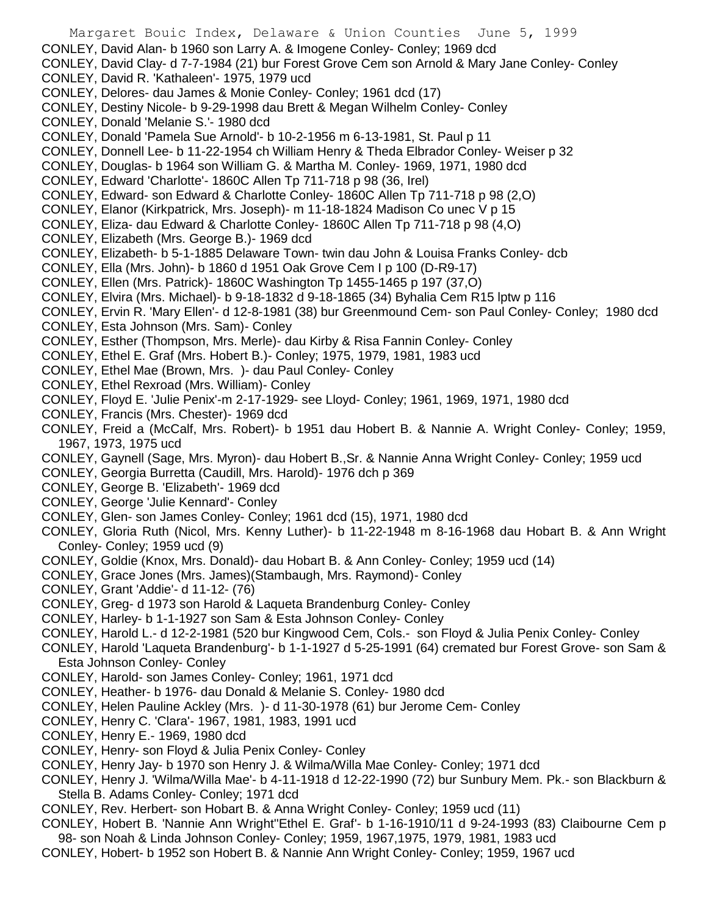CONLEY, David Alan- b 1960 son Larry A. & Imogene Conley- Conley; 1969 dcd
CONLEY, David Clay- d 7-7-1984 (21) bur Forest Grove Cem son Arnold & Mary Jane Conley- Conley
CONLEY, David R. 'Kathaleen'- 1975, 1979 ucd
CONLEY, Delores- dau James & Monie Conley- Conley; 1961 dcd (17)
CONLEY, Destiny Nicole- b 9-29-1998 dau Brett & Megan Wilhelm Conley- Conley
CONLEY, Donald 'Melanie S.'- 1980 dcd
CONLEY, Donald 'Pamela Sue Arnold'- b 10-2-1956 m 6-13-1981, St. Paul p 11
CONLEY, Donnell Lee- b 11-22-1954 ch William Henry & Theda Elbrador Conley- Weiser p 32
CONLEY, Douglas- b 1964 son William G. & Martha M. Conley- 1969, 1971, 1980 dcd
CONLEY, Edward 'Charlotte'- 1860C Allen Tp 711-718 p 98 (36, Irel)
CONLEY, Edward- son Edward & Charlotte Conley- 1860C Allen Tp 711-718 p 98 (2,O)
CONLEY, Elanor (Kirkpatrick, Mrs. Joseph)- m 11-18-1824 Madison Co unec V p 15
CONLEY, Eliza- dau Edward & Charlotte Conley- 1860C Allen Tp 711-718 p 98 (4,O)
CONLEY, Elizabeth (Mrs. George B.)- 1969 dcd
CONLEY, Elizabeth- b 5-1-1885 Delaware Town- twin dau John & Louisa Franks Conley- dcb
CONLEY, Ella (Mrs. John)- b 1860 d 1951 Oak Grove Cem I p 100 (D-R9-17)
CONLEY, Ellen (Mrs. Patrick)- 1860C Washington Tp 1455-1465 p 197 (37,O)
CONLEY, Elvira (Mrs. Michael)- b 9-18-1832 d 9-18-1865 (34) Byhalia Cem R15 lptw p 116
CONLEY, Ervin R. 'Mary Ellen'- d 12-8-1981 (38) bur Greenmound Cem- son Paul Conley- Conley; 1980 dcd
CONLEY, Esta Johnson (Mrs. Sam)- Conley
CONLEY, Esther (Thompson, Mrs. Merle)- dau Kirby & Risa Fannin Conley- Conley
CONLEY, Ethel E. Graf (Mrs. Hobert B.)- Conley; 1975, 1979, 1981, 1983 ucd
CONLEY, Ethel Mae (Brown, Mrs. )- dau Paul Conley- Conley
CONLEY, Ethel Rexroad (Mrs. William)- Conley
CONLEY, Floyd E. 'Julie Penix'-m 2-17-1929- see Lloyd- Conley; 1961, 1969, 1971, 1980 dcd
CONLEY, Francis (Mrs. Chester)- 1969 dcd
CONLEY, Freid a (McCalf, Mrs. Robert)- b 1951 dau Hobert B. & Nannie A. Wright Conley- Conley; 1959, 1967, 1973, 1975 ucd
CONLEY, Gaynell (Sage, Mrs. Myron)- dau Hobert B.,Sr. & Nannie Anna Wright Conley- Conley; 1959 ucd
CONLEY, Georgia Burretta (Caudill, Mrs. Harold)- 1976 dch p 369
CONLEY, George B. 'Elizabeth'- 1969 dcd
CONLEY, George 'Julie Kennard'- Conley
CONLEY, Glen- son James Conley- Conley; 1961 dcd (15), 1971, 1980 dcd
CONLEY, Gloria Ruth (Nicol, Mrs. Kenny Luther)- b 11-22-1948 m 8-16-1968 dau Hobart B. & Ann Wright Conley- Conley; 1959 ucd (9)
CONLEY, Goldie (Knox, Mrs. Donald)- dau Hobart B. & Ann Conley- Conley; 1959 ucd (14)
CONLEY, Grace Jones (Mrs. James)(Stambaugh, Mrs. Raymond)- Conley
CONLEY, Grant 'Addie'- d 11-12- (76)
CONLEY, Greg- d 1973 son Harold & Laqueta Brandenburg Conley- Conley
CONLEY, Harley- b 1-1-1927 son Sam & Esta Johnson Conley- Conley
CONLEY, Harold L.- d 12-2-1981 (520 bur Kingwood Cem, Cols.- son Floyd & Julia Penix Conley- Conley
CONLEY, Harold 'Laqueta Brandenburg'- b 1-1-1927 d 5-25-1991 (64) cremated bur Forest Grove- son Sam & Esta Johnson Conley- Conley
CONLEY, Harold- son James Conley- Conley; 1961, 1971 dcd
CONLEY, Heather- b 1976- dau Donald & Melanie S. Conley- 1980 dcd
CONLEY, Helen Pauline Ackley (Mrs. )- d 11-30-1978 (61) bur Jerome Cem- Conley
CONLEY, Henry C. 'Clara'- 1967, 1981, 1983, 1991 ucd
CONLEY, Henry E.- 1969, 1980 dcd
CONLEY, Henry- son Floyd & Julia Penix Conley- Conley
CONLEY, Henry Jay- b 1970 son Henry J. & Wilma/Willa Mae Conley- Conley; 1971 dcd
CONLEY, Henry J. 'Wilma/Willa Mae'- b 4-11-1918 d 12-22-1990 (72) bur Sunbury Mem. Pk.- son Blackburn & Stella B. Adams Conley- Conley; 1971 dcd
CONLEY, Rev. Herbert- son Hobart B. & Anna Wright Conley- Conley; 1959 ucd (11)
CONLEY, Hobert B. 'Nannie Ann Wright''Ethel E. Graf'- b 1-16-1910/11 d 9-24-1993 (83) Claibourne Cem p 98- son Noah & Linda Johnson Conley- Conley; 1959, 1967,1975, 1979, 1981, 1983 ucd
CONLEY, Hobert- b 1952 son Hobert B. & Nannie Ann Wright Conley- Conley; 1959, 1967 ucd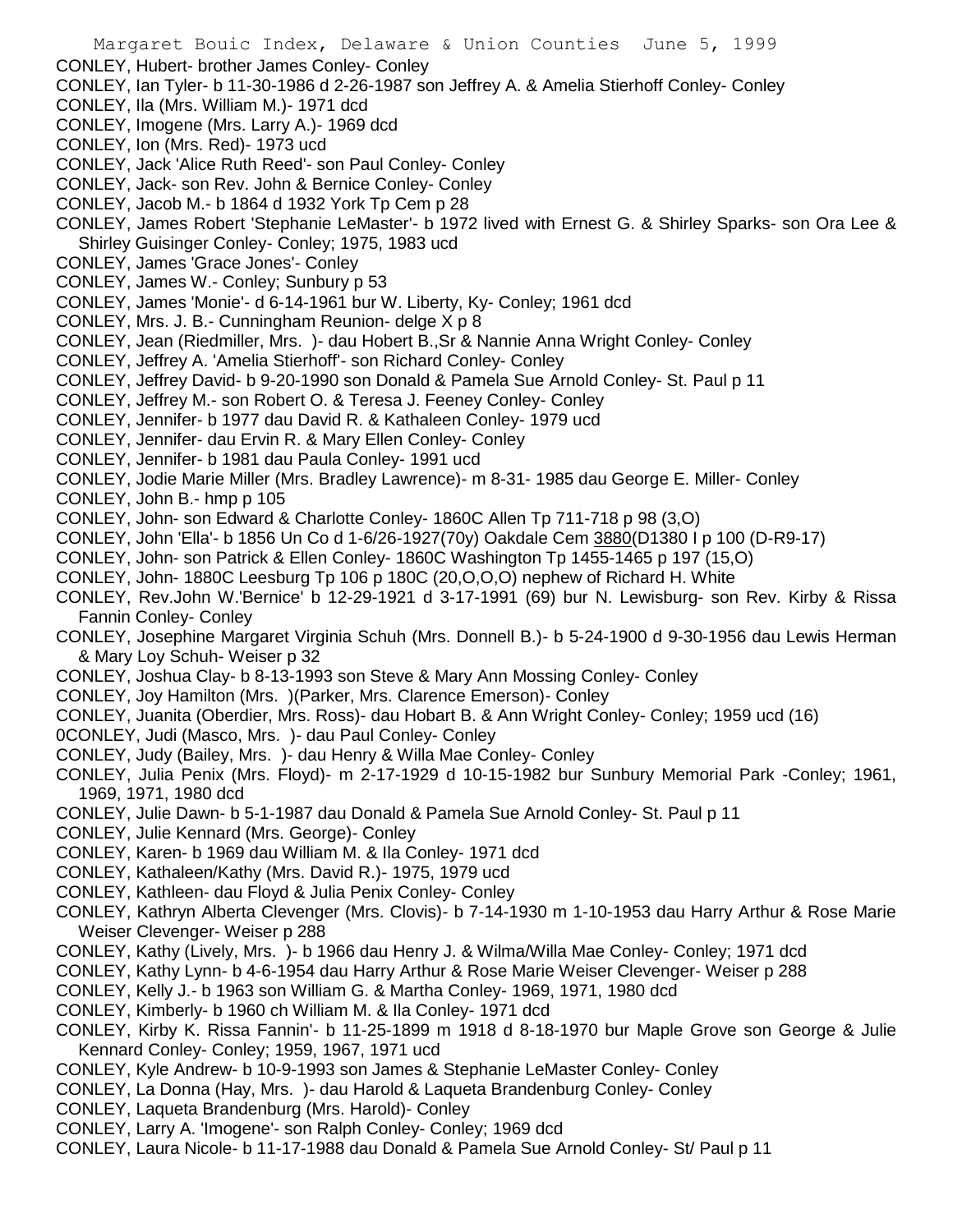CONLEY, Hubert- brother James Conley- Conley
CONLEY, Ian Tyler- b 11-30-1986 d 2-26-1987 son Jeffrey A. & Amelia Stierhoff Conley- Conley
CONLEY, Ila (Mrs. William M.)- 1971 dcd
CONLEY, Imogene (Mrs. Larry A.)- 1969 dcd
CONLEY, Ion (Mrs. Red)- 1973 ucd
CONLEY, Jack 'Alice Ruth Reed'- son Paul Conley- Conley
CONLEY, Jack- son Rev. John & Bernice Conley- Conley
CONLEY, Jacob M.- b 1864 d 1932 York Tp Cem p 28
CONLEY, James Robert 'Stephanie LeMaster'- b 1972 lived with Ernest G. & Shirley Sparks- son Ora Lee & Shirley Guisinger Conley- Conley; 1975, 1983 ucd
CONLEY, James 'Grace Jones'- Conley
CONLEY, James W.- Conley; Sunbury p 53
CONLEY, James 'Monie'- d 6-14-1961 bur W. Liberty, Ky- Conley; 1961 dcd
CONLEY, Mrs. J. B.- Cunningham Reunion- delge X p 8
CONLEY, Jean (Riedmiller, Mrs. )- dau Hobert B.,Sr & Nannie Anna Wright Conley- Conley
CONLEY, Jeffrey A. 'Amelia Stierhoff'- son Richard Conley- Conley
CONLEY, Jeffrey David- b 9-20-1990 son Donald & Pamela Sue Arnold Conley- St. Paul p 11
CONLEY, Jeffrey M.- son Robert O. & Teresa J. Feeney Conley- Conley
CONLEY, Jennifer- b 1977 dau David R. & Kathaleen Conley- 1979 ucd
CONLEY, Jennifer- dau Ervin R. & Mary Ellen Conley- Conley
CONLEY, Jennifer- b 1981 dau Paula Conley- 1991 ucd
CONLEY, Jodie Marie Miller (Mrs. Bradley Lawrence)- m 8-31- 1985 dau George E. Miller- Conley
CONLEY, John B.- hmp p 105
CONLEY, John- son Edward & Charlotte Conley- 1860C Allen Tp 711-718 p 98 (3,O)
CONLEY, John 'Ella'- b 1856 Un Co d 1-6/26-1927(70y) Oakdale Cem 3880(D1380 I p 100 (D-R9-17)
CONLEY, John- son Patrick & Ellen Conley- 1860C Washington Tp 1455-1465 p 197 (15,O)
CONLEY, John- 1880C Leesburg Tp 106 p 180C (20,O,O,O) nephew of Richard H. White
CONLEY, Rev.John W.'Bernice' b 12-29-1921 d 3-17-1991 (69) bur N. Lewisburg- son Rev. Kirby & Rissa Fannin Conley- Conley
CONLEY, Josephine Margaret Virginia Schuh (Mrs. Donnell B.)- b 5-24-1900 d 9-30-1956 dau Lewis Herman & Mary Loy Schuh- Weiser p 32
CONLEY, Joshua Clay- b 8-13-1993 son Steve & Mary Ann Mossing Conley- Conley
CONLEY, Joy Hamilton (Mrs. )(Parker, Mrs. Clarence Emerson)- Conley
CONLEY, Juanita (Oberdier, Mrs. Ross)- dau Hobart B. & Ann Wright Conley- Conley; 1959 ucd (16)
0CONLEY, Judi (Masco, Mrs. )- dau Paul Conley- Conley
CONLEY, Judy (Bailey, Mrs. )- dau Henry & Willa Mae Conley- Conley
CONLEY, Julia Penix (Mrs. Floyd)- m 2-17-1929 d 10-15-1982 bur Sunbury Memorial Park -Conley; 1961, 1969, 1971, 1980 dcd
CONLEY, Julie Dawn- b 5-1-1987 dau Donald & Pamela Sue Arnold Conley- St. Paul p 11
CONLEY, Julie Kennard (Mrs. George)- Conley
CONLEY, Karen- b 1969 dau William M. & Ila Conley- 1971 dcd
CONLEY, Kathaleen/Kathy (Mrs. David R.)- 1975, 1979 ucd
CONLEY, Kathleen- dau Floyd & Julia Penix Conley- Conley
CONLEY, Kathryn Alberta Clevenger (Mrs. Clovis)- b 7-14-1930 m 1-10-1953 dau Harry Arthur & Rose Marie Weiser Clevenger- Weiser p 288
CONLEY, Kathy (Lively, Mrs. )- b 1966 dau Henry J. & Wilma/Willa Mae Conley- Conley; 1971 dcd
CONLEY, Kathy Lynn- b 4-6-1954 dau Harry Arthur & Rose Marie Weiser Clevenger- Weiser p 288
CONLEY, Kelly J.- b 1963 son William G. & Martha Conley- 1969, 1971, 1980 dcd
CONLEY, Kimberly- b 1960 ch William M. & Ila Conley- 1971 dcd
CONLEY, Kirby K. Rissa Fannin'- b 11-25-1899 m 1918 d 8-18-1970 bur Maple Grove son George & Julie Kennard Conley- Conley; 1959, 1967, 1971 ucd
CONLEY, Kyle Andrew- b 10-9-1993 son James & Stephanie LeMaster Conley- Conley
CONLEY, La Donna (Hay, Mrs. )- dau Harold & Laqueta Brandenburg Conley- Conley
CONLEY, Laqueta Brandenburg (Mrs. Harold)- Conley
CONLEY, Larry A. 'Imogene'- son Ralph Conley- Conley; 1969 dcd
CONLEY, Laura Nicole- b 11-17-1988 dau Donald & Pamela Sue Arnold Conley- St/ Paul p 11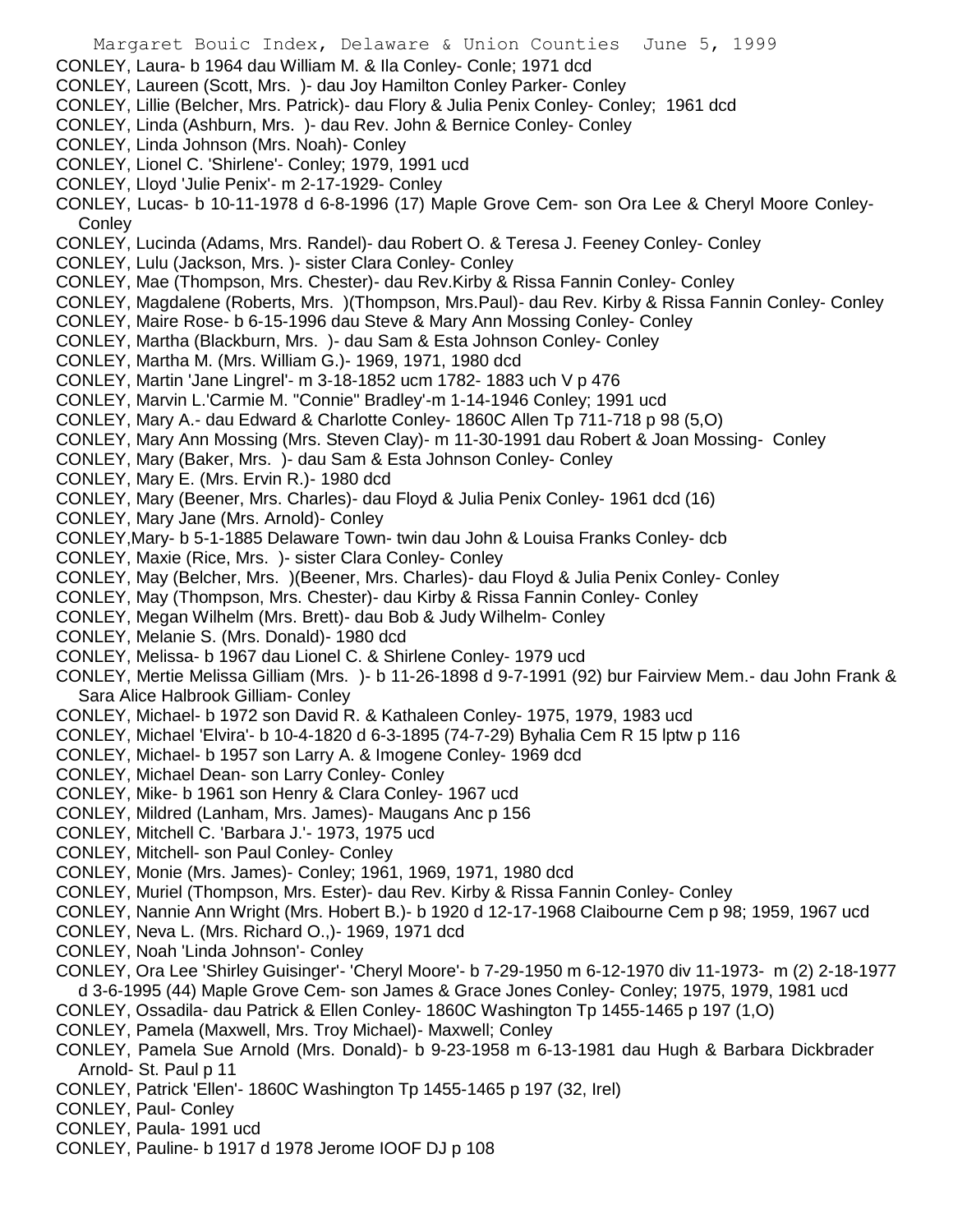CONLEY, Laura- b 1964 dau William M. & Ila Conley- Conle; 1971 dcd
CONLEY, Laureen (Scott, Mrs. )- dau Joy Hamilton Conley Parker- Conley
CONLEY, Lillie (Belcher, Mrs. Patrick)- dau Flory & Julia Penix Conley- Conley; 1961 dcd
CONLEY, Linda (Ashburn, Mrs. )- dau Rev. John & Bernice Conley- Conley
CONLEY, Linda Johnson (Mrs. Noah)- Conley
CONLEY, Lionel C. 'Shirlene'- Conley; 1979, 1991 ucd
CONLEY, Lloyd 'Julie Penix'- m 2-17-1929- Conley
CONLEY, Lucas- b 10-11-1978 d 6-8-1996 (17) Maple Grove Cem- son Ora Lee & Cheryl Moore Conley- Conley
CONLEY, Lucinda (Adams, Mrs. Randel)- dau Robert O. & Teresa J. Feeney Conley- Conley
CONLEY, Lulu (Jackson, Mrs. )- sister Clara Conley- Conley
CONLEY, Mae (Thompson, Mrs. Chester)- dau Rev.Kirby & Rissa Fannin Conley- Conley
CONLEY, Magdalene (Roberts, Mrs. )(Thompson, Mrs.Paul)- dau Rev. Kirby & Rissa Fannin Conley- Conley
CONLEY, Maire Rose- b 6-15-1996 dau Steve & Mary Ann Mossing Conley- Conley
CONLEY, Martha (Blackburn, Mrs. )- dau Sam & Esta Johnson Conley- Conley
CONLEY, Martha M. (Mrs. William G.)- 1969, 1971, 1980 dcd
CONLEY, Martin 'Jane Lingrel'- m 3-18-1852 ucm 1782- 1883 uch V p 476
CONLEY, Marvin L.'Carmie M. "Connie" Bradley'-m 1-14-1946 Conley; 1991 ucd
CONLEY, Mary A.- dau Edward & Charlotte Conley- 1860C Allen Tp 711-718 p 98 (5,O)
CONLEY, Mary Ann Mossing (Mrs. Steven Clay)- m 11-30-1991 dau Robert & Joan Mossing- Conley
CONLEY, Mary (Baker, Mrs. )- dau Sam & Esta Johnson Conley- Conley
CONLEY, Mary E. (Mrs. Ervin R.)- 1980 dcd
CONLEY, Mary (Beener, Mrs. Charles)- dau Floyd & Julia Penix Conley- 1961 dcd (16)
CONLEY, Mary Jane (Mrs. Arnold)- Conley
CONLEY,Mary- b 5-1-1885 Delaware Town- twin dau John & Louisa Franks Conley- dcb
CONLEY, Maxie (Rice, Mrs. )- sister Clara Conley- Conley
CONLEY, May (Belcher, Mrs. )(Beener, Mrs. Charles)- dau Floyd & Julia Penix Conley- Conley
CONLEY, May (Thompson, Mrs. Chester)- dau Kirby & Rissa Fannin Conley- Conley
CONLEY, Megan Wilhelm (Mrs. Brett)- dau Bob & Judy Wilhelm- Conley
CONLEY, Melanie S. (Mrs. Donald)- 1980 dcd
CONLEY, Melissa- b 1967 dau Lionel C. & Shirlene Conley- 1979 ucd
CONLEY, Mertie Melissa Gilliam (Mrs. )- b 11-26-1898 d 9-7-1991 (92) bur Fairview Mem.- dau John Frank & Sara Alice Halbrook Gilliam- Conley
CONLEY, Michael- b 1972 son David R. & Kathaleen Conley- 1975, 1979, 1983 ucd
CONLEY, Michael 'Elvira'- b 10-4-1820 d 6-3-1895 (74-7-29) Byhalia Cem R 15 lptw p 116
CONLEY, Michael- b 1957 son Larry A. & Imogene Conley- 1969 dcd
CONLEY, Michael Dean- son Larry Conley- Conley
CONLEY, Mike- b 1961 son Henry & Clara Conley- 1967 ucd
CONLEY, Mildred (Lanham, Mrs. James)- Maugans Anc p 156
CONLEY, Mitchell C. 'Barbara J.'- 1973, 1975 ucd
CONLEY, Mitchell- son Paul Conley- Conley
CONLEY, Monie (Mrs. James)- Conley; 1961, 1969, 1971, 1980 dcd
CONLEY, Muriel (Thompson, Mrs. Ester)- dau Rev. Kirby & Rissa Fannin Conley- Conley
CONLEY, Nannie Ann Wright (Mrs. Hobert B.)- b 1920 d 12-17-1968 Claibourne Cem p 98; 1959, 1967 ucd
CONLEY, Neva L. (Mrs. Richard O.,)- 1969, 1971 dcd
CONLEY, Noah 'Linda Johnson'- Conley
CONLEY, Ora Lee 'Shirley Guisinger'- 'Cheryl Moore'- b 7-29-1950 m 6-12-1970 div 11-1973- m (2) 2-18-1977 d 3-6-1995 (44) Maple Grove Cem- son James & Grace Jones Conley- Conley; 1975, 1979, 1981 ucd
CONLEY, Ossadila- dau Patrick & Ellen Conley- 1860C Washington Tp 1455-1465 p 197 (1,O)
CONLEY, Pamela (Maxwell, Mrs. Troy Michael)- Maxwell; Conley
CONLEY, Pamela Sue Arnold (Mrs. Donald)- b 9-23-1958 m 6-13-1981 dau Hugh & Barbara Dickbrader Arnold- St. Paul p 11
CONLEY, Patrick 'Ellen'- 1860C Washington Tp 1455-1465 p 197 (32, Irel)
CONLEY, Paul- Conley
CONLEY, Paula- 1991 ucd
CONLEY, Pauline- b 1917 d 1978 Jerome IOOF DJ p 108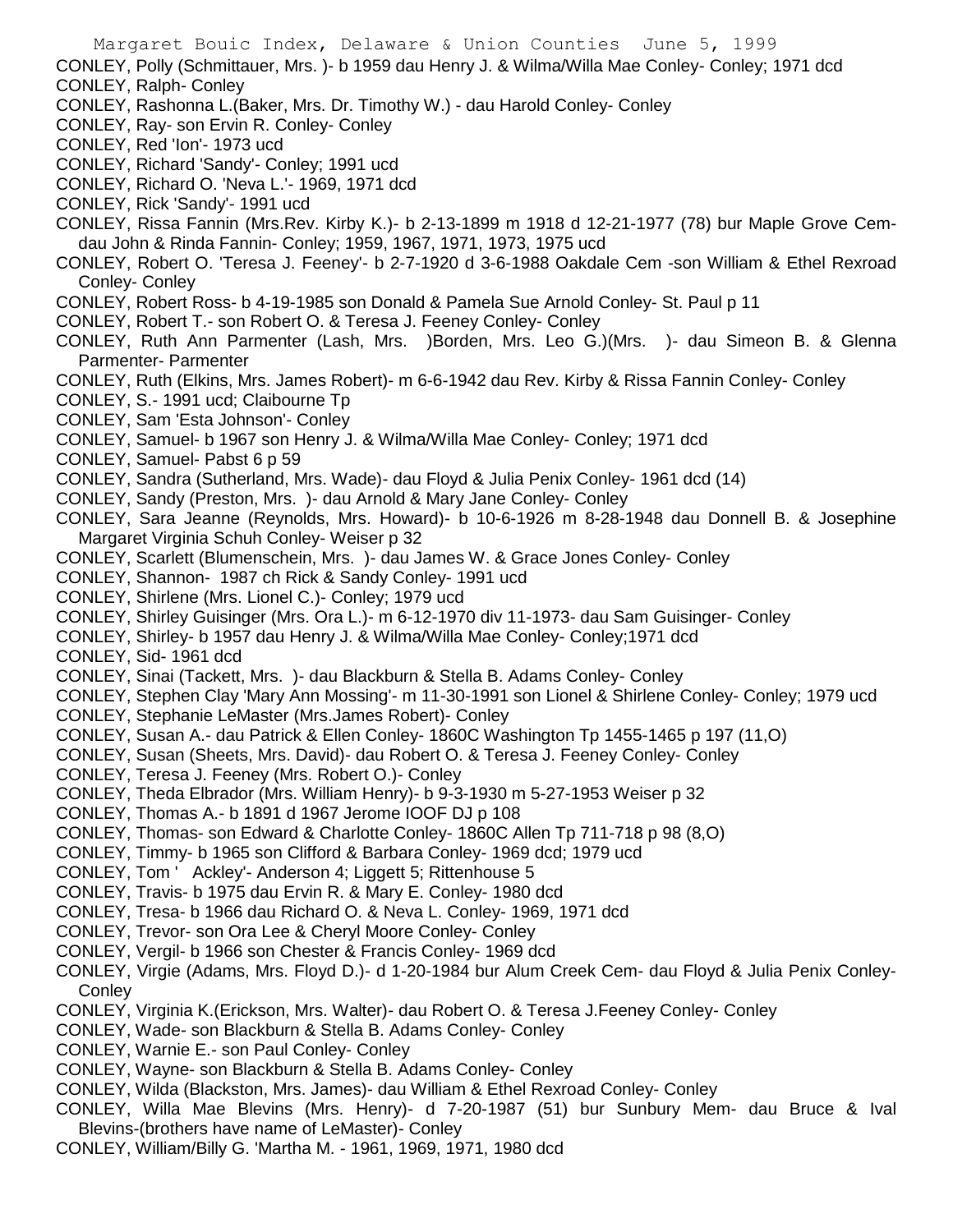CONLEY, Polly (Schmittauer, Mrs. )- b 1959 dau Henry J. & Wilma/Willa Mae Conley- Conley; 1971 dcd
CONLEY, Ralph- Conley
CONLEY, Rashonna L.(Baker, Mrs. Dr. Timothy W.) - dau Harold Conley- Conley
CONLEY, Ray- son Ervin R. Conley- Conley
CONLEY, Red 'Ion'- 1973 ucd
CONLEY, Richard 'Sandy'- Conley; 1991 ucd
CONLEY, Richard O. 'Neva L.'- 1969, 1971 dcd
CONLEY, Rick 'Sandy'- 1991 ucd
CONLEY, Rissa Fannin (Mrs.Rev. Kirby K.)- b 2-13-1899 m 1918 d 12-21-1977 (78) bur Maple Grove Cem- dau John & Rinda Fannin- Conley; 1959, 1967, 1971, 1973, 1975 ucd
CONLEY, Robert O. 'Teresa J. Feeney'- b 2-7-1920 d 3-6-1988 Oakdale Cem -son William & Ethel Rexroad Conley- Conley
CONLEY, Robert Ross- b 4-19-1985 son Donald & Pamela Sue Arnold Conley- St. Paul p 11
CONLEY, Robert T.- son Robert O. & Teresa J. Feeney Conley- Conley
CONLEY, Ruth Ann Parmenter (Lash, Mrs. )Borden, Mrs. Leo G.)(Mrs. )- dau Simeon B. & Glenna Parmenter- Parmenter
CONLEY, Ruth (Elkins, Mrs. James Robert)- m 6-6-1942 dau Rev. Kirby & Rissa Fannin Conley- Conley
CONLEY, S.- 1991 ucd; Claibourne Tp
CONLEY, Sam 'Esta Johnson'- Conley
CONLEY, Samuel- b 1967 son Henry J. & Wilma/Willa Mae Conley- Conley; 1971 dcd
CONLEY, Samuel- Pabst 6 p 59
CONLEY, Sandra (Sutherland, Mrs. Wade)- dau Floyd & Julia Penix Conley- 1961 dcd (14)
CONLEY, Sandy (Preston, Mrs. )- dau Arnold & Mary Jane Conley- Conley
CONLEY, Sara Jeanne (Reynolds, Mrs. Howard)- b 10-6-1926 m 8-28-1948 dau Donnell B. & Josephine Margaret Virginia Schuh Conley- Weiser p 32
CONLEY, Scarlett (Blumenschein, Mrs. )- dau James W. & Grace Jones Conley- Conley
CONLEY, Shannon- 1987 ch Rick & Sandy Conley- 1991 ucd
CONLEY, Shirlene (Mrs. Lionel C.)- Conley; 1979 ucd
CONLEY, Shirley Guisinger (Mrs. Ora L.)- m 6-12-1970 div 11-1973- dau Sam Guisinger- Conley
CONLEY, Shirley- b 1957 dau Henry J. & Wilma/Willa Mae Conley- Conley;1971 dcd
CONLEY, Sid- 1961 dcd
CONLEY, Sinai (Tackett, Mrs. )- dau Blackburn & Stella B. Adams Conley- Conley
CONLEY, Stephen Clay 'Mary Ann Mossing'- m 11-30-1991 son Lionel & Shirlene Conley- Conley; 1979 ucd
CONLEY, Stephanie LeMaster (Mrs.James Robert)- Conley
CONLEY, Susan A.- dau Patrick & Ellen Conley- 1860C Washington Tp 1455-1465 p 197 (11,O)
CONLEY, Susan (Sheets, Mrs. David)- dau Robert O. & Teresa J. Feeney Conley- Conley
CONLEY, Teresa J. Feeney (Mrs. Robert O.)- Conley
CONLEY, Theda Elbrador (Mrs. William Henry)- b 9-3-1930 m 5-27-1953 Weiser p 32
CONLEY, Thomas A.- b 1891 d 1967 Jerome IOOF DJ p 108
CONLEY, Thomas- son Edward & Charlotte Conley- 1860C Allen Tp 711-718 p 98 (8,O)
CONLEY, Timmy- b 1965 son Clifford & Barbara Conley- 1969 dcd; 1979 ucd
CONLEY, Tom ' Ackley'- Anderson 4; Liggett 5; Rittenhouse 5
CONLEY, Travis- b 1975 dau Ervin R. & Mary E. Conley- 1980 dcd
CONLEY, Tresa- b 1966 dau Richard O. & Neva L. Conley- 1969, 1971 dcd
CONLEY, Trevor- son Ora Lee & Cheryl Moore Conley- Conley
CONLEY, Vergil- b 1966 son Chester & Francis Conley- 1969 dcd
CONLEY, Virgie (Adams, Mrs. Floyd D.)- d 1-20-1984 bur Alum Creek Cem- dau Floyd & Julia Penix Conley- Conley
CONLEY, Virginia K.(Erickson, Mrs. Walter)- dau Robert O. & Teresa J.Feeney Conley- Conley
CONLEY, Wade- son Blackburn & Stella B. Adams Conley- Conley
CONLEY, Warnie E.- son Paul Conley- Conley
CONLEY, Wayne- son Blackburn & Stella B. Adams Conley- Conley
CONLEY, Wilda (Blackston, Mrs. James)- dau William & Ethel Rexroad Conley- Conley
CONLEY, Willa Mae Blevins (Mrs. Henry)- d 7-20-1987 (51) bur Sunbury Mem- dau Bruce & Ival Blevins-(brothers have name of LeMaster)- Conley
CONLEY, William/Billy G. 'Martha M. - 1961, 1969, 1971, 1980 dcd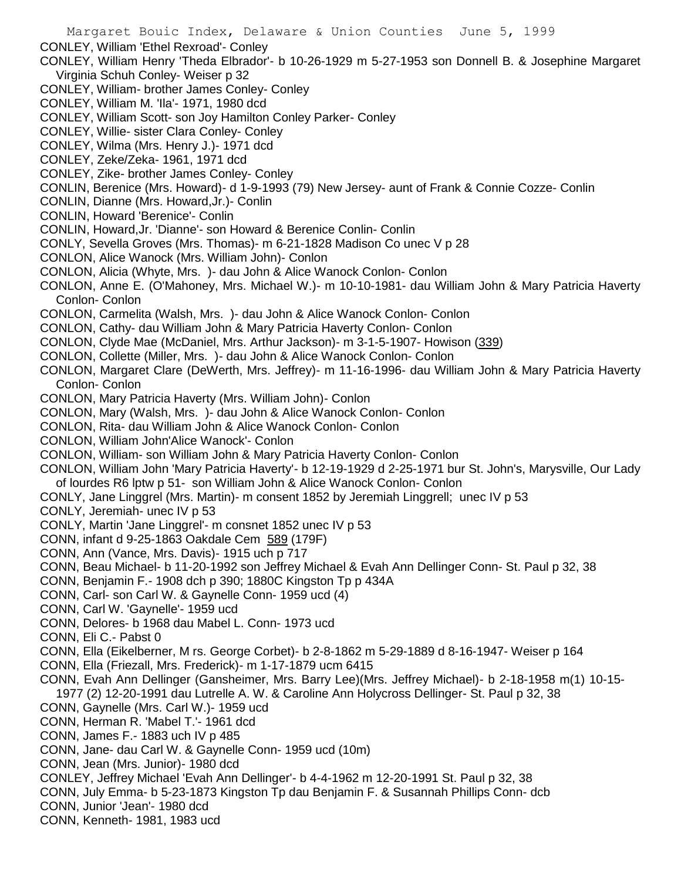CONLEY, William 'Ethel Rexroad'- Conley
CONLEY, William Henry 'Theda Elbrador'- b 10-26-1929 m 5-27-1953 son Donnell B. & Josephine Margaret Virginia Schuh Conley- Weiser p 32
CONLEY, William- brother James Conley- Conley
CONLEY, William M. 'Ila'- 1971, 1980 dcd
CONLEY, William Scott- son Joy Hamilton Conley Parker- Conley
CONLEY, Willie- sister Clara Conley- Conley
CONLEY, Wilma (Mrs. Henry J.)- 1971 dcd
CONLEY, Zeke/Zeka- 1961, 1971 dcd
CONLEY, Zike- brother James Conley- Conley
CONLIN, Berenice (Mrs. Howard)- d 1-9-1993 (79) New Jersey- aunt of Frank & Connie Cozze- Conlin
CONLIN, Dianne (Mrs. Howard,Jr.)- Conlin
CONLIN, Howard 'Berenice'- Conlin
CONLIN, Howard,Jr. 'Dianne'- son Howard & Berenice Conlin- Conlin
CONLY, Sevella Groves (Mrs. Thomas)- m 6-21-1828 Madison Co unec V p 28
CONLON, Alice Wanock (Mrs. William John)- Conlon
CONLON, Alicia (Whyte, Mrs. )- dau John & Alice Wanock Conlon- Conlon
CONLON, Anne E. (O'Mahoney, Mrs. Michael W.)- m 10-10-1981- dau William John & Mary Patricia Haverty Conlon- Conlon
CONLON, Carmelita (Walsh, Mrs. )- dau John & Alice Wanock Conlon- Conlon
CONLON, Cathy- dau William John & Mary Patricia Haverty Conlon- Conlon
CONLON, Clyde Mae (McDaniel, Mrs. Arthur Jackson)- m 3-1-5-1907- Howison (339)
CONLON, Collette (Miller, Mrs. )- dau John & Alice Wanock Conlon- Conlon
CONLON, Margaret Clare (DeWerth, Mrs. Jeffrey)- m 11-16-1996- dau William John & Mary Patricia Haverty Conlon- Conlon
CONLON, Mary Patricia Haverty (Mrs. William John)- Conlon
CONLON, Mary (Walsh, Mrs. )- dau John & Alice Wanock Conlon- Conlon
CONLON, Rita- dau William John & Alice Wanock Conlon- Conlon
CONLON, William John'Alice Wanock'- Conlon
CONLON, William- son William John & Mary Patricia Haverty Conlon- Conlon
CONLON, William John 'Mary Patricia Haverty'- b 12-19-1929 d 2-25-1971 bur St. John's, Marysville, Our Lady of lourdes R6 lptw p 51- son William John & Alice Wanock Conlon- Conlon
CONLY, Jane Linggrel (Mrs. Martin)- m consent 1852 by Jeremiah Linggrell; unec IV p 53
CONLY, Jeremiah- unec IV p 53
CONLY, Martin 'Jane Linggrel'- m consnet 1852 unec IV p 53
CONN, infant d 9-25-1863 Oakdale Cem 589 (179F)
CONN, Ann (Vance, Mrs. Davis)- 1915 uch p 717
CONN, Beau Michael- b 11-20-1992 son Jeffrey Michael & Evah Ann Dellinger Conn- St. Paul p 32, 38
CONN, Benjamin F.- 1908 dch p 390; 1880C Kingston Tp p 434A
CONN, Carl- son Carl W. & Gaynelle Conn- 1959 ucd (4)
CONN, Carl W. 'Gaynelle'- 1959 ucd
CONN, Delores- b 1968 dau Mabel L. Conn- 1973 ucd
CONN, Eli C.- Pabst 0
CONN, Ella (Eikelberner, M rs. George Corbet)- b 2-8-1862 m 5-29-1889 d 8-16-1947- Weiser p 164
CONN, Ella (Friezall, Mrs. Frederick)- m 1-17-1879 ucm 6415
CONN, Evah Ann Dellinger (Gansheimer, Mrs. Barry Lee)(Mrs. Jeffrey Michael)- b 2-18-1958 m(1) 10-15-1977 (2) 12-20-1991 dau Lutrelle A. W. & Caroline Ann Holycross Dellinger- St. Paul p 32, 38
CONN, Gaynelle (Mrs. Carl W.)- 1959 ucd
CONN, Herman R. 'Mabel T.'- 1961 dcd
CONN, James F.- 1883 uch IV p 485
CONN, Jane- dau Carl W. & Gaynelle Conn- 1959 ucd (10m)
CONN, Jean (Mrs. Junior)- 1980 dcd
CONLEY, Jeffrey Michael 'Evah Ann Dellinger'- b 4-4-1962 m 12-20-1991 St. Paul p 32, 38
CONN, July Emma- b 5-23-1873 Kingston Tp dau Benjamin F. & Susannah Phillips Conn- dcb
CONN, Junior 'Jean'- 1980 dcd
CONN, Kenneth- 1981, 1983 ucd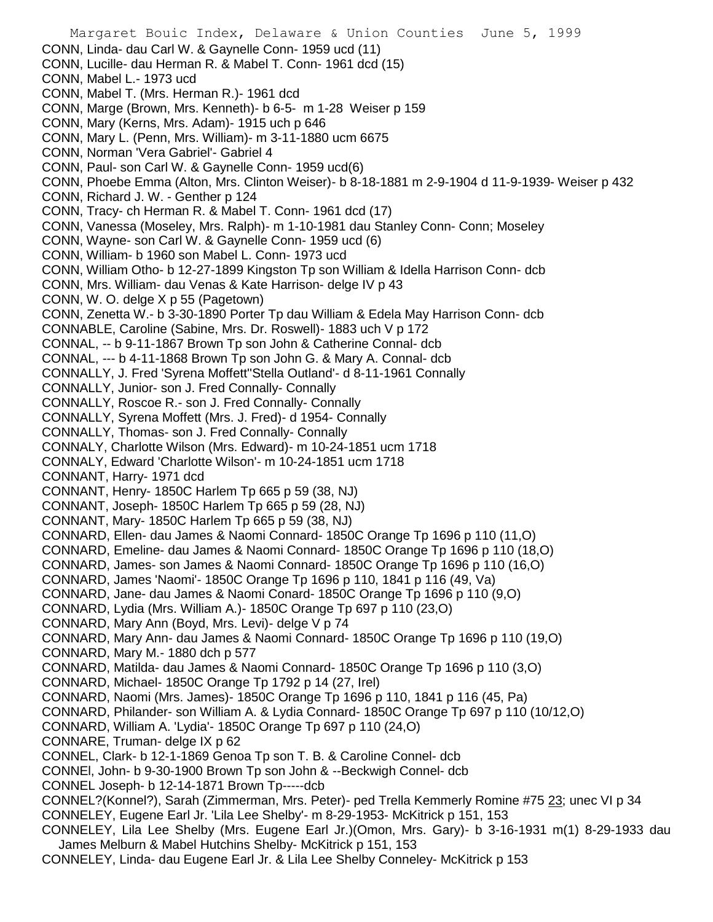CONN, Linda- dau Carl W. & Gaynelle Conn- 1959 ucd (11)
CONN, Lucille- dau Herman R. & Mabel T. Conn- 1961 dcd (15)
CONN, Mabel L.- 1973 ucd
CONN, Mabel T. (Mrs. Herman R.)- 1961 dcd
CONN, Marge (Brown, Mrs. Kenneth)- b 6-5- m 1-28 Weiser p 159
CONN, Mary (Kerns, Mrs. Adam)- 1915 uch p 646
CONN, Mary L. (Penn, Mrs. William)- m 3-11-1880 ucm 6675
CONN, Norman 'Vera Gabriel'- Gabriel 4
CONN, Paul- son Carl W. & Gaynelle Conn- 1959 ucd(6)
CONN, Phoebe Emma (Alton, Mrs. Clinton Weiser)- b 8-18-1881 m 2-9-1904 d 11-9-1939- Weiser p 432
CONN, Richard J. W. - Genther p 124
CONN, Tracy- ch Herman R. & Mabel T. Conn- 1961 dcd (17)
CONN, Vanessa (Moseley, Mrs. Ralph)- m 1-10-1981 dau Stanley Conn- Conn; Moseley
CONN, Wayne- son Carl W. & Gaynelle Conn- 1959 ucd (6)
CONN, William- b 1960 son Mabel L. Conn- 1973 ucd
CONN, William Otho- b 12-27-1899 Kingston Tp son William & Idella Harrison Conn- dcb
CONN, Mrs. William- dau Venas & Kate Harrison- delge IV p 43
CONN, W. O. delge X p 55 (Pagetown)
CONN, Zenetta W.- b 3-30-1890 Porter Tp dau William & Edela May Harrison Conn- dcb
CONNABLE, Caroline (Sabine, Mrs. Dr. Roswell)- 1883 uch V p 172
CONNAL, -- b 9-11-1867 Brown Tp son John & Catherine Connal- dcb
CONNAL, --- b 4-11-1868 Brown Tp son John G. & Mary A. Connal- dcb
CONNALLY, J. Fred 'Syrena Moffett''Stella Outland'- d 8-11-1961 Connally
CONNALLY, Junior- son J. Fred Connally- Connally
CONNALLY, Roscoe R.- son J. Fred Connally- Connally
CONNALLY, Syrena Moffett (Mrs. J. Fred)- d 1954- Connally
CONNALLY, Thomas- son J. Fred Connally- Connally
CONNALY, Charlotte Wilson (Mrs. Edward)- m 10-24-1851 ucm 1718
CONNALY, Edward 'Charlotte Wilson'- m 10-24-1851 ucm 1718
CONNANT, Harry- 1971 dcd
CONNANT, Henry- 1850C Harlem Tp 665 p 59 (38, NJ)
CONNANT, Joseph- 1850C Harlem Tp 665 p 59 (28, NJ)
CONNANT, Mary- 1850C Harlem Tp 665 p 59 (38, NJ)
CONNARD, Ellen- dau James & Naomi Connard- 1850C Orange Tp 1696 p 110 (11,O)
CONNARD, Emeline- dau James & Naomi Connard- 1850C Orange Tp 1696 p 110 (18,O)
CONNARD, James- son James & Naomi Connard- 1850C Orange Tp 1696 p 110 (16,O)
CONNARD, James 'Naomi'- 1850C Orange Tp 1696 p 110, 1841 p 116 (49, Va)
CONNARD, Jane- dau James & Naomi Conard- 1850C Orange Tp 1696 p 110 (9,O)
CONNARD, Lydia (Mrs. William A.)- 1850C Orange Tp 697 p 110 (23,O)
CONNARD, Mary Ann (Boyd, Mrs. Levi)- delge V p 74
CONNARD, Mary Ann- dau James & Naomi Connard- 1850C Orange Tp 1696 p 110 (19,O)
CONNARD, Mary M.- 1880 dch p 577
CONNARD, Matilda- dau James & Naomi Connard- 1850C Orange Tp 1696 p 110 (3,O)
CONNARD, Michael- 1850C Orange Tp 1792 p 14 (27, Irel)
CONNARD, Naomi (Mrs. James)- 1850C Orange Tp 1696 p 110, 1841 p 116 (45, Pa)
CONNARD, Philander- son William A. & Lydia Connard- 1850C Orange Tp 697 p 110 (10/12,O)
CONNARD, William A. 'Lydia'- 1850C Orange Tp 697 p 110 (24,O)
CONNARE, Truman- delge IX p 62
CONNEL, Clark- b 12-1-1869 Genoa Tp son T. B. & Caroline Connel- dcb
CONNEl, John- b 9-30-1900 Brown Tp son John & --Beckwigh Connel- dcb
CONNEL Joseph- b 12-14-1871 Brown Tp-----dcb
CONNEL?(Konnel?), Sarah (Zimmerman, Mrs. Peter)- ped Trella Kemmerly Romine #75 23; unec VI p 34
CONNELEY, Eugene Earl Jr. 'Lila Lee Shelby'- m 8-29-1953- McKitrick p 151, 153
CONNELEY, Lila Lee Shelby (Mrs. Eugene Earl Jr.)(Omon, Mrs. Gary)- b 3-16-1931 m(1) 8-29-1933 dau James Melburn & Mabel Hutchins Shelby- McKitrick p 151, 153
CONNELEY, Linda- dau Eugene Earl Jr. & Lila Lee Shelby Conneley- McKitrick p 153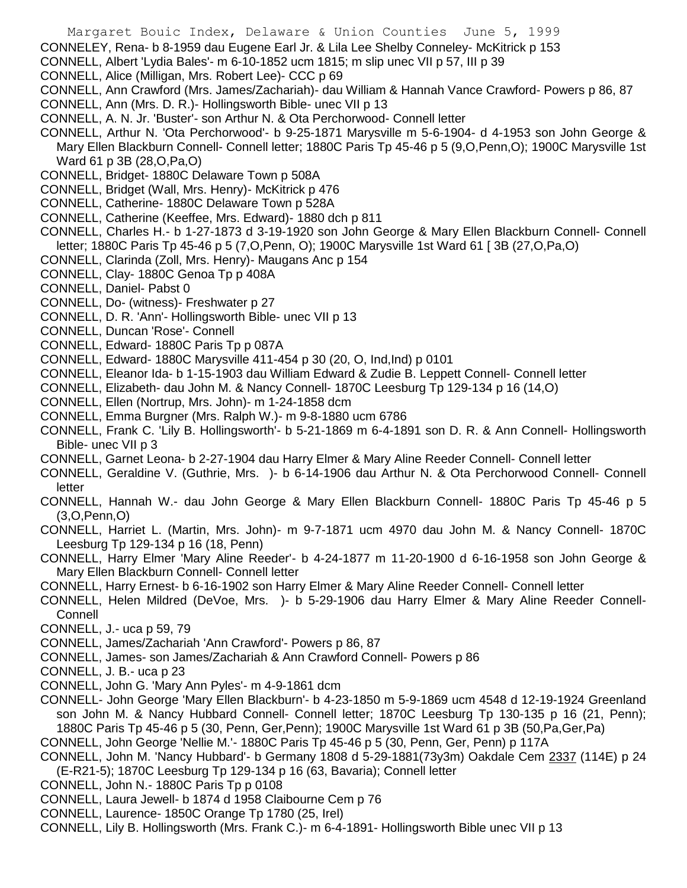CONNELEY, Rena- b 8-1959 dau Eugene Earl Jr. & Lila Lee Shelby Conneley- McKitrick p 153

CONNELL, Albert 'Lydia Bales'- m 6-10-1852 ucm 1815; m slip unec VII p 57, III p 39

CONNELL, Alice (Milligan, Mrs. Robert Lee)- CCC p 69

CONNELL, Ann Crawford (Mrs. James/Zachariah)- dau William & Hannah Vance Crawford- Powers p 86, 87

CONNELL, Ann (Mrs. D. R.)- Hollingsworth Bible- unec VII p 13

CONNELL, A. N. Jr. 'Buster'- son Arthur N. & Ota Perchorwood- Connell letter

CONNELL, Arthur N. 'Ota Perchorwood'- b 9-25-1871 Marysville m 5-6-1904- d 4-1953 son John George & Mary Ellen Blackburn Connell- Connell letter; 1880C Paris Tp 45-46 p 5 (9,O,Penn,O); 1900C Marysville 1st Ward 61 p 3B (28,O,Pa,O)

CONNELL, Bridget- 1880C Delaware Town p 508A

CONNELL, Bridget (Wall, Mrs. Henry)- McKitrick p 476

CONNELL, Catherine- 1880C Delaware Town p 528A

CONNELL, Catherine (Keeffee, Mrs. Edward)- 1880 dch p 811

CONNELL, Charles H.- b 1-27-1873 d 3-19-1920 son John George & Mary Ellen Blackburn Connell- Connell letter; 1880C Paris Tp 45-46 p 5 (7,O,Penn, O); 1900C Marysville 1st Ward 61 [ 3B (27,O,Pa,O)

CONNELL, Clarinda (Zoll, Mrs. Henry)- Maugans Anc p 154

CONNELL, Clay- 1880C Genoa Tp p 408A

CONNELL, Daniel- Pabst 0

CONNELL, Do- (witness)- Freshwater p 27

CONNELL, D. R. 'Ann'- Hollingsworth Bible- unec VII p 13

CONNELL, Duncan 'Rose'- Connell

CONNELL, Edward- 1880C Paris Tp p 087A

CONNELL, Edward- 1880C Marysville 411-454 p 30 (20, O, Ind,Ind) p 0101

CONNELL, Eleanor Ida- b 1-15-1903 dau William Edward & Zudie B. Leppett Connell- Connell letter

CONNELL, Elizabeth- dau John M. & Nancy Connell- 1870C Leesburg Tp 129-134 p 16 (14,O)

CONNELL, Ellen (Nortrup, Mrs. John)- m 1-24-1858 dcm

CONNELL, Emma Burgner (Mrs. Ralph W.)- m 9-8-1880 ucm 6786

CONNELL, Frank C. 'Lily B. Hollingsworth'- b 5-21-1869 m 6-4-1891 son D. R. & Ann Connell- Hollingsworth Bible- unec VII p 3

CONNELL, Garnet Leona- b 2-27-1904 dau Harry Elmer & Mary Aline Reeder Connell- Connell letter

CONNELL, Geraldine V. (Guthrie, Mrs. )- b 6-14-1906 dau Arthur N. & Ota Perchorwood Connell- Connell letter

CONNELL, Hannah W.- dau John George & Mary Ellen Blackburn Connell- 1880C Paris Tp 45-46 p 5 (3,O,Penn,O)

CONNELL, Harriet L. (Martin, Mrs. John)- m 9-7-1871 ucm 4970 dau John M. & Nancy Connell- 1870C Leesburg Tp 129-134 p 16 (18, Penn)

CONNELL, Harry Elmer 'Mary Aline Reeder'- b 4-24-1877 m 11-20-1900 d 6-16-1958 son John George & Mary Ellen Blackburn Connell- Connell letter

CONNELL, Harry Ernest- b 6-16-1902 son Harry Elmer & Mary Aline Reeder Connell- Connell letter

CONNELL, Helen Mildred (DeVoe, Mrs. )- b 5-29-1906 dau Harry Elmer & Mary Aline Reeder Connell- Connell

CONNELL, J.- uca p 59, 79

CONNELL, James/Zachariah 'Ann Crawford'- Powers p 86, 87

CONNELL, James- son James/Zachariah & Ann Crawford Connell- Powers p 86

CONNELL, J. B.- uca p 23

CONNELL, John G. 'Mary Ann Pyles'- m 4-9-1861 dcm

CONNELL- John George 'Mary Ellen Blackburn'- b 4-23-1850 m 5-9-1869 ucm 4548 d 12-19-1924 Greenland son John M. & Nancy Hubbard Connell- Connell letter; 1870C Leesburg Tp 130-135 p 16 (21, Penn); 1880C Paris Tp 45-46 p 5 (30, Penn, Ger,Penn); 1900C Marysville 1st Ward 61 p 3B (50,Pa,Ger,Pa)

CONNELL, John George 'Nellie M.'- 1880C Paris Tp 45-46 p 5 (30, Penn, Ger, Penn) p 117A

CONNELL, John M. 'Nancy Hubbard'- b Germany 1808 d 5-29-1881(73y3m) Oakdale Cem 2337 (114E) p 24 (E-R21-5); 1870C Leesburg Tp 129-134 p 16 (63, Bavaria); Connell letter

CONNELL, John N.- 1880C Paris Tp p 0108

CONNELL, Laura Jewell- b 1874 d 1958 Claibourne Cem p 76

CONNELL, Laurence- 1850C Orange Tp 1780 (25, Irel)

CONNELL, Lily B. Hollingsworth (Mrs. Frank C.)- m 6-4-1891- Hollingsworth Bible unec VII p 13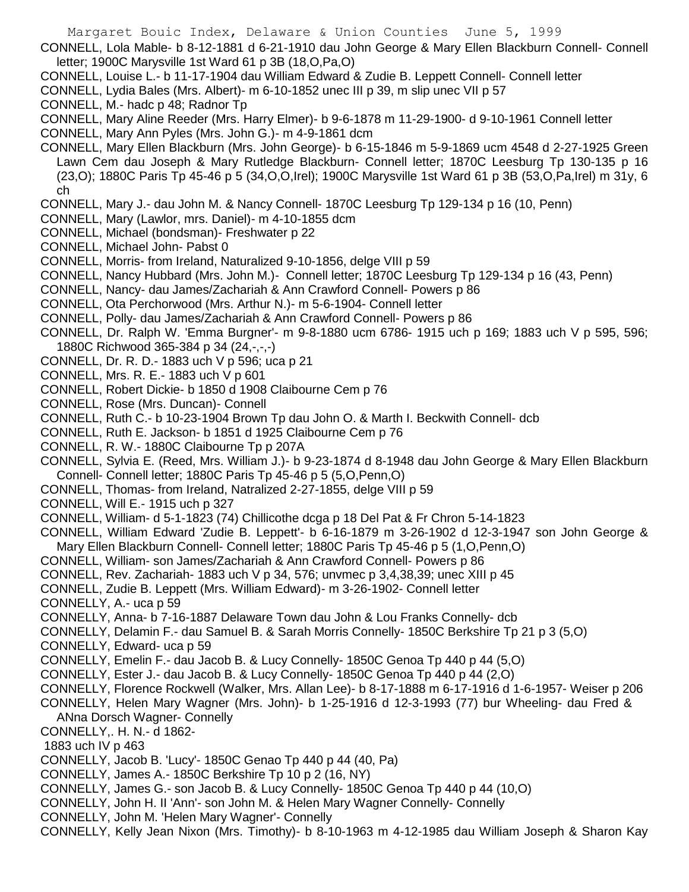CONNELL, Lola Mable- b 8-12-1881 d 6-21-1910 dau John George & Mary Ellen Blackburn Connell- Connell letter; 1900C Marysville 1st Ward 61 p 3B (18,O,Pa,O)

CONNELL, Louise L.- b 11-17-1904 dau William Edward & Zudie B. Leppett Connell- Connell letter

CONNELL, Lydia Bales (Mrs. Albert)- m 6-10-1852 unec III p 39, m slip unec VII p 57

CONNELL, M.- hadc p 48; Radnor Tp

CONNELL, Mary Aline Reeder (Mrs. Harry Elmer)- b 9-6-1878 m 11-29-1900- d 9-10-1961 Connell letter

CONNELL, Mary Ann Pyles (Mrs. John G.)- m 4-9-1861 dcm

CONNELL, Mary Ellen Blackburn (Mrs. John George)- b 6-15-1846 m 5-9-1869 ucm 4548 d 2-27-1925 Green Lawn Cem dau Joseph & Mary Rutledge Blackburn- Connell letter; 1870C Leesburg Tp 130-135 p 16 (23,O); 1880C Paris Tp 45-46 p 5 (34,O,O,Irel); 1900C Marysville 1st Ward 61 p 3B (53,O,Pa,Irel) m 31y, 6 ch

CONNELL, Mary J.- dau John M. & Nancy Connell- 1870C Leesburg Tp 129-134 p 16 (10, Penn)

CONNELL, Mary (Lawlor, mrs. Daniel)- m 4-10-1855 dcm

CONNELL, Michael (bondsman)- Freshwater p 22

CONNELL, Michael John- Pabst 0

CONNELL, Morris- from Ireland, Naturalized 9-10-1856, delge VIII p 59

CONNELL, Nancy Hubbard (Mrs. John M.)- Connell letter; 1870C Leesburg Tp 129-134 p 16 (43, Penn)

CONNELL, Nancy- dau James/Zachariah & Ann Crawford Connell- Powers p 86

CONNELL, Ota Perchorwood (Mrs. Arthur N.)- m 5-6-1904- Connell letter

CONNELL, Polly- dau James/Zachariah & Ann Crawford Connell- Powers p 86

CONNELL, Dr. Ralph W. 'Emma Burgner'- m 9-8-1880 ucm 6786- 1915 uch p 169; 1883 uch V p 595, 596; 1880C Richwood 365-384 p 34 (24,-,-,-)

CONNELL, Dr. R. D.- 1883 uch V p 596; uca p 21

CONNELL, Mrs. R. E.- 1883 uch V p 601

CONNELL, Robert Dickie- b 1850 d 1908 Claibourne Cem p 76

CONNELL, Rose (Mrs. Duncan)- Connell

CONNELL, Ruth C.- b 10-23-1904 Brown Tp dau John O. & Marth I. Beckwith Connell- dcb

CONNELL, Ruth E. Jackson- b 1851 d 1925 Claibourne Cem p 76

CONNELL, R. W.- 1880C Claibourne Tp p 207A

CONNELL, Sylvia E. (Reed, Mrs. William J.)- b 9-23-1874 d 8-1948 dau John George & Mary Ellen Blackburn Connell- Connell letter; 1880C Paris Tp 45-46 p 5 (5,O,Penn,O)

CONNELL, Thomas- from Ireland, Natralized 2-27-1855, delge VIII p 59

CONNELL, Will E.- 1915 uch p 327

CONNELL, William- d 5-1-1823 (74) Chillicothe dcga p 18 Del Pat & Fr Chron 5-14-1823

CONNELL, William Edward 'Zudie B. Leppett'- b 6-16-1879 m 3-26-1902 d 12-3-1947 son John George & Mary Ellen Blackburn Connell- Connell letter; 1880C Paris Tp 45-46 p 5 (1,O,Penn,O)

CONNELL, William- son James/Zachariah & Ann Crawford Connell- Powers p 86

CONNELL, Rev. Zachariah- 1883 uch V p 34, 576; unvmec p 3,4,38,39; unec XIII p 45

CONNELL, Zudie B. Leppett (Mrs. William Edward)- m 3-26-1902- Connell letter

CONNELLY, A.- uca p 59

CONNELLY, Anna- b 7-16-1887 Delaware Town dau John & Lou Franks Connelly- dcb

CONNELLY, Delamin F.- dau Samuel B. & Sarah Morris Connelly- 1850C Berkshire Tp 21 p 3 (5,O)

CONNELLY, Edward- uca p 59

CONNELLY, Emelin F.- dau Jacob B. & Lucy Connelly- 1850C Genoa Tp 440 p 44 (5,O)

CONNELLY, Ester J.- dau Jacob B. & Lucy Connelly- 1850C Genoa Tp 440 p 44 (2,O)

CONNELLY, Florence Mary Rockwell (Walker, Mrs. Allan Lee)- b 8-17-1888 m 6-17-1916 d 1-6-1957- Weiser p 206

CONNELLY, Helen Mary Wagner (Mrs. John)- b 1-25-1916 d 12-3-1993 (77) bur Wheeling- dau Fred & ANna Dorsch Wagner- Connelly

CONNELLY,. H. N.- d 1862-
1883 uch IV p 463

CONNELLY, Jacob B. 'Lucy'- 1850C Genao Tp 440 p 44 (40, Pa)

CONNELLY, James A.- 1850C Berkshire Tp 10 p 2 (16, NY)

CONNELLY, James G.- son Jacob B. & Lucy Connelly- 1850C Genoa Tp 440 p 44 (10,O)

CONNELLY, John H. II 'Ann'- son John M. & Helen Mary Wagner Connelly- Connelly

CONNELLY, John M. 'Helen Mary Wagner'- Connelly

CONNELLY, Kelly Jean Nixon (Mrs. Timothy)- b 8-10-1963 m 4-12-1985 dau William Joseph & Sharon Kay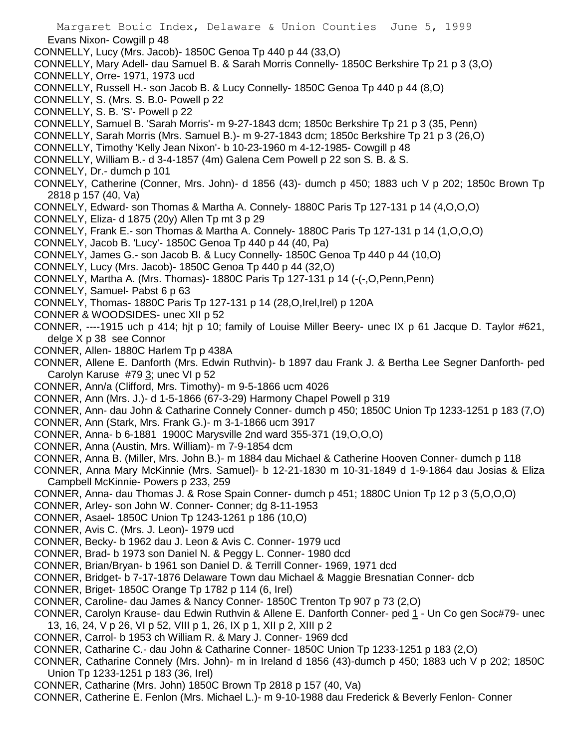Evans Nixon- Cowgill p 48

CONNELLY, Lucy (Mrs. Jacob)- 1850C Genoa Tp 440 p 44 (33,O)

CONNELLY, Mary Adell- dau Samuel B. & Sarah Morris Connelly- 1850C Berkshire Tp 21 p 3 (3,O)

CONNELLY, Orre- 1971, 1973 ucd

CONNELLY, Russell H.- son Jacob B. & Lucy Connelly- 1850C Genoa Tp 440 p 44 (8,O)

CONNELLY, S. (Mrs. S. B.0- Powell p 22

CONNELLY, S. B. 'S'- Powell p 22

CONNELLY, Samuel B. 'Sarah Morris'- m 9-27-1843 dcm; 1850c Berkshire Tp 21 p 3 (35, Penn)

CONNELLY, Sarah Morris (Mrs. Samuel B.)- m 9-27-1843 dcm; 1850c Berkshire Tp 21 p 3 (26,O)

CONNELLY, Timothy 'Kelly Jean Nixon'- b 10-23-1960 m 4-12-1985- Cowgill p 48

CONNELLY, William B.- d 3-4-1857 (4m) Galena Cem Powell p 22 son S. B. & S.

CONNELY, Dr.- dumch p 101

CONNELY, Catherine (Conner, Mrs. John)- d 1856 (43)- dumch p 450; 1883 uch V p 202; 1850c Brown Tp 2818 p 157 (40, Va)

CONNELY, Edward- son Thomas & Martha A. Connely- 1880C Paris Tp 127-131 p 14 (4,O,O,O)

CONNELY, Eliza- d 1875 (20y) Allen Tp mt 3 p 29

CONNELY, Frank E.- son Thomas & Martha A. Connely- 1880C Paris Tp 127-131 p 14 (1,O,O,O)

CONNELY, Jacob B. 'Lucy'- 1850C Genoa Tp 440 p 44 (40, Pa)

CONNELY, James G.- son Jacob B. & Lucy Connelly- 1850C Genoa Tp 440 p 44 (10,O)

CONNELY, Lucy (Mrs. Jacob)- 1850C Genoa Tp 440 p 44 (32,O)

CONNELY, Martha A. (Mrs. Thomas)- 1880C Paris Tp 127-131 p 14 (-(-,O,Penn,Penn)

CONNELY, Samuel- Pabst 6 p 63

CONNELY, Thomas- 1880C Paris Tp 127-131 p 14 (28,O,Irel,Irel) p 120A

CONNER & WOODSIDES- unec XII p 52

CONNER, ----1915 uch p 414; hjt p 10; family of Louise Miller Beery- unec IX p 61 Jacque D. Taylor #621, delge X p 38 see Connor

CONNER, Allen- 1880C Harlem Tp p 438A

CONNER, Allene E. Danforth (Mrs. Edwin Ruthvin)- b 1897 dau Frank J. & Bertha Lee Segner Danforth- ped Carolyn Karuse #79 3; unec VI p 52

CONNER, Ann/a (Clifford, Mrs. Timothy)- m 9-5-1866 ucm 4026

CONNER, Ann (Mrs. J.)- d 1-5-1866 (67-3-29) Harmony Chapel Powell p 319

CONNER, Ann- dau John & Catharine Connely Conner- dumch p 450; 1850C Union Tp 1233-1251 p 183 (7,O)

CONNER, Ann (Stark, Mrs. Frank G.)- m 3-1-1866 ucm 3917

CONNER, Anna- b 6-1881 1900C Marysville 2nd ward 355-371 (19,O,O,O)

CONNER, Anna (Austin, Mrs. William)- m 7-9-1854 dcm

CONNER, Anna B. (Miller, Mrs. John B.)- m 1884 dau Michael & Catherine Hooven Conner- dumch p 118

CONNER, Anna Mary McKinnie (Mrs. Samuel)- b 12-21-1830 m 10-31-1849 d 1-9-1864 dau Josias & Eliza Campbell McKinnie- Powers p 233, 259

CONNER, Anna- dau Thomas J. & Rose Spain Conner- dumch p 451; 1880C Union Tp 12 p 3 (5,O,O,O)

CONNER, Arley- son John W. Conner- Conner; dg 8-11-1953

CONNER, Asael- 1850C Union Tp 1243-1261 p 186 (10,O)

CONNER, Avis C. (Mrs. J. Leon)- 1979 ucd

CONNER, Becky- b 1962 dau J. Leon & Avis C. Conner- 1979 ucd

CONNER, Brad- b 1973 son Daniel N. & Peggy L. Conner- 1980 dcd

CONNER, Brian/Bryan- b 1961 son Daniel D. & Terrill Conner- 1969, 1971 dcd

CONNER, Bridget- b 7-17-1876 Delaware Town dau Michael & Maggie Bresnatian Conner- dcb

CONNER, Briget- 1850C Orange Tp 1782 p 114 (6, Irel)

CONNER, Caroline- dau James & Nancy Conner- 1850C Trenton Tp 907 p 73 (2,O)

CONNER, Carolyn Krause- dau Edwin Ruthvin & Allene E. Danforth Conner- ped 1 - Un Co gen Soc#79- unec 13, 16, 24, V p 26, VI p 52, VIII p 1, 26, IX p 1, XII p 2, XIII p 2

CONNER, Carrol- b 1953 ch William R. & Mary J. Conner- 1969 dcd

CONNER, Catharine C.- dau John & Catharine Conner- 1850C Union Tp 1233-1251 p 183 (2,O)

CONNER, Catharine Connely (Mrs. John)- m in Ireland d 1856 (43)-dumch p 450; 1883 uch V p 202; 1850C Union Tp 1233-1251 p 183 (36, Irel)

CONNER, Catharine (Mrs. John) 1850C Brown Tp 2818 p 157 (40, Va)

CONNER, Catherine E. Fenlon (Mrs. Michael L.)- m 9-10-1988 dau Frederick & Beverly Fenlon- Conner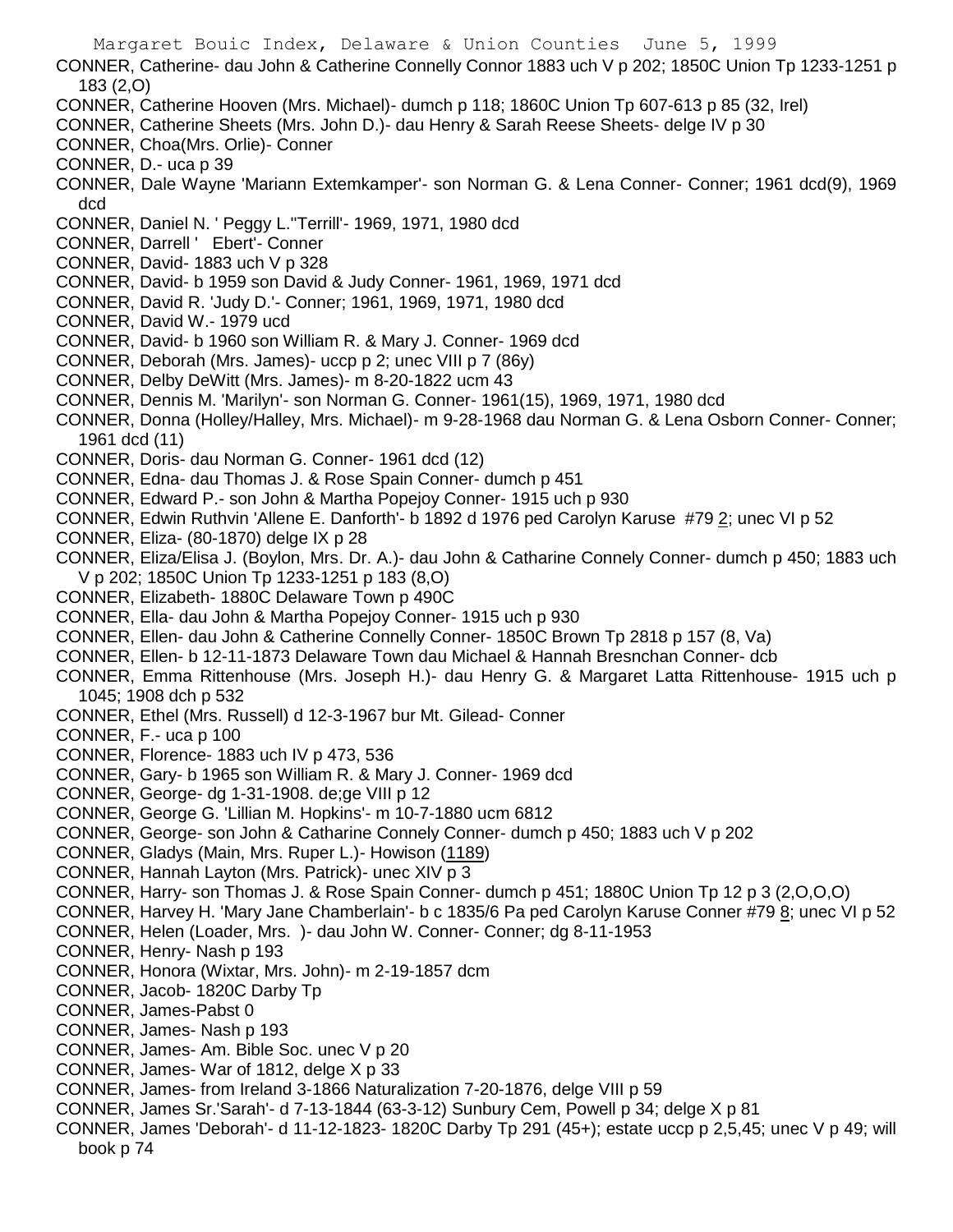CONNER, Catherine- dau John & Catherine Connelly Connor 1883 uch V p 202; 1850C Union Tp 1233-1251 p 183 (2,O)

CONNER, Catherine Hooven (Mrs. Michael)- dumch p 118; 1860C Union Tp 607-613 p 85 (32, Irel)

CONNER, Catherine Sheets (Mrs. John D.)- dau Henry & Sarah Reese Sheets- delge IV p 30

CONNER, Choa(Mrs. Orlie)- Conner

CONNER, D.- uca p 39

CONNER, Dale Wayne 'Mariann Extemkamper'- son Norman G. & Lena Conner- Conner; 1961 dcd(9), 1969 dcd

CONNER, Daniel N. ' Peggy L.''Terrill'- 1969, 1971, 1980 dcd

CONNER, Darrell ' Ebert'- Conner

CONNER, David- 1883 uch V p 328

CONNER, David- b 1959 son David & Judy Conner- 1961, 1969, 1971 dcd

CONNER, David R. 'Judy D.'- Conner; 1961, 1969, 1971, 1980 dcd

CONNER, David W.- 1979 ucd

CONNER, David- b 1960 son William R. & Mary J. Conner- 1969 dcd

CONNER, Deborah (Mrs. James)- uccp p 2; unec VIII p 7 (86y)

CONNER, Delby DeWitt (Mrs. James)- m 8-20-1822 ucm 43

CONNER, Dennis M. 'Marilyn'- son Norman G. Conner- 1961(15), 1969, 1971, 1980 dcd

CONNER, Donna (Holley/Halley, Mrs. Michael)- m 9-28-1968 dau Norman G. & Lena Osborn Conner- Conner; 1961 dcd (11)

CONNER, Doris- dau Norman G. Conner- 1961 dcd (12)

CONNER, Edna- dau Thomas J. & Rose Spain Conner- dumch p 451

CONNER, Edward P.- son John & Martha Popejoy Conner- 1915 uch p 930

CONNER, Edwin Ruthvin 'Allene E. Danforth'- b 1892 d 1976 ped Carolyn Karuse #79 2; unec VI p 52

CONNER, Eliza- (80-1870) delge IX p 28

CONNER, Eliza/Elisa J. (Boylon, Mrs. Dr. A.)- dau John & Catharine Connely Conner- dumch p 450; 1883 uch V p 202; 1850C Union Tp 1233-1251 p 183 (8,O)

CONNER, Elizabeth- 1880C Delaware Town p 490C

CONNER, Ella- dau John & Martha Popejoy Conner- 1915 uch p 930

CONNER, Ellen- dau John & Catherine Connelly Conner- 1850C Brown Tp 2818 p 157 (8, Va)

CONNER, Ellen- b 12-11-1873 Delaware Town dau Michael & Hannah Bresnchan Conner- dcb

CONNER, Emma Rittenhouse (Mrs. Joseph H.)- dau Henry G. & Margaret Latta Rittenhouse- 1915 uch p 1045; 1908 dch p 532

CONNER, Ethel (Mrs. Russell) d 12-3-1967 bur Mt. Gilead- Conner

CONNER, F.- uca p 100

CONNER, Florence- 1883 uch IV p 473, 536

CONNER, Gary- b 1965 son William R. & Mary J. Conner- 1969 dcd

CONNER, George- dg 1-31-1908. de;ge VIII p 12

CONNER, George G. 'Lillian M. Hopkins'- m 10-7-1880 ucm 6812

CONNER, George- son John & Catharine Connely Conner- dumch p 450; 1883 uch V p 202

CONNER, Gladys (Main, Mrs. Ruper L.)- Howison (1189)

CONNER, Hannah Layton (Mrs. Patrick)- unec XIV p 3

CONNER, Harry- son Thomas J. & Rose Spain Conner- dumch p 451; 1880C Union Tp 12 p 3 (2,O,O,O)

CONNER, Harvey H. 'Mary Jane Chamberlain'- b c 1835/6 Pa ped Carolyn Karuse Conner #79 8; unec VI p 52

CONNER, Helen (Loader, Mrs. )- dau John W. Conner- Conner; dg 8-11-1953

CONNER, Henry- Nash p 193

CONNER, Honora (Wixtar, Mrs. John)- m 2-19-1857 dcm

CONNER, Jacob- 1820C Darby Tp

CONNER, James-Pabst 0

CONNER, James- Nash p 193

CONNER, James- Am. Bible Soc. unec V p 20

CONNER, James- War of 1812, delge X p 33

CONNER, James- from Ireland 3-1866 Naturalization 7-20-1876, delge VIII p 59

CONNER, James Sr.'Sarah'- d 7-13-1844 (63-3-12) Sunbury Cem, Powell p 34; delge X p 81

CONNER, James 'Deborah'- d 11-12-1823- 1820C Darby Tp 291 (45+); estate uccp p 2,5,45; unec V p 49; will book p 74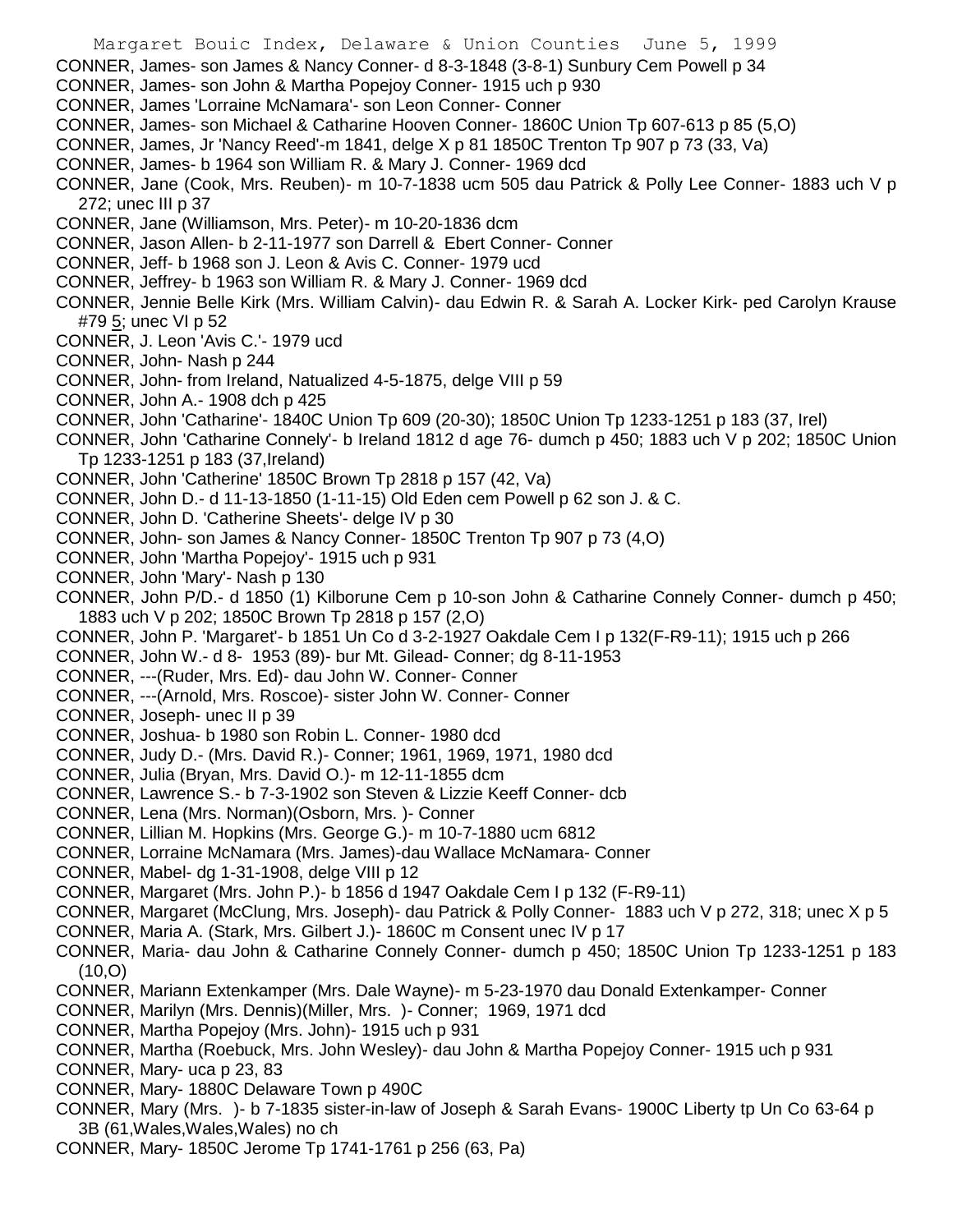CONNER, James- son James & Nancy Conner- d 8-3-1848 (3-8-1) Sunbury Cem Powell p 34
CONNER, James- son John & Martha Popejoy Conner- 1915 uch p 930
CONNER, James 'Lorraine McNamara'- son Leon Conner- Conner
CONNER, James- son Michael & Catharine Hooven Conner- 1860C Union Tp 607-613 p 85 (5,O)
CONNER, James, Jr 'Nancy Reed'-m 1841, delge X p 81 1850C Trenton Tp 907 p 73 (33, Va)
CONNER, James- b 1964 son William R. & Mary J. Conner- 1969 dcd
CONNER, Jane (Cook, Mrs. Reuben)- m 10-7-1838 ucm 505 dau Patrick & Polly Lee Conner- 1883 uch V p 272; unec III p 37
CONNER, Jane (Williamson, Mrs. Peter)- m 10-20-1836 dcm
CONNER, Jason Allen- b 2-11-1977 son Darrell & Ebert Conner- Conner
CONNER, Jeff- b 1968 son J. Leon & Avis C. Conner- 1979 ucd
CONNER, Jeffrey- b 1963 son William R. & Mary J. Conner- 1969 dcd
CONNER, Jennie Belle Kirk (Mrs. William Calvin)- dau Edwin R. & Sarah A. Locker Kirk- ped Carolyn Krause #79 5; unec VI p 52
CONNER, J. Leon 'Avis C.'- 1979 ucd
CONNER, John- Nash p 244
CONNER, John- from Ireland, Natualized 4-5-1875, delge VIII p 59
CONNER, John A.- 1908 dch p 425
CONNER, John 'Catharine'- 1840C Union Tp 609 (20-30); 1850C Union Tp 1233-1251 p 183 (37, Irel)
CONNER, John 'Catharine Connely'- b Ireland 1812 d age 76- dumch p 450; 1883 uch V p 202; 1850C Union Tp 1233-1251 p 183 (37,Ireland)
CONNER, John 'Catherine' 1850C Brown Tp 2818 p 157 (42, Va)
CONNER, John D.- d 11-13-1850 (1-11-15) Old Eden cem Powell p 62 son J. & C.
CONNER, John D. 'Catherine Sheets'- delge IV p 30
CONNER, John- son James & Nancy Conner- 1850C Trenton Tp 907 p 73 (4,O)
CONNER, John 'Martha Popejoy'- 1915 uch p 931
CONNER, John 'Mary'- Nash p 130
CONNER, John P/D.- d 1850 (1) Kilborune Cem p 10-son John & Catharine Connely Conner- dumch p 450; 1883 uch V p 202; 1850C Brown Tp 2818 p 157 (2,O)
CONNER, John P. 'Margaret'- b 1851 Un Co d 3-2-1927 Oakdale Cem I p 132(F-R9-11); 1915 uch p 266
CONNER, John W.- d 8- 1953 (89)- bur Mt. Gilead- Conner; dg 8-11-1953
CONNER, ---(Ruder, Mrs. Ed)- dau John W. Conner- Conner
CONNER, ---(Arnold, Mrs. Roscoe)- sister John W. Conner- Conner
CONNER, Joseph- unec II p 39
CONNER, Joshua- b 1980 son Robin L. Conner- 1980 dcd
CONNER, Judy D.- (Mrs. David R.)- Conner; 1961, 1969, 1971, 1980 dcd
CONNER, Julia (Bryan, Mrs. David O.)- m 12-11-1855 dcm
CONNER, Lawrence S.- b 7-3-1902 son Steven & Lizzie Keeff Conner- dcb
CONNER, Lena (Mrs. Norman)(Osborn, Mrs. )- Conner
CONNER, Lillian M. Hopkins (Mrs. George G.)- m 10-7-1880 ucm 6812
CONNER, Lorraine McNamara (Mrs. James)-dau Wallace McNamara- Conner
CONNER, Mabel- dg 1-31-1908, delge VIII p 12
CONNER, Margaret (Mrs. John P.)- b 1856 d 1947 Oakdale Cem I p 132 (F-R9-11)
CONNER, Margaret (McClung, Mrs. Joseph)- dau Patrick & Polly Conner- 1883 uch V p 272, 318; unec X p 5
CONNER, Maria A. (Stark, Mrs. Gilbert J.)- 1860C m Consent unec IV p 17
CONNER, Maria- dau John & Catharine Connely Conner- dumch p 450; 1850C Union Tp 1233-1251 p 183 (10,O)
CONNER, Mariann Extenkamper (Mrs. Dale Wayne)- m 5-23-1970 dau Donald Extenkamper- Conner
CONNER, Marilyn (Mrs. Dennis)(Miller, Mrs. )- Conner; 1969, 1971 dcd
CONNER, Martha Popejoy (Mrs. John)- 1915 uch p 931
CONNER, Martha (Roebuck, Mrs. John Wesley)- dau John & Martha Popejoy Conner- 1915 uch p 931
CONNER, Mary- uca p 23, 83
CONNER, Mary- 1880C Delaware Town p 490C
CONNER, Mary (Mrs. )- b 7-1835 sister-in-law of Joseph & Sarah Evans- 1900C Liberty tp Un Co 63-64 p 3B (61,Wales,Wales,Wales) no ch
CONNER, Mary- 1850C Jerome Tp 1741-1761 p 256 (63, Pa)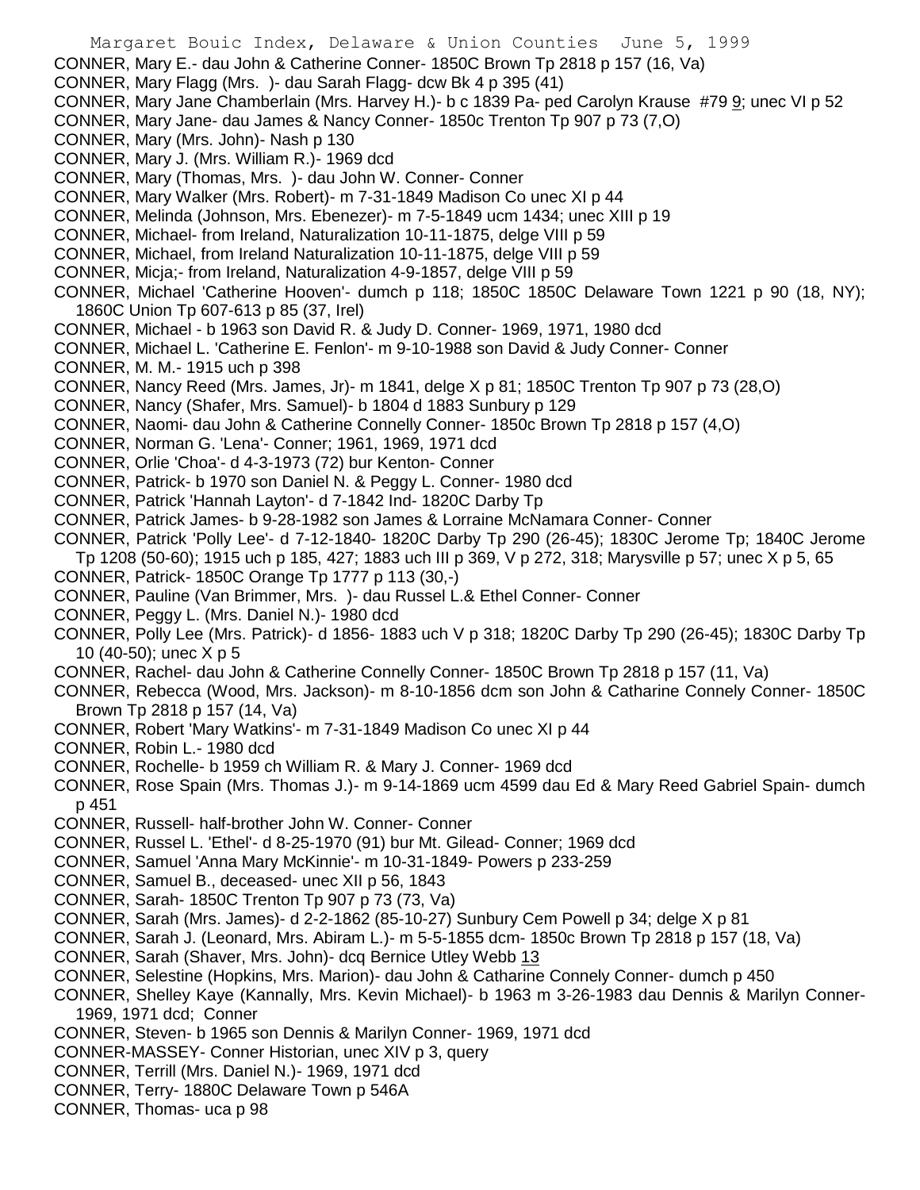CONNER, Mary E.- dau John & Catherine Conner- 1850C Brown Tp 2818 p 157 (16, Va)
CONNER, Mary Flagg (Mrs. )- dau Sarah Flagg- dcw Bk 4 p 395 (41)
CONNER, Mary Jane Chamberlain (Mrs. Harvey H.)- b c 1839 Pa- ped Carolyn Krause #79 9; unec VI p 52
CONNER, Mary Jane- dau James & Nancy Conner- 1850c Trenton Tp 907 p 73 (7,O)
CONNER, Mary (Mrs. John)- Nash p 130
CONNER, Mary J. (Mrs. William R.)- 1969 dcd
CONNER, Mary (Thomas, Mrs. )- dau John W. Conner- Conner
CONNER, Mary Walker (Mrs. Robert)- m 7-31-1849 Madison Co unec XI p 44
CONNER, Melinda (Johnson, Mrs. Ebenezer)- m 7-5-1849 ucm 1434; unec XIII p 19
CONNER, Michael- from Ireland, Naturalization 10-11-1875, delge VIII p 59
CONNER, Michael, from Ireland Naturalization 10-11-1875, delge VIII p 59
CONNER, Micja;- from Ireland, Naturalization 4-9-1857, delge VIII p 59
CONNER, Michael 'Catherine Hooven'- dumch p 118; 1850C 1850C Delaware Town 1221 p 90 (18, NY); 1860C Union Tp 607-613 p 85 (37, Irel)
CONNER, Michael - b 1963 son David R. & Judy D. Conner- 1969, 1971, 1980 dcd
CONNER, Michael L. 'Catherine E. Fenlon'- m 9-10-1988 son David & Judy Conner- Conner
CONNER, M. M.- 1915 uch p 398
CONNER, Nancy Reed (Mrs. James, Jr)- m 1841, delge X p 81; 1850C Trenton Tp 907 p 73 (28,O)
CONNER, Nancy (Shafer, Mrs. Samuel)- b 1804 d 1883 Sunbury p 129
CONNER, Naomi- dau John & Catherine Connelly Conner- 1850c Brown Tp 2818 p 157 (4,O)
CONNER, Norman G. 'Lena'- Conner; 1961, 1969, 1971 dcd
CONNER, Orlie 'Choa'- d 4-3-1973 (72) bur Kenton- Conner
CONNER, Patrick- b 1970 son Daniel N. & Peggy L. Conner- 1980 dcd
CONNER, Patrick 'Hannah Layton'- d 7-1842 Ind- 1820C Darby Tp
CONNER, Patrick James- b 9-28-1982 son James & Lorraine McNamara Conner- Conner
CONNER, Patrick 'Polly Lee'- d 7-12-1840- 1820C Darby Tp 290 (26-45); 1830C Jerome Tp; 1840C Jerome Tp 1208 (50-60); 1915 uch p 185, 427; 1883 uch III p 369, V p 272, 318; Marysville p 57; unec X p 5, 65
CONNER, Patrick- 1850C Orange Tp 1777 p 113 (30,-)
CONNER, Pauline (Van Brimmer, Mrs. )- dau Russel L.& Ethel Conner- Conner
CONNER, Peggy L. (Mrs. Daniel N.)- 1980 dcd
CONNER, Polly Lee (Mrs. Patrick)- d 1856- 1883 uch V p 318; 1820C Darby Tp 290 (26-45); 1830C Darby Tp 10 (40-50); unec X p 5
CONNER, Rachel- dau John & Catherine Connelly Conner- 1850C Brown Tp 2818 p 157 (11, Va)
CONNER, Rebecca (Wood, Mrs. Jackson)- m 8-10-1856 dcm son John & Catharine Connely Conner- 1850C Brown Tp 2818 p 157 (14, Va)
CONNER, Robert 'Mary Watkins'- m 7-31-1849 Madison Co unec XI p 44
CONNER, Robin L.- 1980 dcd
CONNER, Rochelle- b 1959 ch William R. & Mary J. Conner- 1969 dcd
CONNER, Rose Spain (Mrs. Thomas J.)- m 9-14-1869 ucm 4599 dau Ed & Mary Reed Gabriel Spain- dumch p 451
CONNER, Russell- half-brother John W. Conner- Conner
CONNER, Russel L. 'Ethel'- d 8-25-1970 (91) bur Mt. Gilead- Conner; 1969 dcd
CONNER, Samuel 'Anna Mary McKinnie'- m 10-31-1849- Powers p 233-259
CONNER, Samuel B., deceased- unec XII p 56, 1843
CONNER, Sarah- 1850C Trenton Tp 907 p 73 (73, Va)
CONNER, Sarah (Mrs. James)- d 2-2-1862 (85-10-27) Sunbury Cem Powell p 34; delge X p 81
CONNER, Sarah J. (Leonard, Mrs. Abiram L.)- m 5-5-1855 dcm- 1850c Brown Tp 2818 p 157 (18, Va)
CONNER, Sarah (Shaver, Mrs. John)- dcq Bernice Utley Webb 13
CONNER, Selestine (Hopkins, Mrs. Marion)- dau John & Catharine Connely Conner- dumch p 450
CONNER, Shelley Kaye (Kannally, Mrs. Kevin Michael)- b 1963 m 3-26-1983 dau Dennis & Marilyn Conner- 1969, 1971 dcd; Conner
CONNER, Steven- b 1965 son Dennis & Marilyn Conner- 1969, 1971 dcd
CONNER-MASSEY- Conner Historian, unec XIV p 3, query
CONNER, Terrill (Mrs. Daniel N.)- 1969, 1971 dcd
CONNER, Terry- 1880C Delaware Town p 546A
CONNER, Thomas- uca p 98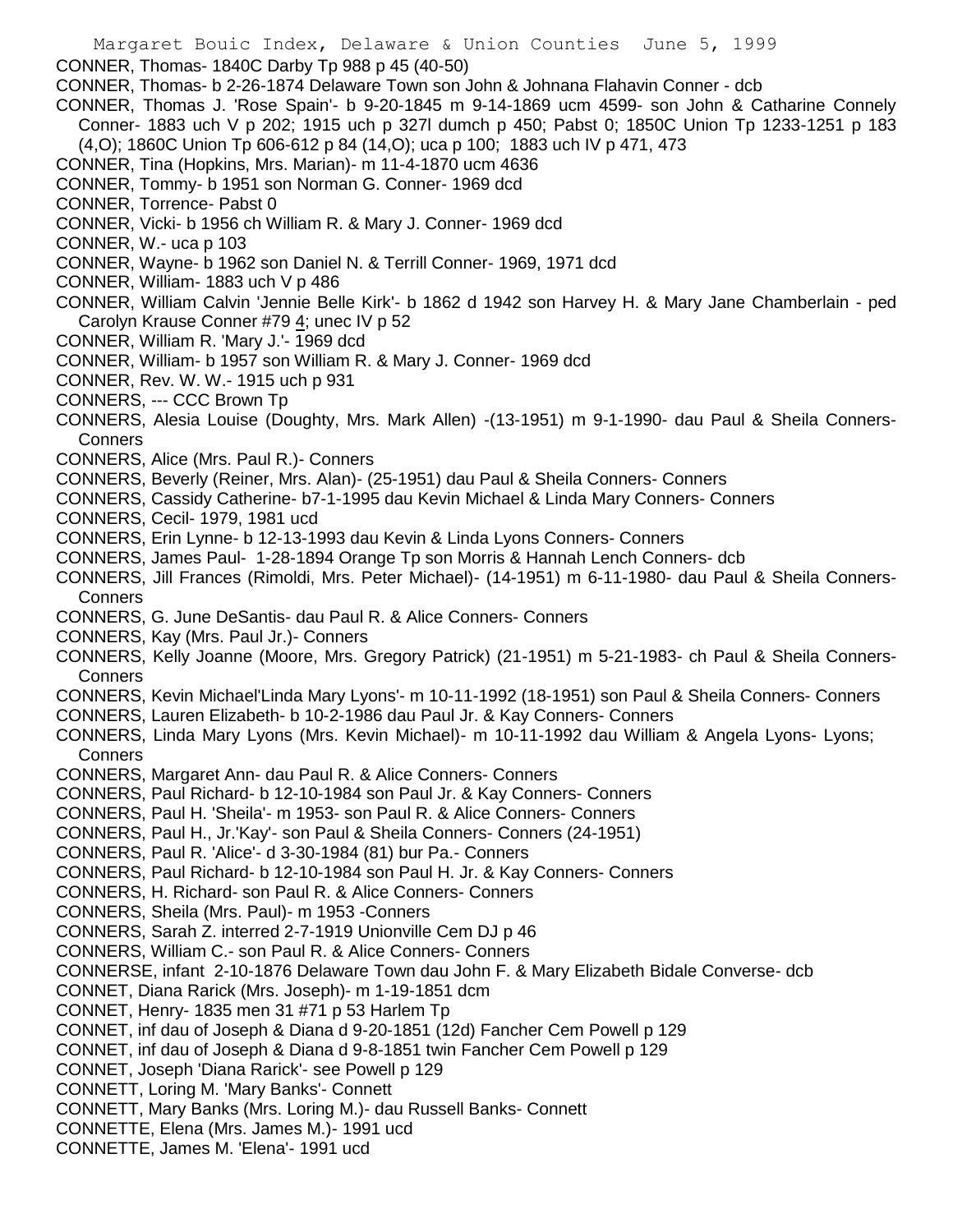CONNER, Thomas- 1840C Darby Tp 988 p 45 (40-50)

CONNER, Thomas- b 2-26-1874 Delaware Town son John & Johnana Flahavin Conner - dcb

CONNER, Thomas J. 'Rose Spain'- b 9-20-1845 m 9-14-1869 ucm 4599- son John & Catharine Connely Conner- 1883 uch V p 202; 1915 uch p 327l dumch p 450; Pabst 0; 1850C Union Tp 1233-1251 p 183 (4,O); 1860C Union Tp 606-612 p 84 (14,O); uca p 100; 1883 uch IV p 471, 473

CONNER, Tina (Hopkins, Mrs. Marian)- m 11-4-1870 ucm 4636

CONNER, Tommy- b 1951 son Norman G. Conner- 1969 dcd

CONNER, Torrence- Pabst 0

CONNER, Vicki- b 1956 ch William R. & Mary J. Conner- 1969 dcd

CONNER, W.- uca p 103

CONNER, Wayne- b 1962 son Daniel N. & Terrill Conner- 1969, 1971 dcd

CONNER, William- 1883 uch V p 486

CONNER, William Calvin 'Jennie Belle Kirk'- b 1862 d 1942 son Harvey H. & Mary Jane Chamberlain - ped Carolyn Krause Conner #79 4; unec IV p 52

CONNER, William R. 'Mary J.'- 1969 dcd

CONNER, William- b 1957 son William R. & Mary J. Conner- 1969 dcd

CONNER, Rev. W. W.- 1915 uch p 931

CONNERS, --- CCC Brown Tp

CONNERS, Alesia Louise (Doughty, Mrs. Mark Allen) -(13-1951) m 9-1-1990- dau Paul & Sheila Conners- Conners

CONNERS, Alice (Mrs. Paul R.)- Conners

CONNERS, Beverly (Reiner, Mrs. Alan)- (25-1951) dau Paul & Sheila Conners- Conners

CONNERS, Cassidy Catherine- b7-1-1995 dau Kevin Michael & Linda Mary Conners- Conners

CONNERS, Cecil- 1979, 1981 ucd

CONNERS, Erin Lynne- b 12-13-1993 dau Kevin & Linda Lyons Conners- Conners

CONNERS, James Paul- 1-28-1894 Orange Tp son Morris & Hannah Lench Conners- dcb

CONNERS, Jill Frances (Rimoldi, Mrs. Peter Michael)- (14-1951) m 6-11-1980- dau Paul & Sheila Conners- Conners

CONNERS, G. June DeSantis- dau Paul R. & Alice Conners- Conners

CONNERS, Kay (Mrs. Paul Jr.)- Conners

CONNERS, Kelly Joanne (Moore, Mrs. Gregory Patrick) (21-1951) m 5-21-1983- ch Paul & Sheila Conners- Conners

CONNERS, Kevin Michael'Linda Mary Lyons'- m 10-11-1992 (18-1951) son Paul & Sheila Conners- Conners

CONNERS, Lauren Elizabeth- b 10-2-1986 dau Paul Jr. & Kay Conners- Conners

CONNERS, Linda Mary Lyons (Mrs. Kevin Michael)- m 10-11-1992 dau William & Angela Lyons- Lyons; Conners

CONNERS, Margaret Ann- dau Paul R. & Alice Conners- Conners

CONNERS, Paul Richard- b 12-10-1984 son Paul Jr. & Kay Conners- Conners

CONNERS, Paul H. 'Sheila'- m 1953- son Paul R. & Alice Conners- Conners

CONNERS, Paul H., Jr.'Kay'- son Paul & Sheila Conners- Conners (24-1951)

CONNERS, Paul R. 'Alice'- d 3-30-1984 (81) bur Pa.- Conners

CONNERS, Paul Richard- b 12-10-1984 son Paul H. Jr. & Kay Conners- Conners

CONNERS, H. Richard- son Paul R. & Alice Conners- Conners

CONNERS, Sheila (Mrs. Paul)- m 1953 -Conners

CONNERS, Sarah Z. interred 2-7-1919 Unionville Cem DJ p 46

CONNERS, William C.- son Paul R. & Alice Conners- Conners

CONNERSE, infant 2-10-1876 Delaware Town dau John F. & Mary Elizabeth Bidale Converse- dcb

CONNET, Diana Rarick (Mrs. Joseph)- m 1-19-1851 dcm

CONNET, Henry- 1835 men 31 #71 p 53 Harlem Tp

CONNET, inf dau of Joseph & Diana d 9-20-1851 (12d) Fancher Cem Powell p 129

CONNET, inf dau of Joseph & Diana d 9-8-1851 twin Fancher Cem Powell p 129

CONNET, Joseph 'Diana Rarick'- see Powell p 129

CONNETT, Loring M. 'Mary Banks'- Connett

CONNETT, Mary Banks (Mrs. Loring M.)- dau Russell Banks- Connett

CONNETTE, Elena (Mrs. James M.)- 1991 ucd

CONNETTE, James M. 'Elena'- 1991 ucd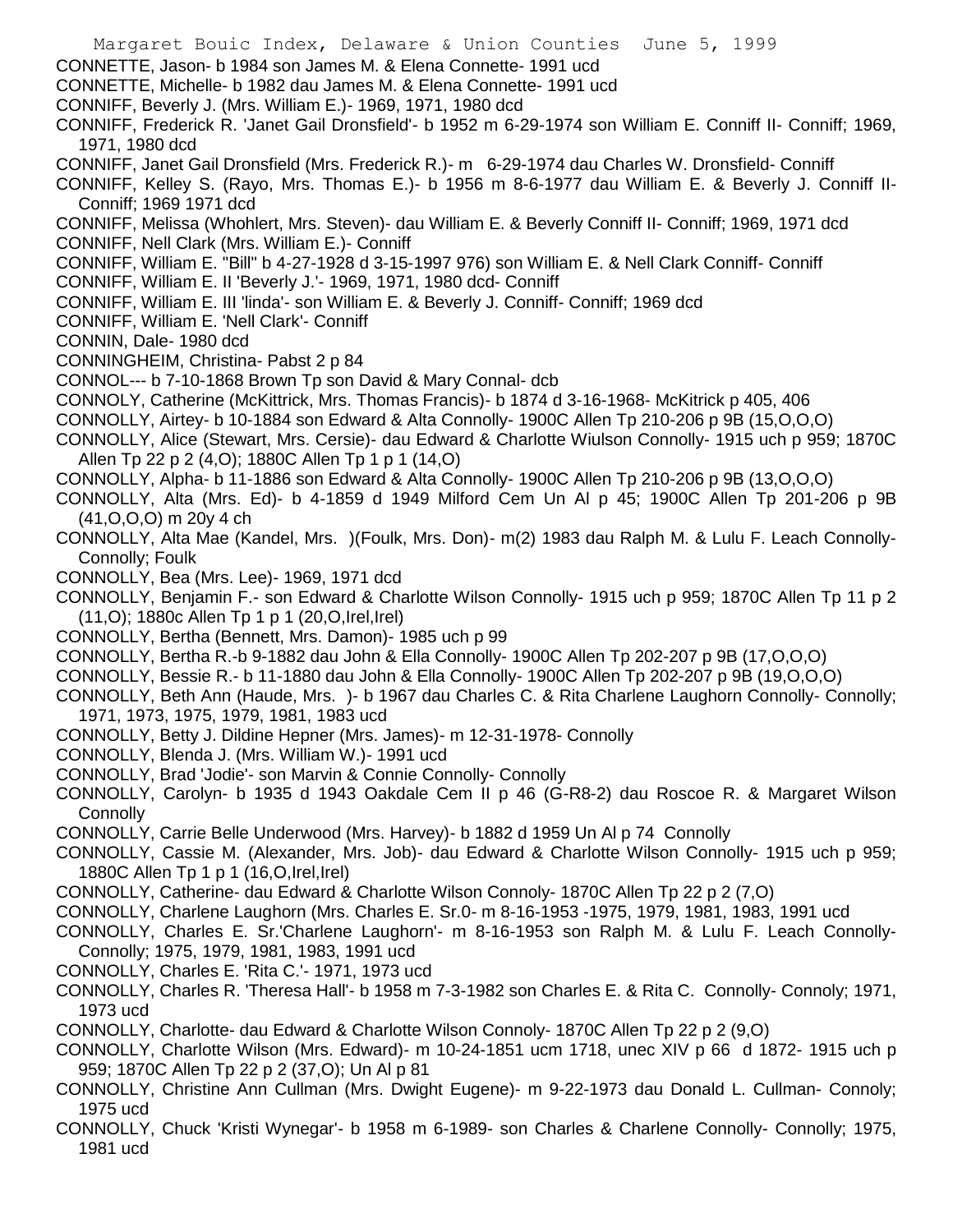CONNETTE, Jason- b 1984 son James M. & Elena Connette- 1991 ucd

CONNETTE, Michelle- b 1982 dau James M. & Elena Connette- 1991 ucd

CONNIFF, Beverly J. (Mrs. William E.)- 1969, 1971, 1980 dcd

CONNIFF, Frederick R. 'Janet Gail Dronsfield'- b 1952 m 6-29-1974 son William E. Conniff II- Conniff; 1969, 1971, 1980 dcd

CONNIFF, Janet Gail Dronsfield (Mrs. Frederick R.)- m 6-29-1974 dau Charles W. Dronsfield- Conniff

CONNIFF, Kelley S. (Rayo, Mrs. Thomas E.)- b 1956 m 8-6-1977 dau William E. & Beverly J. Conniff II- Conniff; 1969 1971 dcd

CONNIFF, Melissa (Whohlert, Mrs. Steven)- dau William E. & Beverly Conniff II- Conniff; 1969, 1971 dcd

CONNIFF, Nell Clark (Mrs. William E.)- Conniff

CONNIFF, William E. "Bill" b 4-27-1928 d 3-15-1997 976) son William E. & Nell Clark Conniff- Conniff

CONNIFF, William E. II 'Beverly J.'- 1969, 1971, 1980 dcd- Conniff

CONNIFF, William E. III 'linda'- son William E. & Beverly J. Conniff- Conniff; 1969 dcd

CONNIFF, William E. 'Nell Clark'- Conniff

CONNIN, Dale- 1980 dcd

CONNINGHEIM, Christina- Pabst 2 p 84

CONNOL--- b 7-10-1868 Brown Tp son David & Mary Connal- dcb

CONNOLY, Catherine (McKittrick, Mrs. Thomas Francis)- b 1874 d 3-16-1968- McKitrick p 405, 406

CONNOLLY, Airtey- b 10-1884 son Edward & Alta Connolly- 1900C Allen Tp 210-206 p 9B (15,O,O,O)

CONNOLLY, Alice (Stewart, Mrs. Cersie)- dau Edward & Charlotte Wiulson Connolly- 1915 uch p 959; 1870C Allen Tp 22 p 2 (4,O); 1880C Allen Tp 1 p 1 (14,O)

CONNOLLY, Alpha- b 11-1886 son Edward & Alta Connolly- 1900C Allen Tp 210-206 p 9B (13,O,O,O)

CONNOLLY, Alta (Mrs. Ed)- b 4-1859 d 1949 Milford Cem Un Al p 45; 1900C Allen Tp 201-206 p 9B (41,O,O,O) m 20y 4 ch

CONNOLLY, Alta Mae (Kandel, Mrs. )(Foulk, Mrs. Don)- m(2) 1983 dau Ralph M. & Lulu F. Leach Connolly- Connolly; Foulk

CONNOLLY, Bea (Mrs. Lee)- 1969, 1971 dcd

CONNOLLY, Benjamin F.- son Edward & Charlotte Wilson Connolly- 1915 uch p 959; 1870C Allen Tp 11 p 2 (11,O); 1880c Allen Tp 1 p 1 (20,O,Irel,Irel)

CONNOLLY, Bertha (Bennett, Mrs. Damon)- 1985 uch p 99

CONNOLLY, Bertha R.-b 9-1882 dau John & Ella Connolly- 1900C Allen Tp 202-207 p 9B (17,O,O,O)

CONNOLLY, Bessie R.- b 11-1880 dau John & Ella Connolly- 1900C Allen Tp 202-207 p 9B (19,O,O,O)

CONNOLLY, Beth Ann (Haude, Mrs. )- b 1967 dau Charles C. & Rita Charlene Laughorn Connolly- Connolly; 1971, 1973, 1975, 1979, 1981, 1983 ucd

CONNOLLY, Betty J. Dildine Hepner (Mrs. James)- m 12-31-1978- Connolly

CONNOLLY, Blenda J. (Mrs. William W.)- 1991 ucd

CONNOLLY, Brad 'Jodie'- son Marvin & Connie Connolly- Connolly

CONNOLLY, Carolyn- b 1935 d 1943 Oakdale Cem II p 46 (G-R8-2) dau Roscoe R. & Margaret Wilson Connolly

CONNOLLY, Carrie Belle Underwood (Mrs. Harvey)- b 1882 d 1959 Un Al p 74 Connolly

CONNOLLY, Cassie M. (Alexander, Mrs. Job)- dau Edward & Charlotte Wilson Connolly- 1915 uch p 959; 1880C Allen Tp 1 p 1 (16,O,Irel,Irel)

CONNOLLY, Catherine- dau Edward & Charlotte Wilson Connoly- 1870C Allen Tp 22 p 2 (7,O)

CONNOLLY, Charlene Laughorn (Mrs. Charles E. Sr.0- m 8-16-1953 -1975, 1979, 1981, 1983, 1991 ucd

CONNOLLY, Charles E. Sr.'Charlene Laughorn'- m 8-16-1953 son Ralph M. & Lulu F. Leach Connolly- Connolly; 1975, 1979, 1981, 1983, 1991 ucd

CONNOLLY, Charles E. 'Rita C.'- 1971, 1973 ucd

CONNOLLY, Charles R. 'Theresa Hall'- b 1958 m 7-3-1982 son Charles E. & Rita C. Connolly- Connoly; 1971, 1973 ucd

CONNOLLY, Charlotte- dau Edward & Charlotte Wilson Connoly- 1870C Allen Tp 22 p 2 (9,O)

CONNOLLY, Charlotte Wilson (Mrs. Edward)- m 10-24-1851 ucm 1718, unec XIV p 66 d 1872- 1915 uch p 959; 1870C Allen Tp 22 p 2 (37,O); Un Al p 81

CONNOLLY, Christine Ann Cullman (Mrs. Dwight Eugene)- m 9-22-1973 dau Donald L. Cullman- Connoly; 1975 ucd

CONNOLLY, Chuck 'Kristi Wynegar'- b 1958 m 6-1989- son Charles & Charlene Connolly- Connolly; 1975, 1981 ucd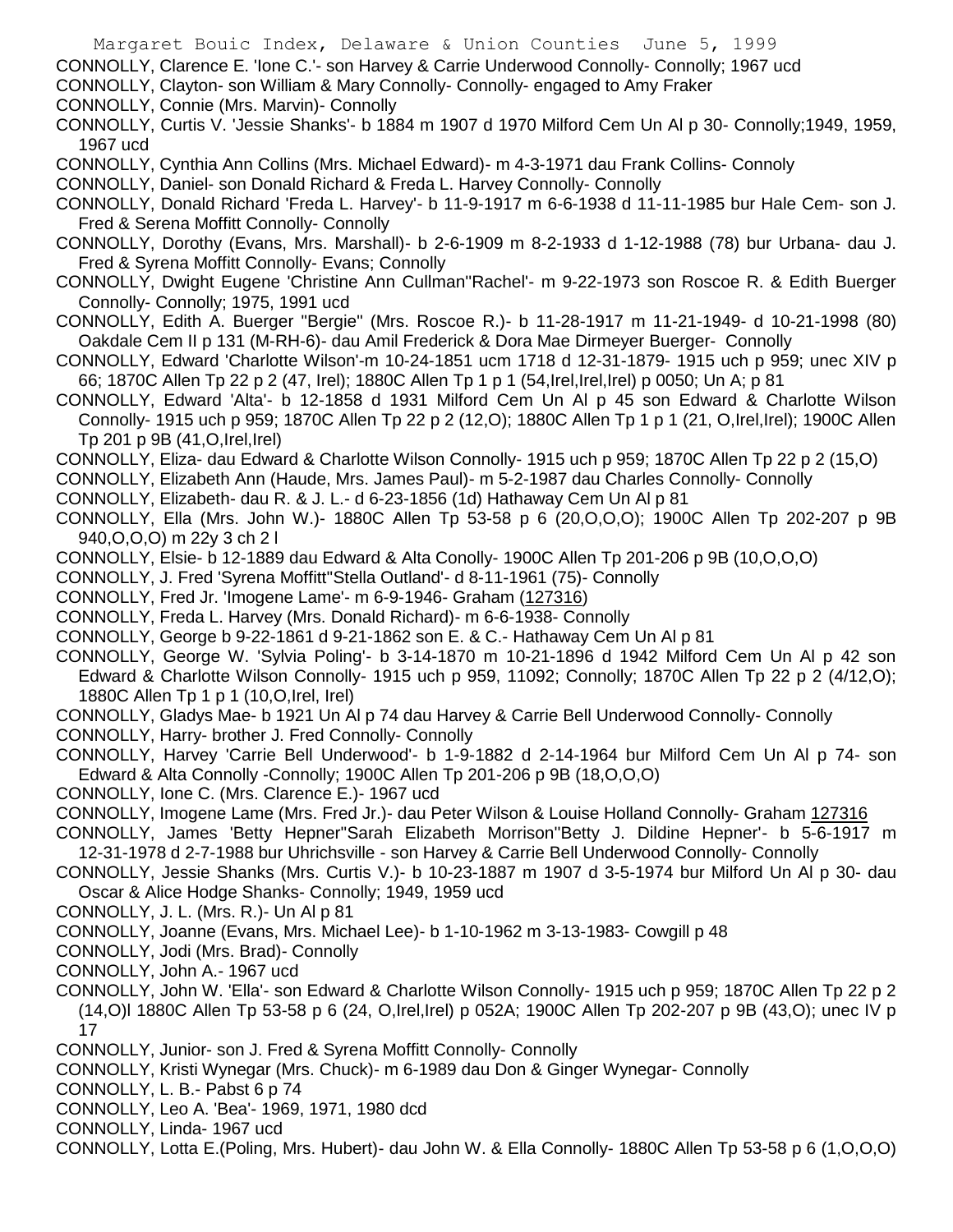CONNOLLY, Clarence E. 'Ione C.'- son Harvey & Carrie Underwood Connolly- Connolly; 1967 ucd

CONNOLLY, Clayton- son William & Mary Connolly- Connolly- engaged to Amy Fraker

CONNOLLY, Connie (Mrs. Marvin)- Connolly

CONNOLLY, Curtis V. 'Jessie Shanks'- b 1884 m 1907 d 1970 Milford Cem Un Al p 30- Connolly;1949, 1959, 1967 ucd

CONNOLLY, Cynthia Ann Collins (Mrs. Michael Edward)- m 4-3-1971 dau Frank Collins- Connoly

CONNOLLY, Daniel- son Donald Richard & Freda L. Harvey Connolly- Connolly

CONNOLLY, Donald Richard 'Freda L. Harvey'- b 11-9-1917 m 6-6-1938 d 11-11-1985 bur Hale Cem- son J. Fred & Serena Moffitt Connolly- Connolly

CONNOLLY, Dorothy (Evans, Mrs. Marshall)- b 2-6-1909 m 8-2-1933 d 1-12-1988 (78) bur Urbana- dau J. Fred & Syrena Moffitt Connolly- Evans; Connolly

CONNOLLY, Dwight Eugene 'Christine Ann Cullman''Rachel'- m 9-22-1973 son Roscoe R. & Edith Buerger Connolly- Connolly; 1975, 1991 ucd

CONNOLLY, Edith A. Buerger "Bergie" (Mrs. Roscoe R.)- b 11-28-1917 m 11-21-1949- d 10-21-1998 (80) Oakdale Cem II p 131 (M-RH-6)- dau Amil Frederick & Dora Mae Dirmeyer Buerger- Connolly

CONNOLLY, Edward 'Charlotte Wilson'-m 10-24-1851 ucm 1718 d 12-31-1879- 1915 uch p 959; unec XIV p 66; 1870C Allen Tp 22 p 2 (47, Irel); 1880C Allen Tp 1 p 1 (54,Irel,Irel,Irel) p 0050; Un A; p 81

CONNOLLY, Edward 'Alta'- b 12-1858 d 1931 Milford Cem Un Al p 45 son Edward & Charlotte Wilson Connolly- 1915 uch p 959; 1870C Allen Tp 22 p 2 (12,O); 1880C Allen Tp 1 p 1 (21, O,Irel,Irel); 1900C Allen Tp 201 p 9B (41,O,Irel,Irel)

CONNOLLY, Eliza- dau Edward & Charlotte Wilson Connolly- 1915 uch p 959; 1870C Allen Tp 22 p 2 (15,O)

CONNOLLY, Elizabeth Ann (Haude, Mrs. James Paul)- m 5-2-1987 dau Charles Connolly- Connolly

CONNOLLY, Elizabeth- dau R. & J. L.- d 6-23-1856 (1d) Hathaway Cem Un Al p 81

CONNOLLY, Ella (Mrs. John W.)- 1880C Allen Tp 53-58 p 6 (20,O,O,O); 1900C Allen Tp 202-207 p 9B 940,O,O,O) m 22y 3 ch 2 l

CONNOLLY, Elsie- b 12-1889 dau Edward & Alta Conolly- 1900C Allen Tp 201-206 p 9B (10,O,O,O)

CONNOLLY, J. Fred 'Syrena Moffitt''Stella Outland'- d 8-11-1961 (75)- Connolly

CONNOLLY, Fred Jr. 'Imogene Lame'- m 6-9-1946- Graham (127316)

CONNOLLY, Freda L. Harvey (Mrs. Donald Richard)- m 6-6-1938- Connolly

CONNOLLY, George b 9-22-1861 d 9-21-1862 son E. & C.- Hathaway Cem Un Al p 81

CONNOLLY, George W. 'Sylvia Poling'- b 3-14-1870 m 10-21-1896 d 1942 Milford Cem Un Al p 42 son Edward & Charlotte Wilson Connolly- 1915 uch p 959, 11092; Connolly; 1870C Allen Tp 22 p 2 (4/12,O); 1880C Allen Tp 1 p 1 (10,O,Irel, Irel)

CONNOLLY, Gladys Mae- b 1921 Un Al p 74 dau Harvey & Carrie Bell Underwood Connolly- Connolly

CONNOLLY, Harry- brother J. Fred Connolly- Connolly

CONNOLLY, Harvey 'Carrie Bell Underwood'- b 1-9-1882 d 2-14-1964 bur Milford Cem Un Al p 74- son Edward & Alta Connolly -Connolly; 1900C Allen Tp 201-206 p 9B (18,O,O,O)

CONNOLLY, Ione C. (Mrs. Clarence E.)- 1967 ucd

CONNOLLY, Imogene Lame (Mrs. Fred Jr.)- dau Peter Wilson & Louise Holland Connolly- Graham 127316

CONNOLLY, James 'Betty Hepner''Sarah Elizabeth Morrison''Betty J. Dildine Hepner'- b 5-6-1917 m 12-31-1978 d 2-7-1988 bur Uhrichsville - son Harvey & Carrie Bell Underwood Connolly- Connolly

CONNOLLY, Jessie Shanks (Mrs. Curtis V.)- b 10-23-1887 m 1907 d 3-5-1974 bur Milford Un Al p 30- dau Oscar & Alice Hodge Shanks- Connolly; 1949, 1959 ucd

CONNOLLY, J. L. (Mrs. R.)- Un Al p 81

CONNOLLY, Joanne (Evans, Mrs. Michael Lee)- b 1-10-1962 m 3-13-1983- Cowgill p 48

CONNOLLY, Jodi (Mrs. Brad)- Connolly

CONNOLLY, John A.- 1967 ucd

CONNOLLY, John W. 'Ella'- son Edward & Charlotte Wilson Connolly- 1915 uch p 959; 1870C Allen Tp 22 p 2 (14,O)l 1880C Allen Tp 53-58 p 6 (24, O,Irel,Irel) p 052A; 1900C Allen Tp 202-207 p 9B (43,O); unec IV p 17

CONNOLLY, Junior- son J. Fred & Syrena Moffitt Connolly- Connolly

CONNOLLY, Kristi Wynegar (Mrs. Chuck)- m 6-1989 dau Don & Ginger Wynegar- Connolly

CONNOLLY, L. B.- Pabst 6 p 74

CONNOLLY, Leo A. 'Bea'- 1969, 1971, 1980 dcd

CONNOLLY, Linda- 1967 ucd

CONNOLLY, Lotta E.(Poling, Mrs. Hubert)- dau John W. & Ella Connolly- 1880C Allen Tp 53-58 p 6 (1,O,O,O)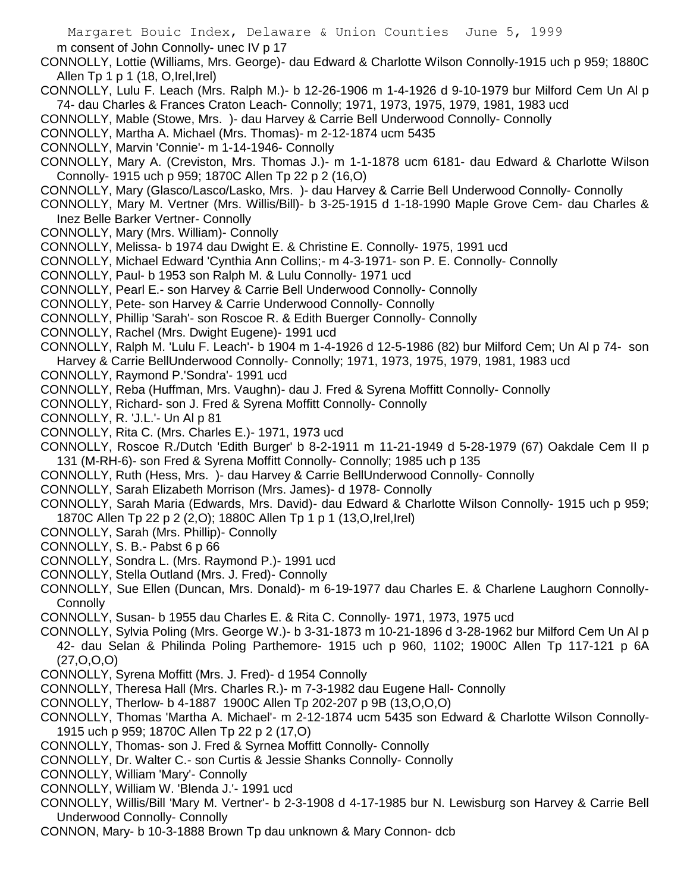m consent of John Connolly- unec IV p 17

CONNOLLY, Lottie (Williams, Mrs. George)- dau Edward & Charlotte Wilson Connolly-1915 uch p 959; 1880C Allen Tp 1 p 1 (18, O,Irel,Irel)

CONNOLLY, Lulu F. Leach (Mrs. Ralph M.)- b 12-26-1906 m 1-4-1926 d 9-10-1979 bur Milford Cem Un Al p 74- dau Charles & Frances Craton Leach- Connolly; 1971, 1973, 1975, 1979, 1981, 1983 ucd

CONNOLLY, Mable (Stowe, Mrs. )- dau Harvey & Carrie Bell Underwood Connolly- Connolly

CONNOLLY, Martha A. Michael (Mrs. Thomas)- m 2-12-1874 ucm 5435

CONNOLLY, Marvin 'Connie'- m 1-14-1946- Connolly

CONNOLLY, Mary A. (Creviston, Mrs. Thomas J.)- m 1-1-1878 ucm 6181- dau Edward & Charlotte Wilson Connolly- 1915 uch p 959; 1870C Allen Tp 22 p 2 (16,O)

CONNOLLY, Mary (Glasco/Lasco/Lasko, Mrs. )- dau Harvey & Carrie Bell Underwood Connolly- Connolly

CONNOLLY, Mary M. Vertner (Mrs. Willis/Bill)- b 3-25-1915 d 1-18-1990 Maple Grove Cem- dau Charles & Inez Belle Barker Vertner- Connolly

CONNOLLY, Mary (Mrs. William)- Connolly

CONNOLLY, Melissa- b 1974 dau Dwight E. & Christine E. Connolly- 1975, 1991 ucd

CONNOLLY, Michael Edward 'Cynthia Ann Collins;- m 4-3-1971- son P. E. Connolly- Connolly

CONNOLLY, Paul- b 1953 son Ralph M. & Lulu Connolly- 1971 ucd

CONNOLLY, Pearl E.- son Harvey & Carrie Bell Underwood Connolly- Connolly

CONNOLLY, Pete- son Harvey & Carrie Underwood Connolly- Connolly

CONNOLLY, Phillip 'Sarah'- son Roscoe R. & Edith Buerger Connolly- Connolly

CONNOLLY, Rachel (Mrs. Dwight Eugene)- 1991 ucd

CONNOLLY, Ralph M. 'Lulu F. Leach'- b 1904 m 1-4-1926 d 12-5-1986 (82) bur Milford Cem; Un Al p 74- son Harvey & Carrie BellUnderwood Connolly- Connolly; 1971, 1973, 1975, 1979, 1981, 1983 ucd

CONNOLLY, Raymond P.'Sondra'- 1991 ucd

CONNOLLY, Reba (Huffman, Mrs. Vaughn)- dau J. Fred & Syrena Moffitt Connolly- Connolly

CONNOLLY, Richard- son J. Fred & Syrena Moffitt Connolly- Connolly

CONNOLLY, R. 'J.L.'- Un Al p 81

CONNOLLY, Rita C. (Mrs. Charles E.)- 1971, 1973 ucd

CONNOLLY, Roscoe R./Dutch 'Edith Burger' b 8-2-1911 m 11-21-1949 d 5-28-1979 (67) Oakdale Cem II p 131 (M-RH-6)- son Fred & Syrena Moffitt Connolly- Connolly; 1985 uch p 135

CONNOLLY, Ruth (Hess, Mrs. )- dau Harvey & Carrie BellUnderwood Connolly- Connolly

CONNOLLY, Sarah Elizabeth Morrison (Mrs. James)- d 1978- Connolly

CONNOLLY, Sarah Maria (Edwards, Mrs. David)- dau Edward & Charlotte Wilson Connolly- 1915 uch p 959; 1870C Allen Tp 22 p 2 (2,O); 1880C Allen Tp 1 p 1 (13,O,Irel,Irel)

CONNOLLY, Sarah (Mrs. Phillip)- Connolly

CONNOLLY, S. B.- Pabst 6 p 66

CONNOLLY, Sondra L. (Mrs. Raymond P.)- 1991 ucd

CONNOLLY, Stella Outland (Mrs. J. Fred)- Connolly

CONNOLLY, Sue Ellen (Duncan, Mrs. Donald)- m 6-19-1977 dau Charles E. & Charlene Laughorn Connolly- Connolly

CONNOLLY, Susan- b 1955 dau Charles E. & Rita C. Connolly- 1971, 1973, 1975 ucd

CONNOLLY, Sylvia Poling (Mrs. George W.)- b 3-31-1873 m 10-21-1896 d 3-28-1962 bur Milford Cem Un Al p 42- dau Selan & Philinda Poling Parthemore- 1915 uch p 960, 1102; 1900C Allen Tp 117-121 p 6A (27,O,O,O)

CONNOLLY, Syrena Moffitt (Mrs. J. Fred)- d 1954 Connolly

CONNOLLY, Theresa Hall (Mrs. Charles R.)- m 7-3-1982 dau Eugene Hall- Connolly

CONNOLLY, Therlow- b 4-1887 1900C Allen Tp 202-207 p 9B (13,O,O,O)

CONNOLLY, Thomas 'Martha A. Michael'- m 2-12-1874 ucm 5435 son Edward & Charlotte Wilson Connolly- 1915 uch p 959; 1870C Allen Tp 22 p 2 (17,O)

CONNOLLY, Thomas- son J. Fred & Syrnea Moffitt Connolly- Connolly

CONNOLLY, Dr. Walter C.- son Curtis & Jessie Shanks Connolly- Connolly

CONNOLLY, William 'Mary'- Connolly

CONNOLLY, William W. 'Blenda J.'- 1991 ucd

CONNOLLY, Willis/Bill 'Mary M. Vertner'- b 2-3-1908 d 4-17-1985 bur N. Lewisburg son Harvey & Carrie Bell Underwood Connolly- Connolly

CONNON, Mary- b 10-3-1888 Brown Tp dau unknown & Mary Connon- dcb